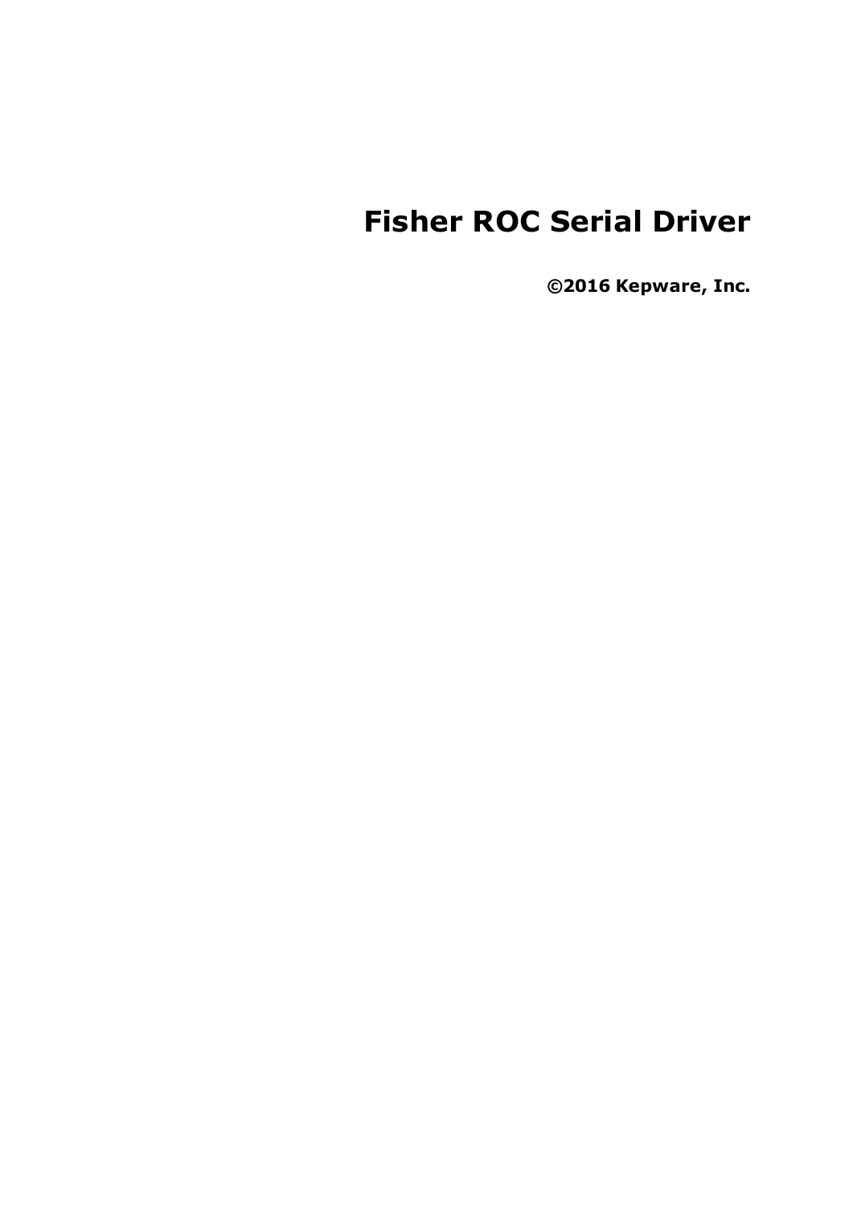# Fisher ROC Serial Driver

**©2016 Kepware, Inc.**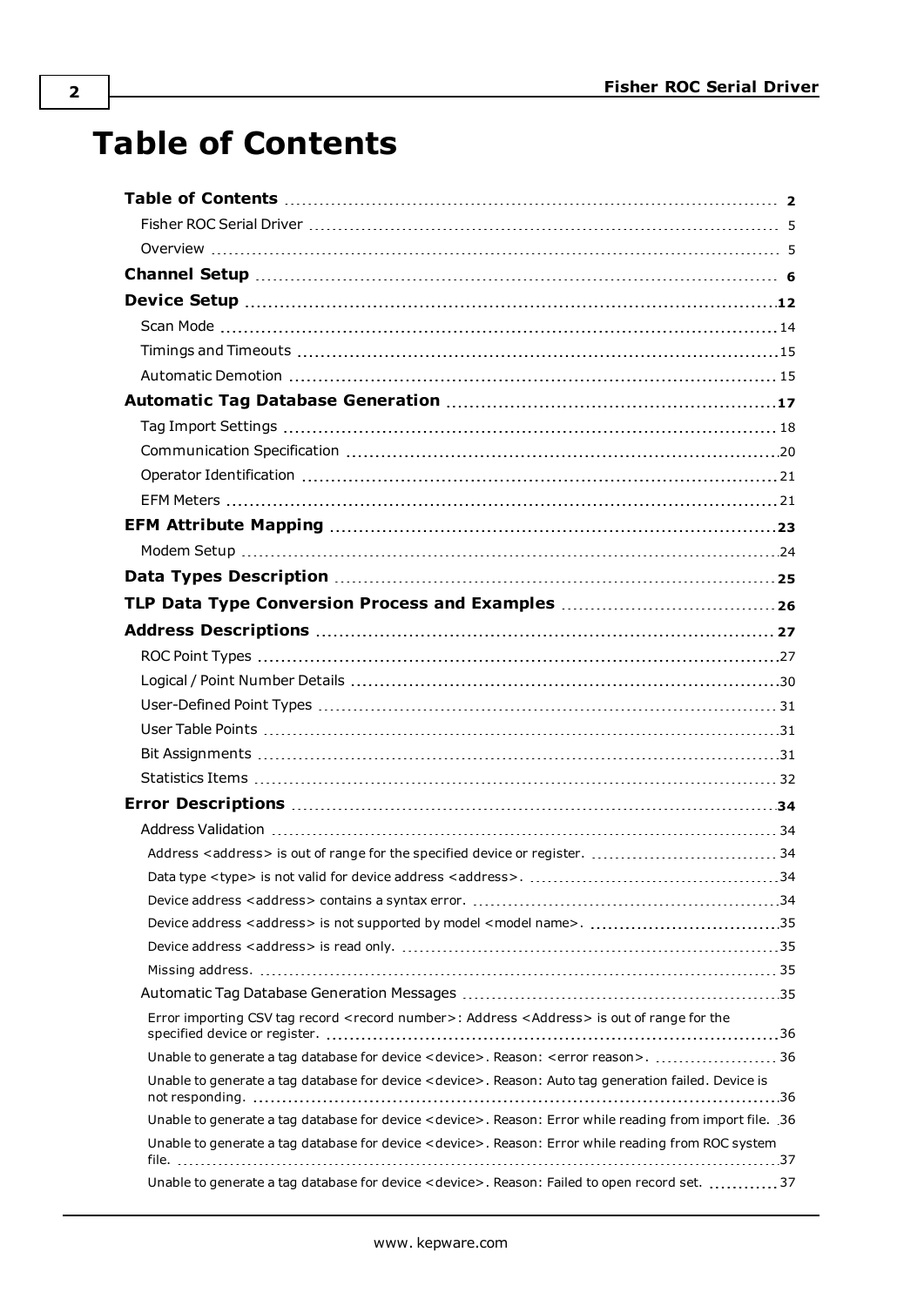# Table of Contents

**Table of Contents** ..... **2**
- Fisher ROC Serial Driver ..... 5
- Overview ..... 5

**Channel Setup** ..... **6**

**Device Setup** ..... **12**
- Scan Mode ..... 14
- Timings and Timeouts ..... 15
- Automatic Demotion ..... 15

**Automatic Tag Database Generation** ..... **17**
- Tag Import Settings ..... 18
- Communication Specification ..... 20
- Operator Identification ..... 21
- EFM Meters ..... 21

**EFM Attribute Mapping** ..... **23**
- Modem Setup ..... 24

**Data Types Description** ..... **25**

**TLP Data Type Conversion Process and Examples** ..... **26**

**Address Descriptions** ..... **27**
- ROC Point Types ..... 27
- Logical / Point Number Details ..... 30
- User-Defined Point Types ..... 31
- User Table Points ..... 31
- Bit Assignments ..... 31
- Statistics Items ..... 32

**Error Descriptions** ..... **34**
- Address Validation ..... 34
  - Address <address> is out of range for the specified device or register. ..... 34
  - Data type <type> is not valid for device address <address>. ..... 34
  - Device address <address> contains a syntax error. ..... 34
  - Device address <address> is not supported by model <model name>. ..... 35
  - Device address <address> is read only. ..... 35
  - Missing address. ..... 35
- Automatic Tag Database Generation Messages ..... 35
  - Error importing CSV tag record <record number>: Address <Address> is out of range for the specified device or register. ..... 36
  - Unable to generate a tag database for device <device>. Reason: <error reason>. ..... 36
  - Unable to generate a tag database for device <device>. Reason: Auto tag generation failed. Device is not responding. ..... 36
  - Unable to generate a tag database for device <device>. Reason: Error while reading from import file. ..... 36
  - Unable to generate a tag database for device <device>. Reason: Error while reading from ROC system file. ..... 37
  - Unable to generate a tag database for device <device>. Reason: Failed to open record set. ..... 37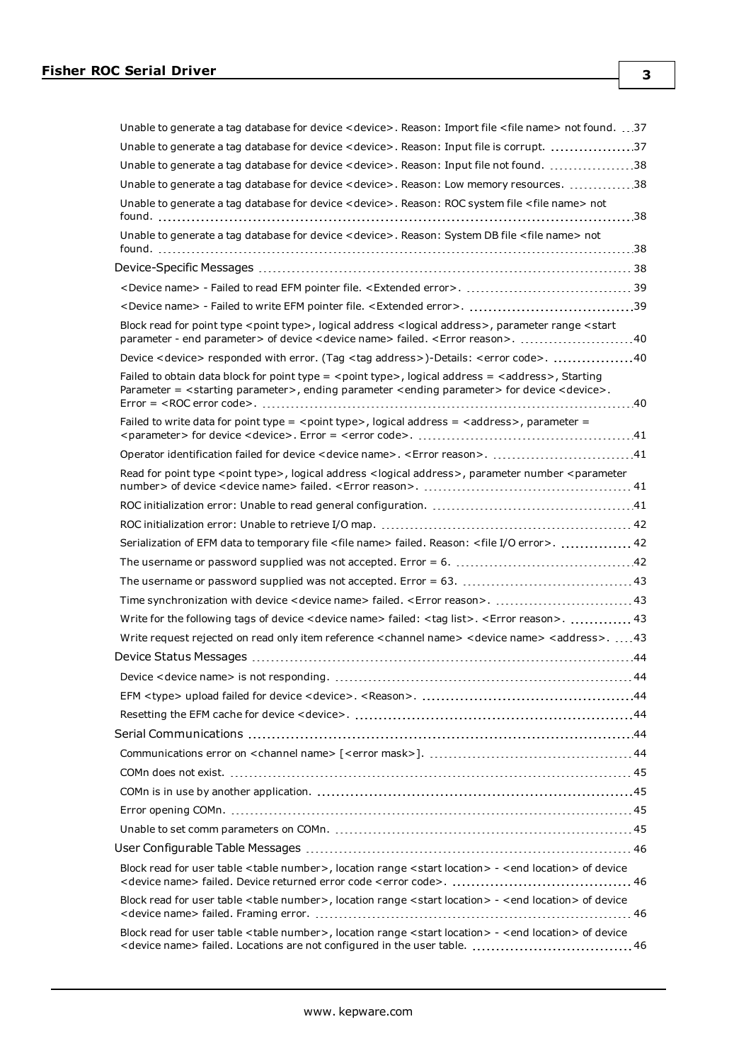Unable to generate a tag database for device <device>. Reason: Import file <file name> not found. 37

Unable to generate a tag database for device <device>. Reason: Input file is corrupt. 37

Unable to generate a tag database for device <device>. Reason: Input file not found. 38

Unable to generate a tag database for device <device>. Reason: Low memory resources. 38

Unable to generate a tag database for device <device>. Reason: ROC system file <file name> not found. 38

Unable to generate a tag database for device <device>. Reason: System DB file <file name> not found. 38

Device-Specific Messages 38

<Device name> - Failed to read EFM pointer file. <Extended error>. 39

<Device name> - Failed to write EFM pointer file. <Extended error>. 39

Block read for point type <point type>, logical address <logical address>, parameter range <start parameter - end parameter> of device <device name> failed. <Error reason>. 40

Device <device> responded with error. (Tag <tag address>)-Details: <error code>. 40

Failed to obtain data block for point type = <point type>, logical address = <address>, Starting Parameter = <starting parameter>, ending parameter <ending parameter> for device <device>. Error = <ROC error code>. 40

Failed to write data for point type = <point type>, logical address = <address>, parameter = <parameter> for device <device>. Error = <error code>. 41

Operator identification failed for device <device name>. <Error reason>. 41

Read for point type <point type>, logical address <logical address>, parameter number <parameter number> of device <device name> failed. <Error reason>. 41

ROC initialization error: Unable to read general configuration. 41

ROC initialization error: Unable to retrieve I/O map. 42

Serialization of EFM data to temporary file <file name> failed. Reason: <file I/O error>. 42

The username or password supplied was not accepted. Error = 6. 42

The username or password supplied was not accepted. Error = 63. 43

Time synchronization with device <device name> failed. <Error reason>. 43

Write for the following tags of device <device name> failed: <tag list>. <Error reason>. 43

Write request rejected on read only item reference <channel name> <device name> <address>. 43

Device Status Messages 44

Device <device name> is not responding. 44

EFM <type> upload failed for device <device>. <Reason>. 44

Resetting the EFM cache for device <device>. 44

Serial Communications 44

Communications error on <channel name> [<error mask>]. 44

COMn does not exist. 45

COMn is in use by another application. 45

Error opening COMn. 45

Unable to set comm parameters on COMn. 45

User Configurable Table Messages 46

Block read for user table <table number>, location range <start location> - <end location> of device <device name> failed. Device returned error code <error code>. 46

Block read for user table <table number>, location range <start location> - <end location> of device <device name> failed. Framing error. 46

Block read for user table <table number>, location range <start location> - <end location> of device <device name> failed. Locations are not configured in the user table. 46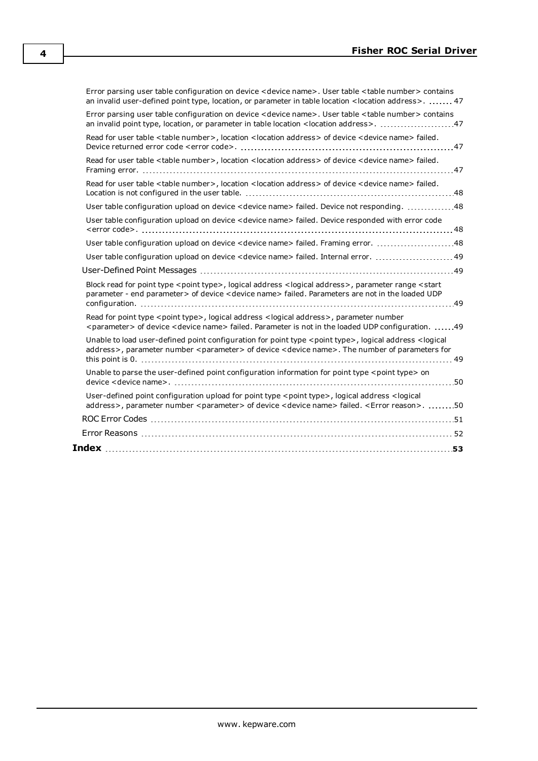Error parsing user table configuration on device <device name>. User table <table number> contains an invalid user-defined point type, location, or parameter in table location <location address>. 47

Error parsing user table configuration on device <device name>. User table <table number> contains an invalid point type, location, or parameter in table location <location address>. 47

Read for user table <table number>, location <location address> of device <device name> failed. Device returned error code <error code>. 47

Read for user table <table number>, location <location address> of device <device name> failed. Framing error. 47

Read for user table <table number>, location <location address> of device <device name> failed. Location is not configured in the user table. 48

User table configuration upload on device <device name> failed. Device not responding. 48

User table configuration upload on device <device name> failed. Device responded with error code <error code>. 48

User table configuration upload on device <device name> failed. Framing error. 48

User table configuration upload on device <device name> failed. Internal error. 49

User-Defined Point Messages 49

Block read for point type <point type>, logical address <logical address>, parameter range <start parameter - end parameter> of device <device name> failed. Parameters are not in the loaded UDP configuration. 49

Read for point type <point type>, logical address <logical address>, parameter number <parameter> of device <device name> failed. Parameter is not in the loaded UDP configuration. 49

Unable to load user-defined point configuration for point type <point type>, logical address <logical address>, parameter number <parameter> of device <device name>. The number of parameters for this point is 0. 49

Unable to parse the user-defined point configuration information for point type <point type> on device <device name>. 50

User-defined point configuration upload for point type <point type>, logical address <logical address>, parameter number <parameter> of device <device name> failed. <Error reason>. 50

ROC Error Codes 51

Error Reasons 52

**Index 53**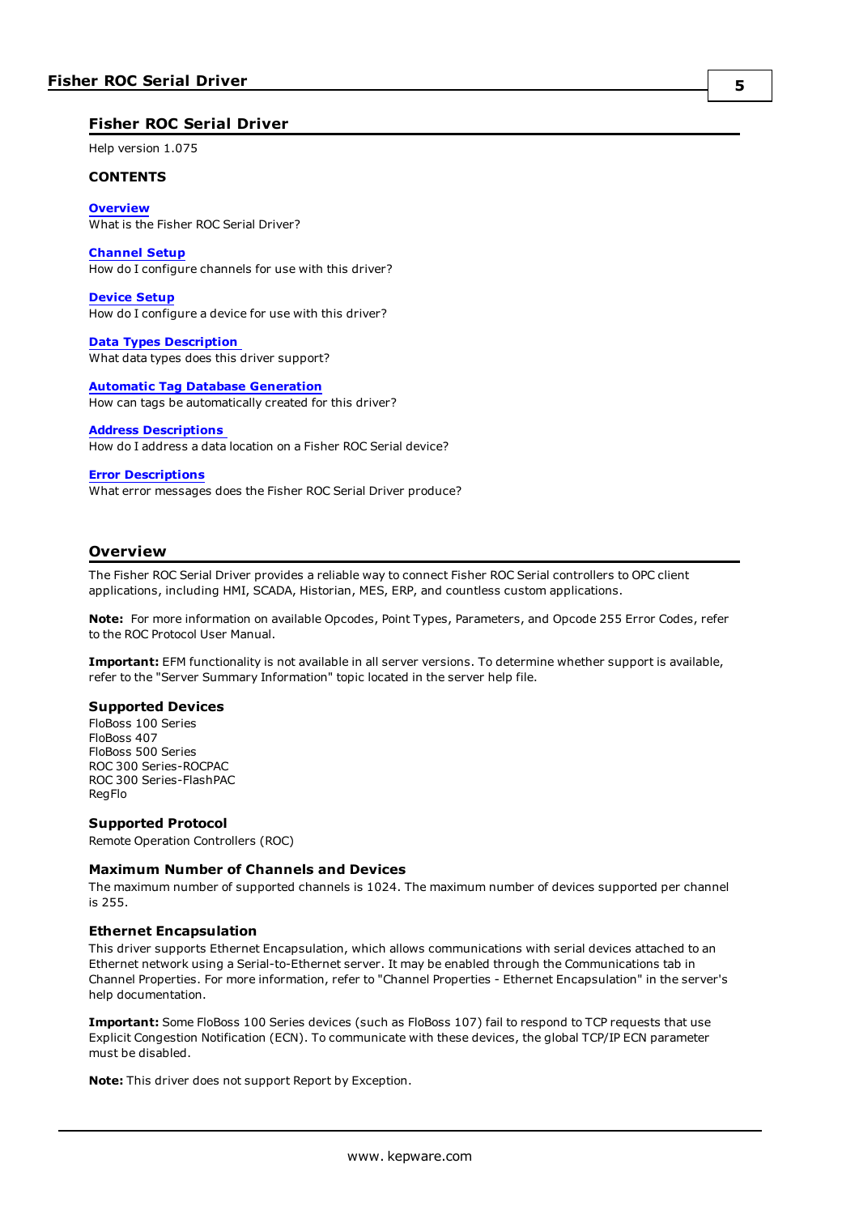# Fisher ROC Serial Driver

Help version 1.075

**CONTENTS**

**Overview**
What is the Fisher ROC Serial Driver?

**Channel Setup**
How do I configure channels for use with this driver?

**Device Setup**
How do I configure a device for use with this driver?

**Data Types Description**
What data types does this driver support?

**Automatic Tag Database Generation**
How can tags be automatically created for this driver?

**Address Descriptions**
How do I address a data location on a Fisher ROC Serial device?

**Error Descriptions**
What error messages does the Fisher ROC Serial Driver produce?

## Overview

The Fisher ROC Serial Driver provides a reliable way to connect Fisher ROC Serial controllers to OPC client applications, including HMI, SCADA, Historian, MES, ERP, and countless custom applications.

**Note:** For more information on available Opcodes, Point Types, Parameters, and Opcode 255 Error Codes, refer to the ROC Protocol User Manual.

**Important:** EFM functionality is not available in all server versions. To determine whether support is available, refer to the "Server Summary Information" topic located in the server help file.

### Supported Devices

FloBoss 100 Series
FloBoss 407
FloBoss 500 Series
ROC 300 Series-ROCPAC
ROC 300 Series-FlashPAC
RegFlo

### Supported Protocol

Remote Operation Controllers (ROC)

### Maximum Number of Channels and Devices

The maximum number of supported channels is 1024. The maximum number of devices supported per channel is 255.

### Ethernet Encapsulation

This driver supports Ethernet Encapsulation, which allows communications with serial devices attached to an Ethernet network using a Serial-to-Ethernet server. It may be enabled through the Communications tab in Channel Properties. For more information, refer to "Channel Properties - Ethernet Encapsulation" in the server's help documentation.

**Important:** Some FloBoss 100 Series devices (such as FloBoss 107) fail to respond to TCP requests that use Explicit Congestion Notification (ECN). To communicate with these devices, the global TCP/IP ECN parameter must be disabled.

**Note:** This driver does not support Report by Exception.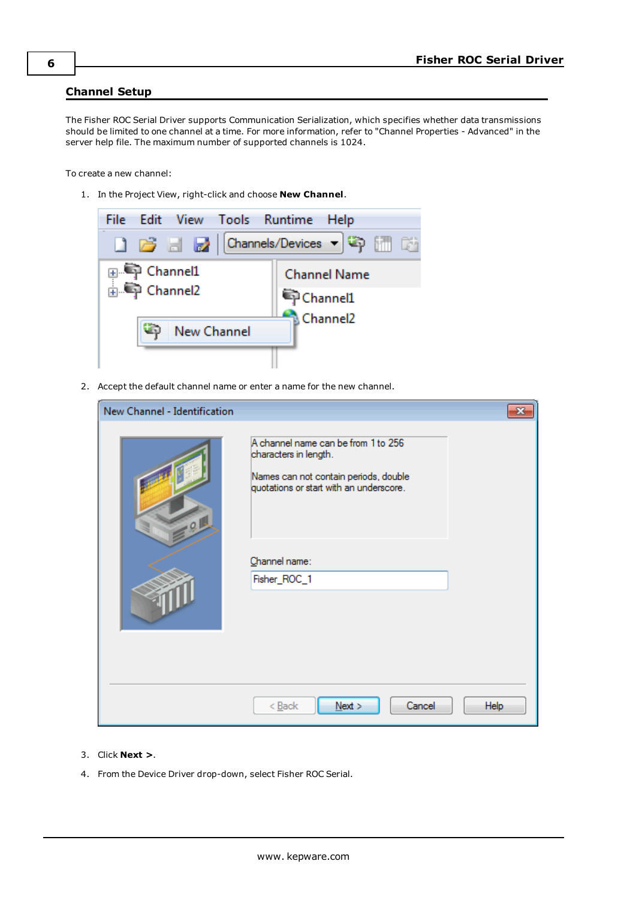## Channel Setup

The Fisher ROC Serial Driver supports Communication Serialization, which specifies whether data transmissions should be limited to one channel at a time. For more information, refer to "Channel Properties - Advanced" in the server help file. The maximum number of supported channels is 1024.

To create a new channel:

1. In the Project View, right-click and choose **New Channel**.

2. Accept the default channel name or enter a name for the new channel.

3. Click **Next >**.
4. From the Device Driver drop-down, select Fisher ROC Serial.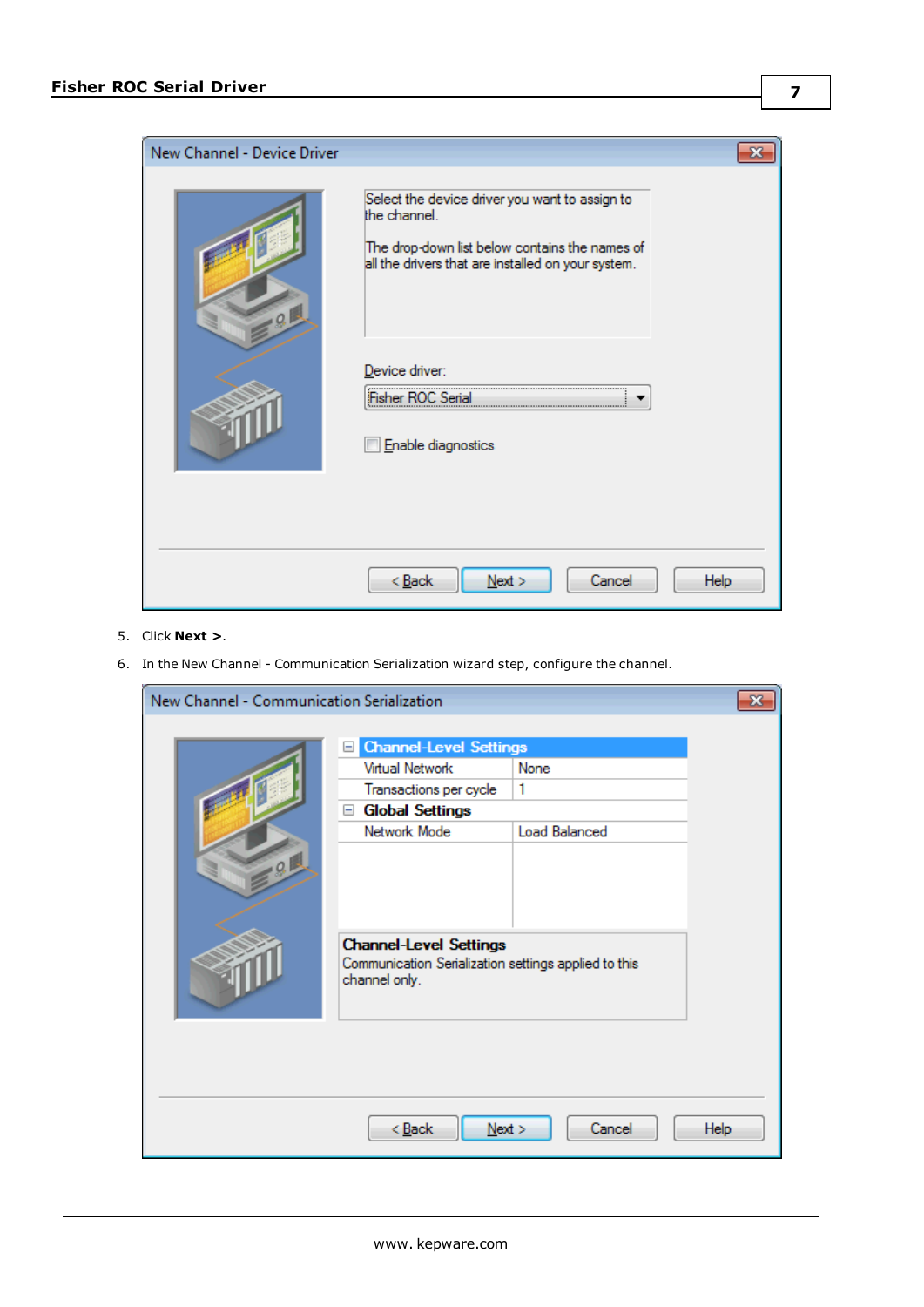5. Click **Next >**.
6. In the New Channel - Communication Serialization wizard step, configure the channel.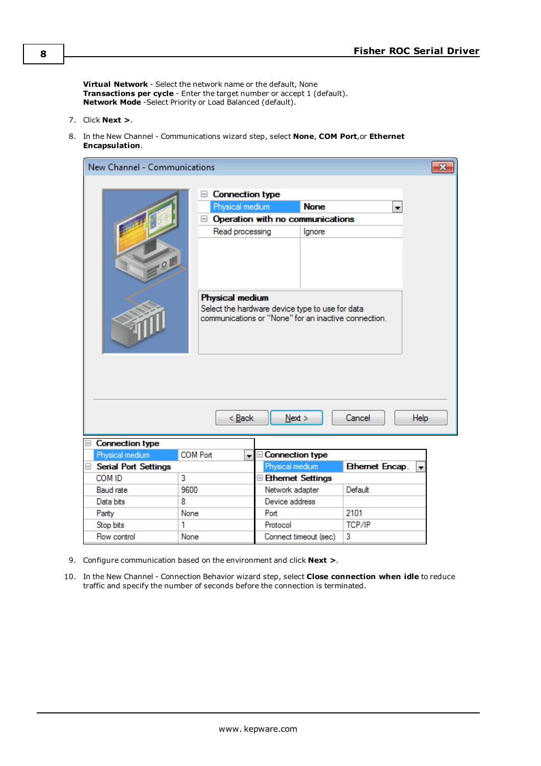**Virtual Network** - Select the network name or the default, None
**Transactions per cycle** - Enter the target number or accept 1 (default).
**Network Mode** -Select Priority or Load Balanced (default).

7. Click **Next >**.

8. In the New Channel - Communications wizard step, select **None**, **COM Port**,or **Ethernet Encapsulation**.

9. Configure communication based on the environment and click **Next >**.

10. In the New Channel - Connection Behavior wizard step, select **Close connection when idle** to reduce traffic and specify the number of seconds before the connection is terminated.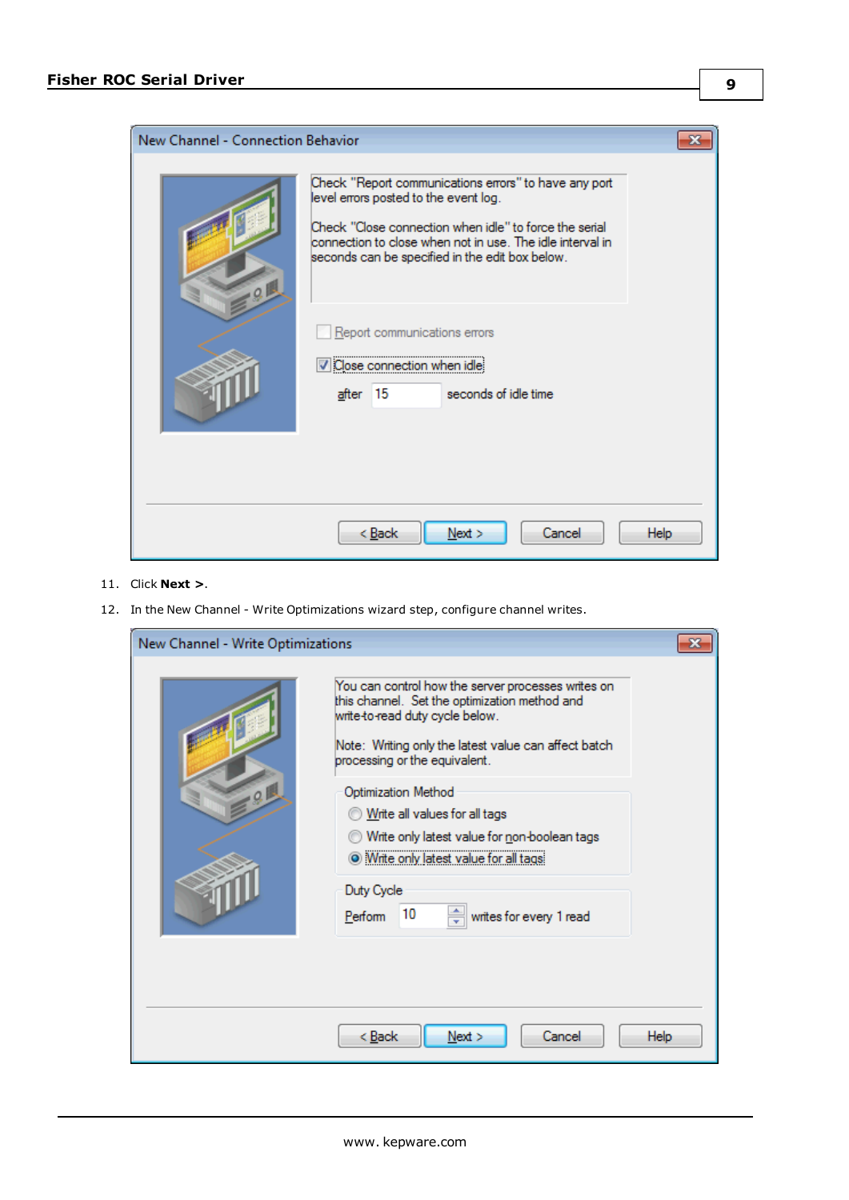11. Click **Next >**.
12. In the New Channel - Write Optimizations wizard step, configure channel writes.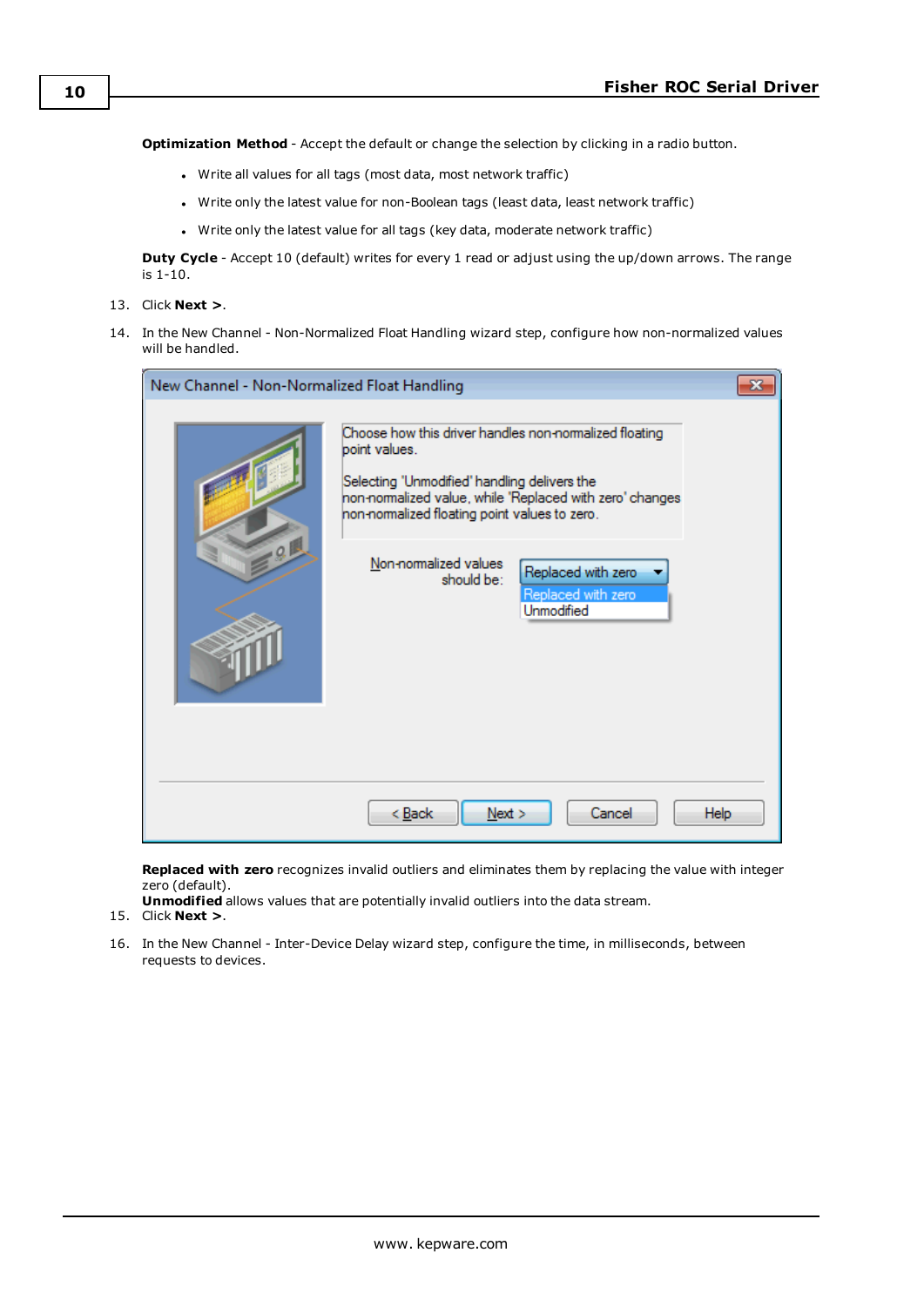**Optimization Method** - Accept the default or change the selection by clicking in a radio button.

- Write all values for all tags (most data, most network traffic)
- Write only the latest value for non-Boolean tags (least data, least network traffic)
- Write only the latest value for all tags (key data, moderate network traffic)

**Duty Cycle** - Accept 10 (default) writes for every 1 read or adjust using the up/down arrows. The range is 1-10.

13. Click **Next >**.
14. In the New Channel - Non-Normalized Float Handling wizard step, configure how non-normalized values will be handled.

**Replaced with zero** recognizes invalid outliers and eliminates them by replacing the value with integer zero (default).
**Unmodified** allows values that are potentially invalid outliers into the data stream.

15. Click **Next >**.
16. In the New Channel - Inter-Device Delay wizard step, configure the time, in milliseconds, between requests to devices.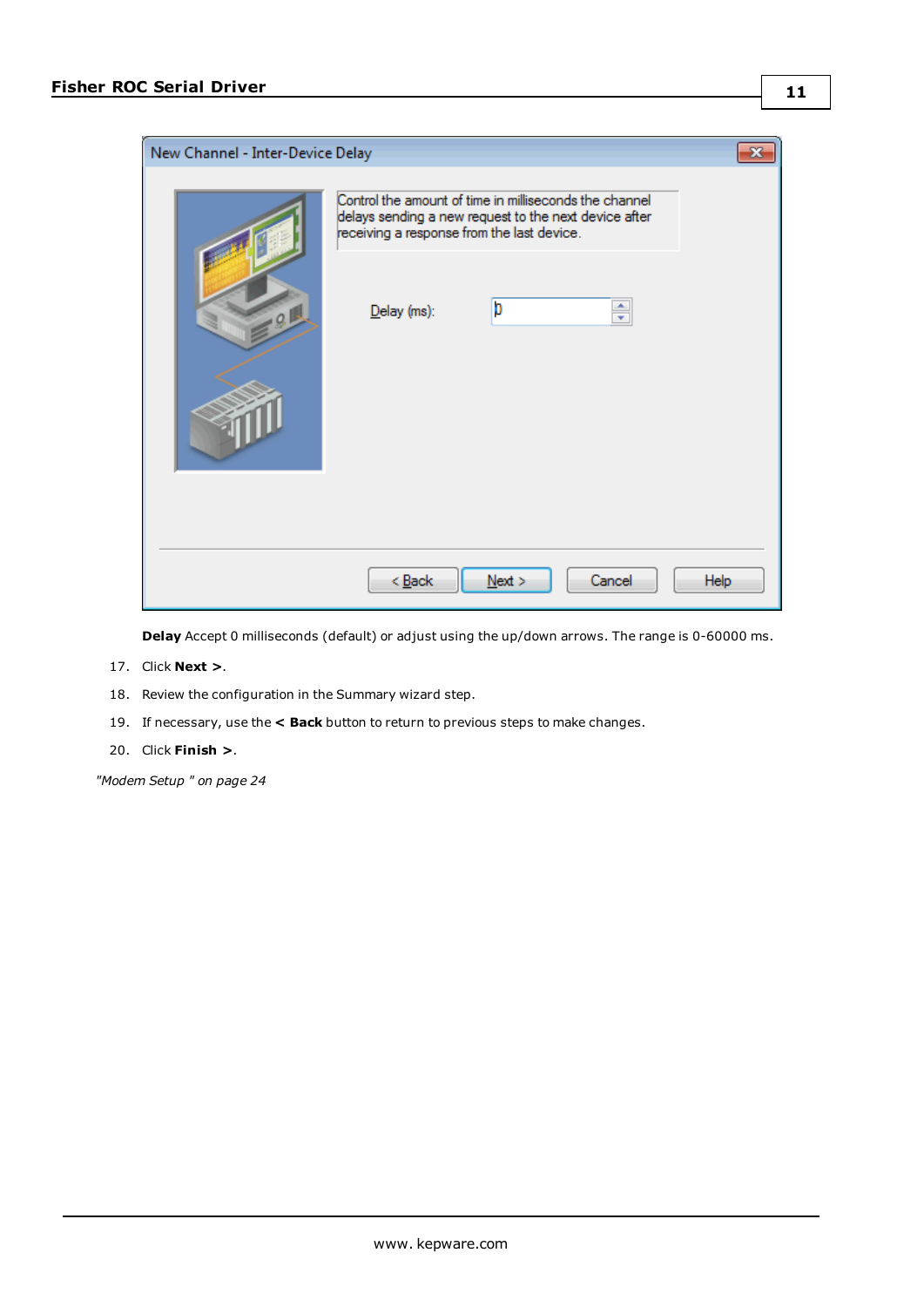**Delay** Accept 0 milliseconds (default) or adjust using the up/down arrows. The range is 0-60000 ms.

17. Click **Next >**.
18. Review the configuration in the Summary wizard step.
19. If necessary, use the **< Back** button to return to previous steps to make changes.
20. Click **Finish >**.

*"Modem Setup " on page 24*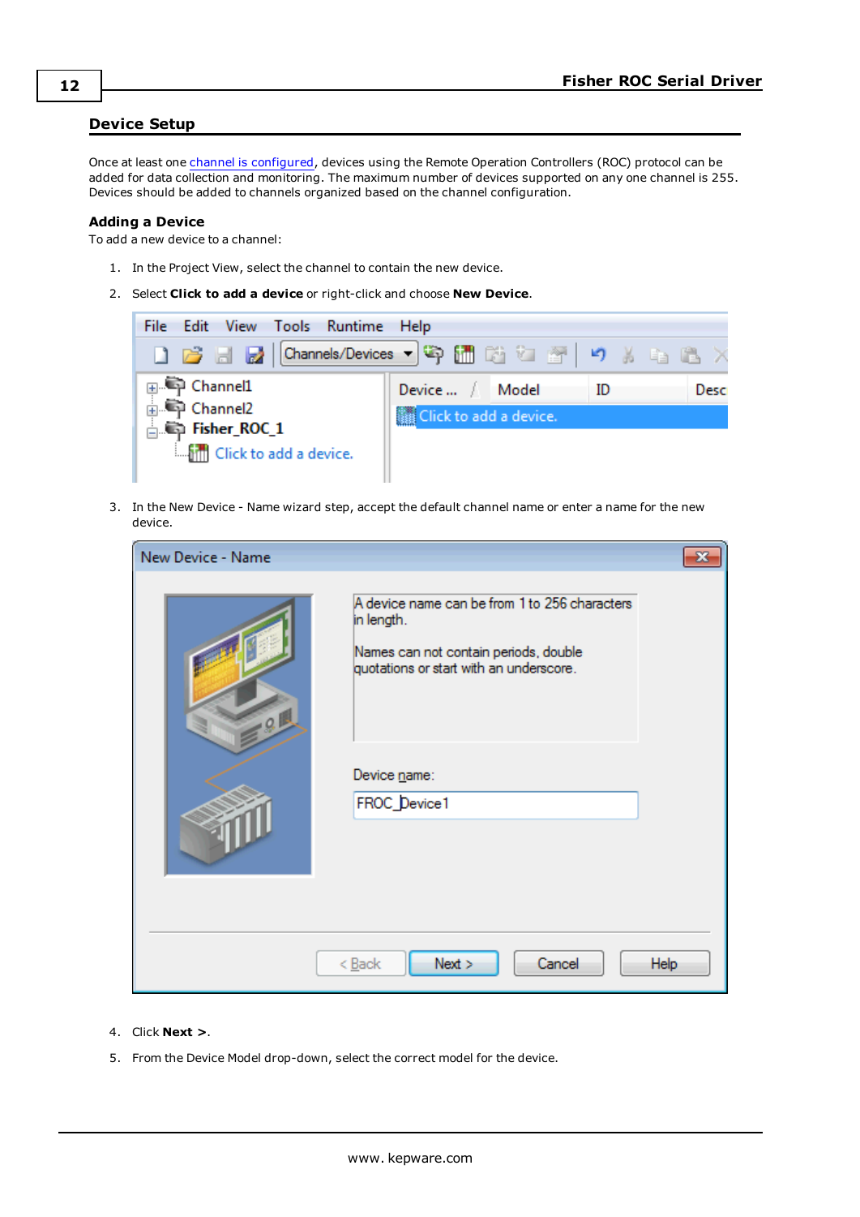## Device Setup

Once at least one channel is configured, devices using the Remote Operation Controllers (ROC) protocol can be added for data collection and monitoring. The maximum number of devices supported on any one channel is 255. Devices should be added to channels organized based on the channel configuration.

### Adding a Device

To add a new device to a channel:

1. In the Project View, select the channel to contain the new device.
2. Select **Click to add a device** or right-click and choose **New Device**.
3. In the New Device - Name wizard step, accept the default channel name or enter a name for the new device.
4. Click **Next >**.
5. From the Device Model drop-down, select the correct model for the device.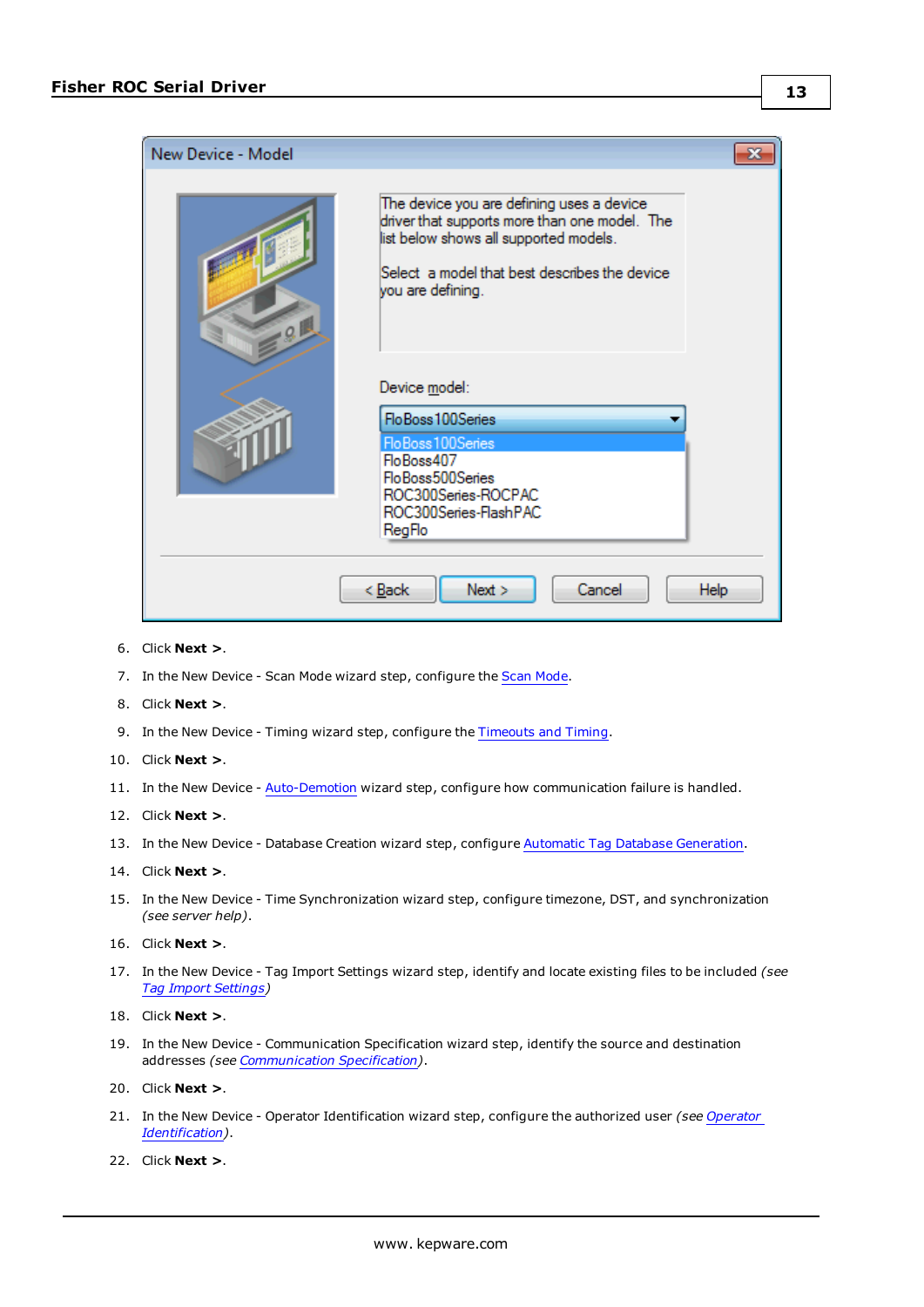6. Click **Next >**.
7. In the New Device - Scan Mode wizard step, configure the Scan Mode.
8. Click **Next >**.
9. In the New Device - Timing wizard step, configure the Timeouts and Timing.
10. Click **Next >**.
11. In the New Device - Auto-Demotion wizard step, configure how communication failure is handled.
12. Click **Next >**.
13. In the New Device - Database Creation wizard step, configure Automatic Tag Database Generation.
14. Click **Next >**.
15. In the New Device - Time Synchronization wizard step, configure timezone, DST, and synchronization *(see server help)*.
16. Click **Next >**.
17. In the New Device - Tag Import Settings wizard step, identify and locate existing files to be included *(see Tag Import Settings)*
18. Click **Next >**.
19. In the New Device - Communication Specification wizard step, identify the source and destination addresses *(see Communication Specification)*.
20. Click **Next >**.
21. In the New Device - Operator Identification wizard step, configure the authorized user *(see Operator Identification)*.
22. Click **Next >**.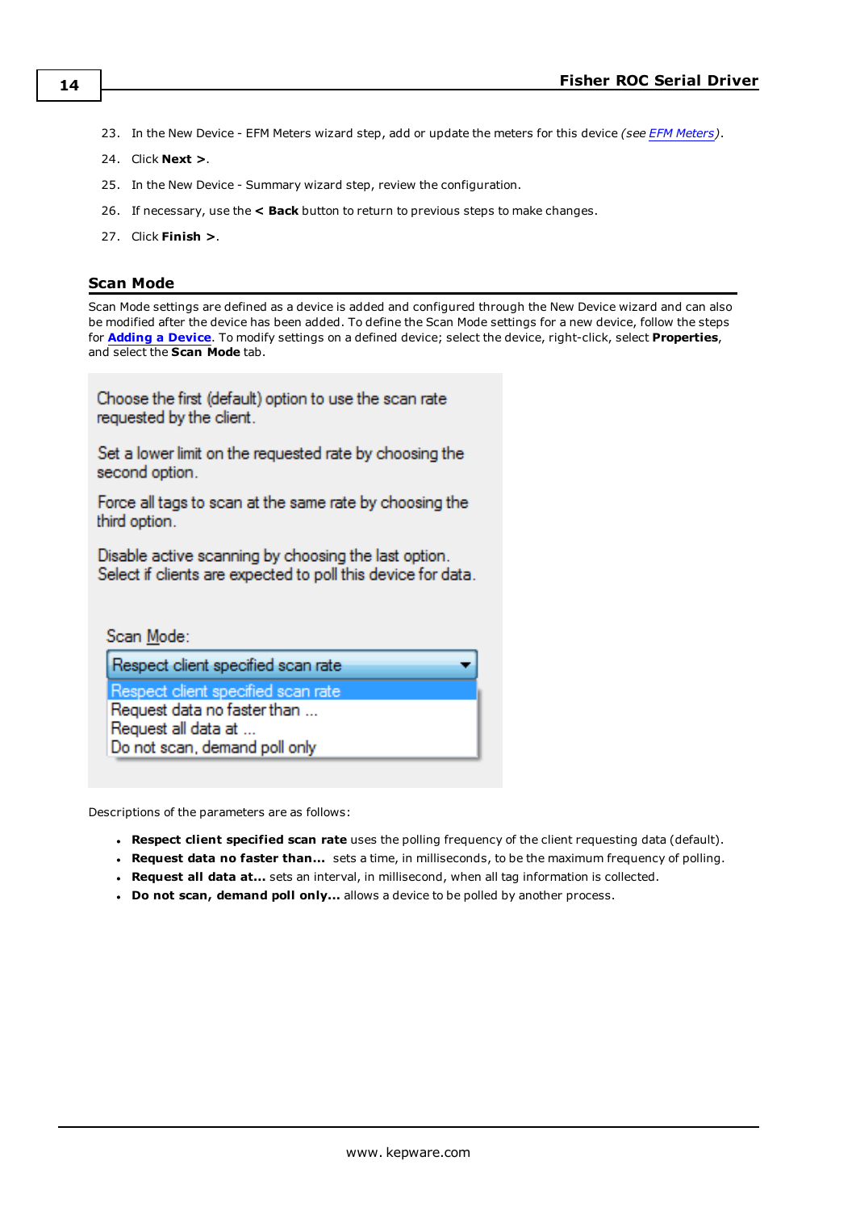23. In the New Device - EFM Meters wizard step, add or update the meters for this device *(see EFM Meters)*.
24. Click **Next >**.
25. In the New Device - Summary wizard step, review the configuration.
26. If necessary, use the **< Back** button to return to previous steps to make changes.
27. Click **Finish >**.

## Scan Mode

Scan Mode settings are defined as a device is added and configured through the New Device wizard and can also be modified after the device has been added. To define the Scan Mode settings for a new device, follow the steps for **Adding a Device**. To modify settings on a defined device; select the device, right-click, select **Properties**, and select the **Scan Mode** tab.

Choose the first (default) option to use the scan rate requested by the client.

Set a lower limit on the requested rate by choosing the second option.

Force all tags to scan at the same rate by choosing the third option.

Disable active scanning by choosing the last option. Select if clients are expected to poll this device for data.

Scan Mode:

Respect client specified scan rate

Respect client specified scan rate
Request data no faster than ...
Request all data at ...
Do not scan, demand poll only

Descriptions of the parameters are as follows:

- **Respect client specified scan rate** uses the polling frequency of the client requesting data (default).
- **Request data no faster than...** sets a time, in milliseconds, to be the maximum frequency of polling.
- **Request all data at...** sets an interval, in millisecond, when all tag information is collected.
- **Do not scan, demand poll only...** allows a device to be polled by another process.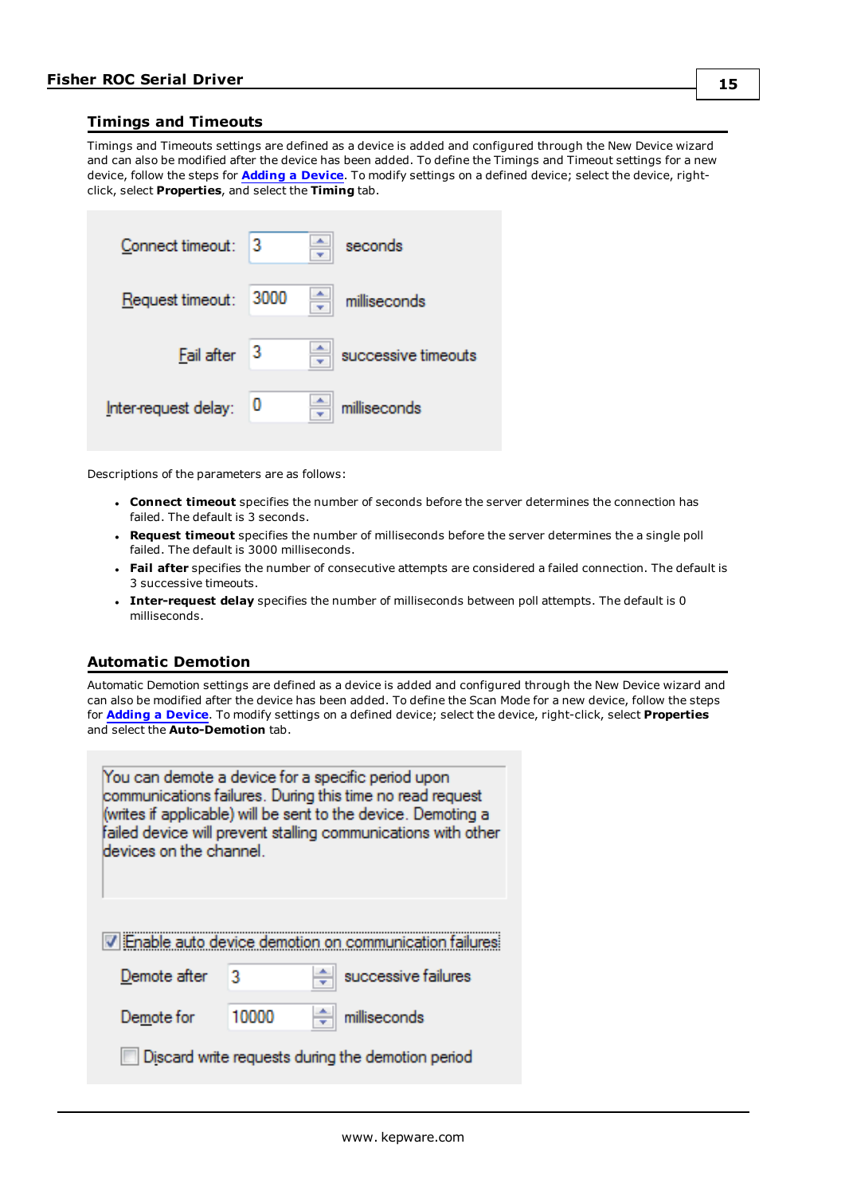## Timings and Timeouts

Timings and Timeouts settings are defined as a device is added and configured through the New Device wizard and can also be modified after the device has been added. To define the Timings and Timeout settings for a new device, follow the steps for **Adding a Device**. To modify settings on a defined device; select the device, right-click, select **Properties**, and select the **Timing** tab.

Descriptions of the parameters are as follows:

- **Connect timeout** specifies the number of seconds before the server determines the connection has failed. The default is 3 seconds.
- **Request timeout** specifies the number of milliseconds before the server determines the a single poll failed. The default is 3000 milliseconds.
- **Fail after** specifies the number of consecutive attempts are considered a failed connection. The default is 3 successive timeouts.
- **Inter-request delay** specifies the number of milliseconds between poll attempts. The default is 0 milliseconds.

## Automatic Demotion

Automatic Demotion settings are defined as a device is added and configured through the New Device wizard and can also be modified after the device has been added. To define the Scan Mode for a new device, follow the steps for **Adding a Device**. To modify settings on a defined device; select the device, right-click, select **Properties** and select the **Auto-Demotion** tab.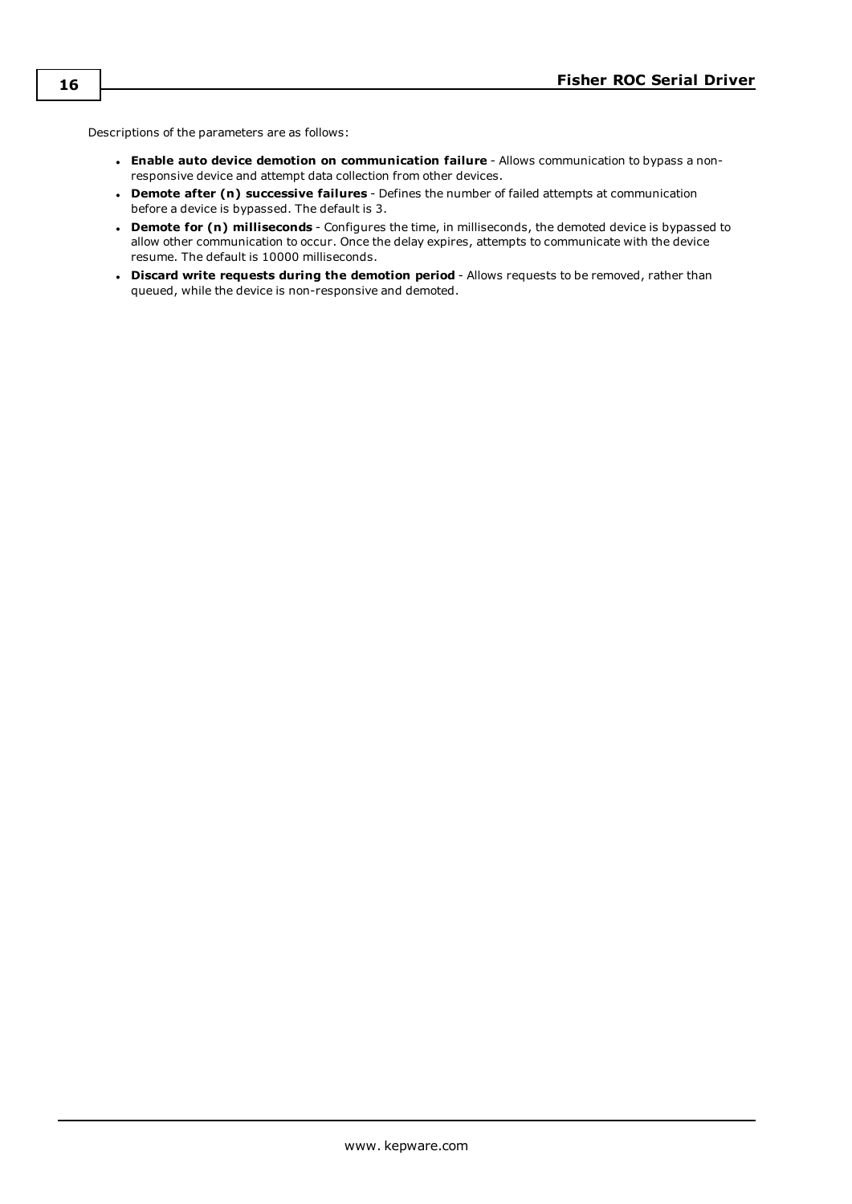Descriptions of the parameters are as follows:

- **Enable auto device demotion on communication failure** - Allows communication to bypass a non-responsive device and attempt data collection from other devices.
- **Demote after (n) successive failures** - Defines the number of failed attempts at communication before a device is bypassed. The default is 3.
- **Demote for (n) milliseconds** - Configures the time, in milliseconds, the demoted device is bypassed to allow other communication to occur. Once the delay expires, attempts to communicate with the device resume. The default is 10000 milliseconds.
- **Discard write requests during the demotion period** - Allows requests to be removed, rather than queued, while the device is non-responsive and demoted.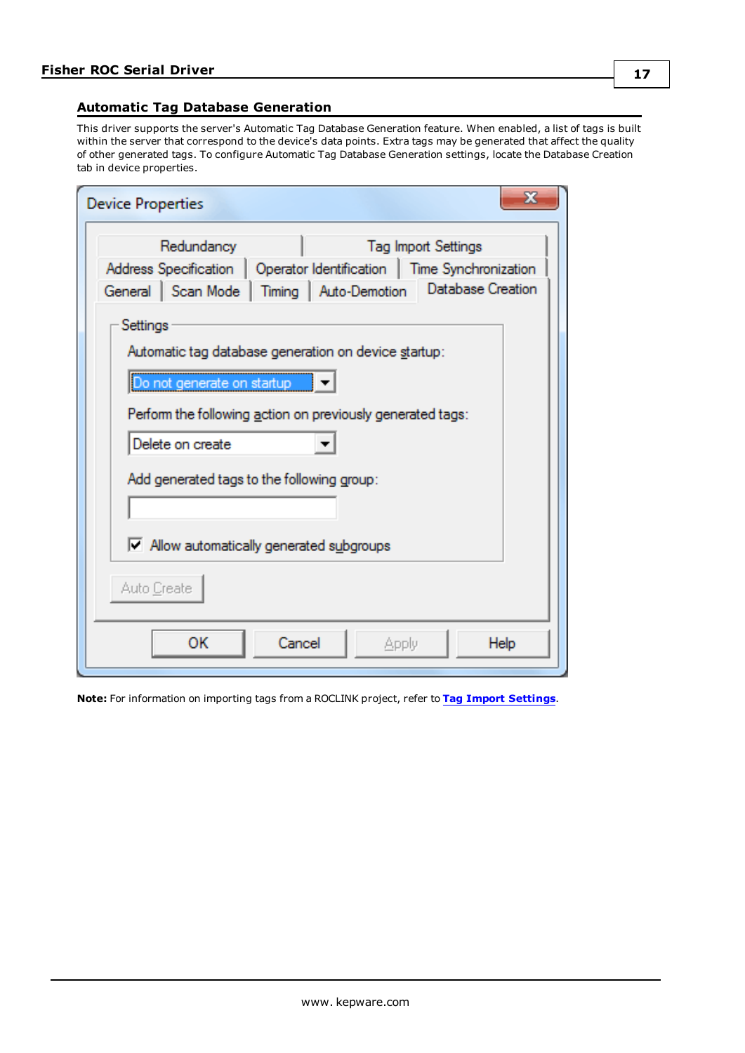## Automatic Tag Database Generation

This driver supports the server's Automatic Tag Database Generation feature. When enabled, a list of tags is built within the server that correspond to the device's data points. Extra tags may be generated that affect the quality of other generated tags. To configure Automatic Tag Database Generation settings, locate the Database Creation tab in device properties.

**Note:** For information on importing tags from a ROCLINK project, refer to **Tag Import Settings**.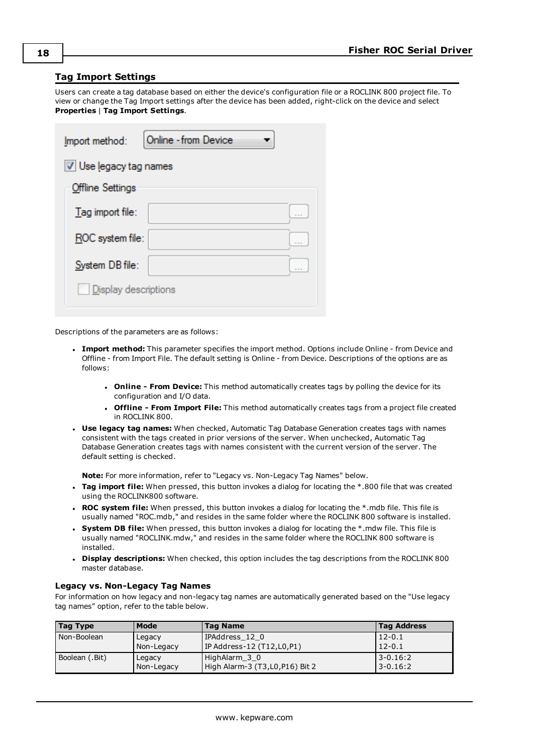## Tag Import Settings

Users can create a tag database based on either the device's configuration file or a ROCLINK 800 project file. To view or change the Tag Import settings after the device has been added, right-click on the device and select **Properties** | **Tag Import Settings**.

Descriptions of the parameters are as follows:

- **Import method:** This parameter specifies the import method. Options include Online - from Device and Offline - from Import File. The default setting is Online - from Device. Descriptions of the options are as follows:
  - **Online - From Device:** This method automatically creates tags by polling the device for its configuration and I/O data.
  - **Offline - From Import File:** This method automatically creates tags from a project file created in ROCLINK 800.
- **Use legacy tag names:** When checked, Automatic Tag Database Generation creates tags with names consistent with the tags created in prior versions of the server. When unchecked, Automatic Tag Database Generation creates tags with names consistent with the current version of the server. The default setting is checked.

  **Note:** For more information, refer to "Legacy vs. Non-Legacy Tag Names" below.
- **Tag import file:** When pressed, this button invokes a dialog for locating the *.800 file that was created using the ROCLINK800 software.
- **ROC system file:** When pressed, this button invokes a dialog for locating the *.mdb file. This file is usually named "ROC.mdb," and resides in the same folder where the ROCLINK 800 software is installed.
- **System DB file:** When pressed, this button invokes a dialog for locating the *.mdw file. This file is usually named "ROCLINK.mdw," and resides in the same folder where the ROCLINK 800 software is installed.
- **Display descriptions:** When checked, this option includes the tag descriptions from the ROCLINK 800 master database.

### Legacy vs. Non-Legacy Tag Names

For information on how legacy and non-legacy tag names are automatically generated based on the "Use legacy tag names" option, refer to the table below.

| Tag Type | Mode | Tag Name | Tag Address |
|---|---|---|---|
| Non-Boolean | Legacy<br>Non-Legacy | IPAddress_12_0<br>IP Address-12 (T12,L0,P1) | 12-0.1<br>12-0.1 |
| Boolean (.Bit) | Legacy<br>Non-Legacy | HighAlarm_3_0<br>High Alarm-3 (T3,L0,P16) Bit 2 | 3-0.16:2<br>3-0.16:2 |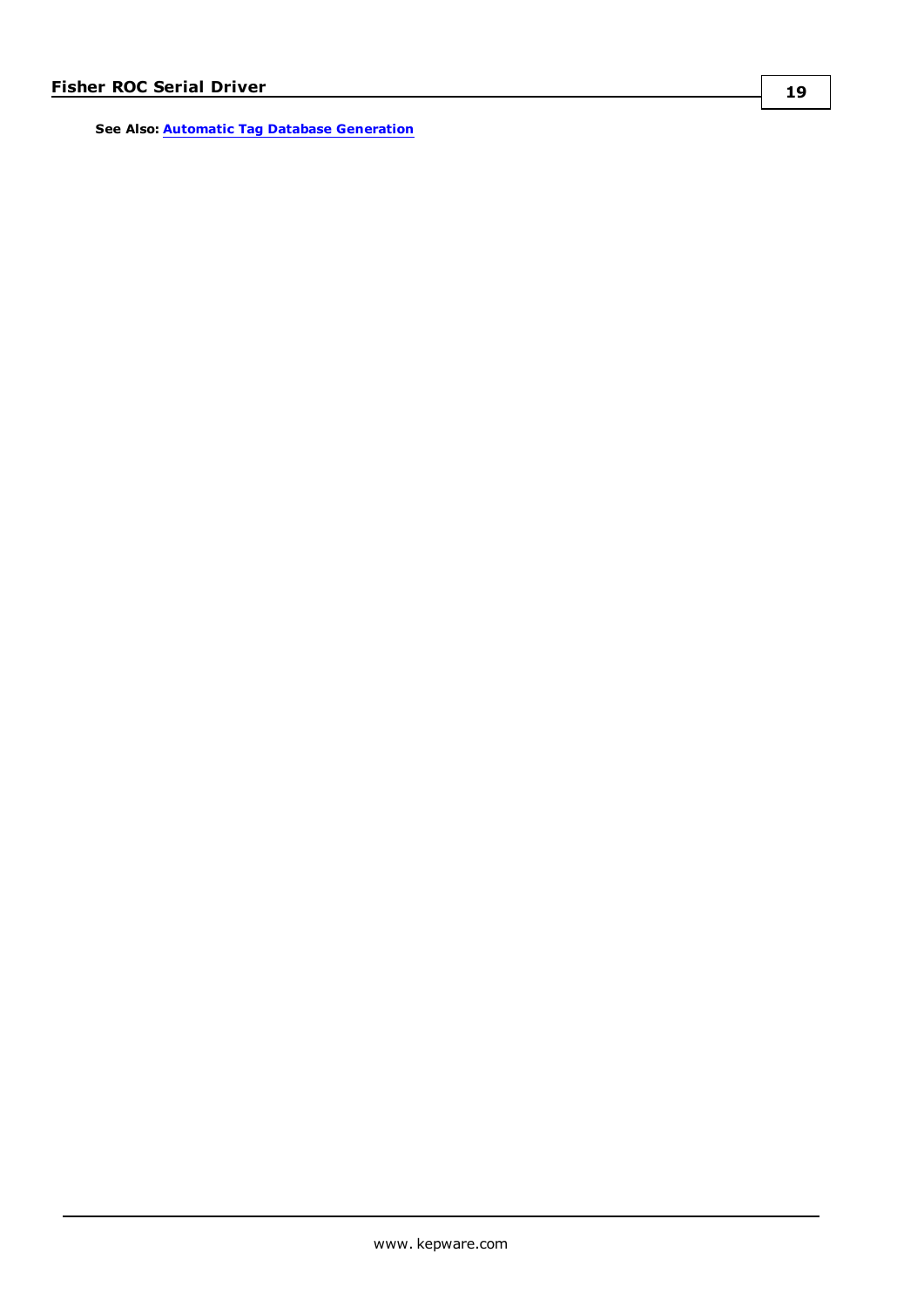**See Also:** Automatic Tag Database Generation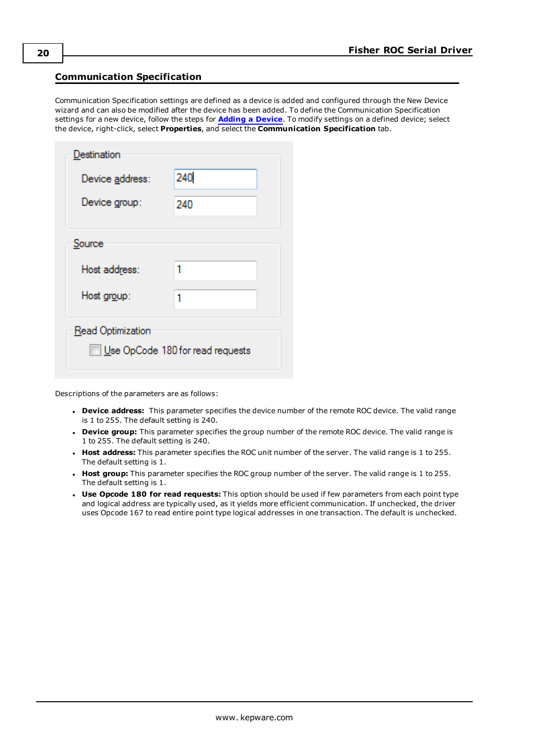## Communication Specification

Communication Specification settings are defined as a device is added and configured through the New Device wizard and can also be modified after the device has been added. To define the Communication Specification settings for a new device, follow the steps for **Adding a Device**. To modify settings on a defined device; select the device, right-click, select **Properties**, and select the **Communication Specification** tab.

Descriptions of the parameters are as follows:

- **Device address:** This parameter specifies the device number of the remote ROC device. The valid range is 1 to 255. The default setting is 240.
- **Device group:** This parameter specifies the group number of the remote ROC device. The valid range is 1 to 255. The default setting is 240.
- **Host address:** This parameter specifies the ROC unit number of the server. The valid range is 1 to 255. The default setting is 1.
- **Host group:** This parameter specifies the ROC group number of the server. The valid range is 1 to 255. The default setting is 1.
- **Use Opcode 180 for read requests:** This option should be used if few parameters from each point type and logical address are typically used, as it yields more efficient communication. If unchecked, the driver uses Opcode 167 to read entire point type logical addresses in one transaction. The default is unchecked.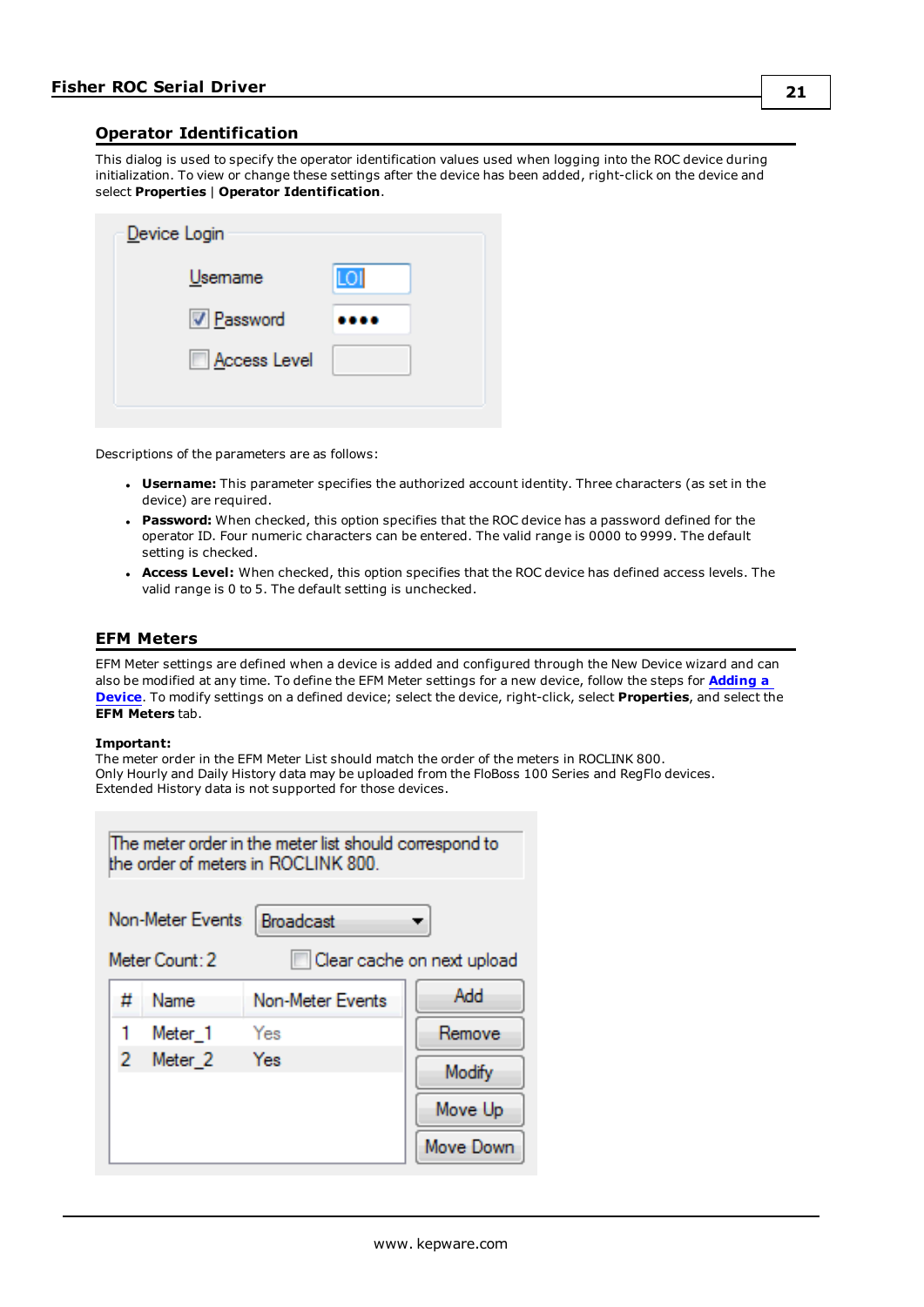## Operator Identification

This dialog is used to specify the operator identification values used when logging into the ROC device during initialization. To view or change these settings after the device has been added, right-click on the device and select **Properties** | **Operator Identification**.

Descriptions of the parameters are as follows:

- **Username:** This parameter specifies the authorized account identity. Three characters (as set in the device) are required.
- **Password:** When checked, this option specifies that the ROC device has a password defined for the operator ID. Four numeric characters can be entered. The valid range is 0000 to 9999. The default setting is checked.
- **Access Level:** When checked, this option specifies that the ROC device has defined access levels. The valid range is 0 to 5. The default setting is unchecked.

## EFM Meters

EFM Meter settings are defined when a device is added and configured through the New Device wizard and can also be modified at any time. To define the EFM Meter settings for a new device, follow the steps for **Adding a Device**. To modify settings on a defined device; select the device, right-click, select **Properties**, and select the **EFM Meters** tab.

**Important:**
The meter order in the EFM Meter List should match the order of the meters in ROCLINK 800.
Only Hourly and Daily History data may be uploaded from the FloBoss 100 Series and RegFlo devices. Extended History data is not supported for those devices.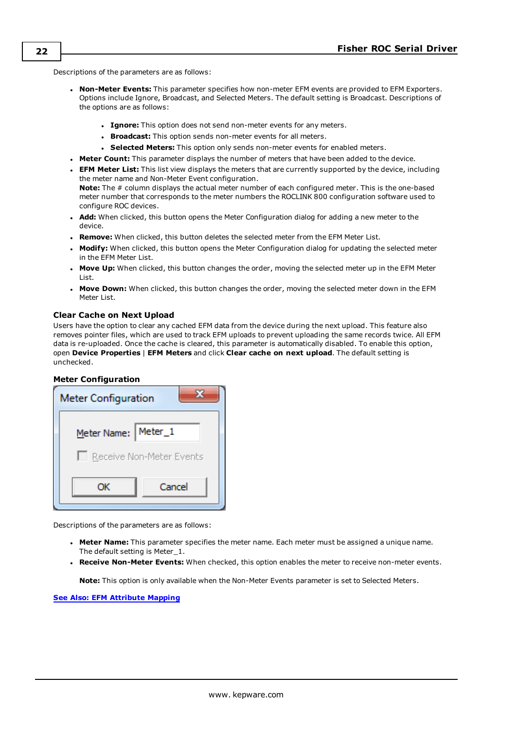Descriptions of the parameters are as follows:

- **Non-Meter Events:** This parameter specifies how non-meter EFM events are provided to EFM Exporters. Options include Ignore, Broadcast, and Selected Meters. The default setting is Broadcast. Descriptions of the options are as follows:
    - **Ignore:** This option does not send non-meter events for any meters.
    - **Broadcast:** This option sends non-meter events for all meters.
    - **Selected Meters:** This option only sends non-meter events for enabled meters.
- **Meter Count:** This parameter displays the number of meters that have been added to the device.
- **EFM Meter List:** This list view displays the meters that are currently supported by the device, including the meter name and Non-Meter Event configuration.
  **Note:** The # column displays the actual meter number of each configured meter. This is the one-based meter number that corresponds to the meter numbers the ROCLINK 800 configuration software used to configure ROC devices.
- **Add:** When clicked, this button opens the Meter Configuration dialog for adding a new meter to the device.
- **Remove:** When clicked, this button deletes the selected meter from the EFM Meter List.
- **Modify:** When clicked, this button opens the Meter Configuration dialog for updating the selected meter in the EFM Meter List.
- **Move Up:** When clicked, this button changes the order, moving the selected meter up in the EFM Meter List.
- **Move Down:** When clicked, this button changes the order, moving the selected meter down in the EFM Meter List.

### Clear Cache on Next Upload

Users have the option to clear any cached EFM data from the device during the next upload. This feature also removes pointer files, which are used to track EFM uploads to prevent uploading the same records twice. All EFM data is re-uploaded. Once the cache is cleared, this parameter is automatically disabled. To enable this option, open **Device Properties** | **EFM Meters** and click **Clear cache on next upload**. The default setting is unchecked.

### Meter Configuration

Meter Configuration

Meter Name: Meter_1

Receive Non-Meter Events

OK Cancel

Descriptions of the parameters are as follows:

- **Meter Name:** This parameter specifies the meter name. Each meter must be assigned a unique name. The default setting is Meter_1.
- **Receive Non-Meter Events:** When checked, this option enables the meter to receive non-meter events.

  **Note:** This option is only available when the Non-Meter Events parameter is set to Selected Meters.

**See Also: EFM Attribute Mapping**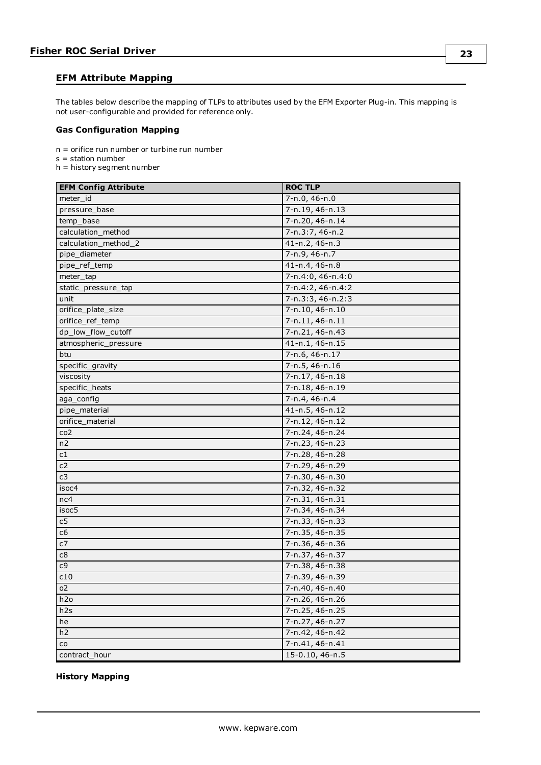## EFM Attribute Mapping

The tables below describe the mapping of TLPs to attributes used by the EFM Exporter Plug-in. This mapping is not user-configurable and provided for reference only.

### Gas Configuration Mapping

n = orifice run number or turbine run number
s = station number
h = history segment number

| EFM Config Attribute | ROC TLP |
|---|---|
| meter_id | 7-n.0, 46-n.0 |
| pressure_base | 7-n.19, 46-n.13 |
| temp_base | 7-n.20, 46-n.14 |
| calculation_method | 7-n.3:7, 46-n.2 |
| calculation_method_2 | 41-n.2, 46-n.3 |
| pipe_diameter | 7-n.9, 46-n.7 |
| pipe_ref_temp | 41-n.4, 46-n.8 |
| meter_tap | 7-n.4:0, 46-n.4:0 |
| static_pressure_tap | 7-n.4:2, 46-n.4:2 |
| unit | 7-n.3:3, 46-n.2:3 |
| orifice_plate_size | 7-n.10, 46-n.10 |
| orifice_ref_temp | 7-n.11, 46-n.11 |
| dp_low_flow_cutoff | 7-n.21, 46-n.43 |
| atmospheric_pressure | 41-n.1, 46-n.15 |
| btu | 7-n.6, 46-n.17 |
| specific_gravity | 7-n.5, 46-n.16 |
| viscosity | 7-n.17, 46-n.18 |
| specific_heats | 7-n.18, 46-n.19 |
| aga_config | 7-n.4, 46-n.4 |
| pipe_material | 41-n.5, 46-n.12 |
| orifice_material | 7-n.12, 46-n.12 |
| co2 | 7-n.24, 46-n.24 |
| n2 | 7-n.23, 46-n.23 |
| c1 | 7-n.28, 46-n.28 |
| c2 | 7-n.29, 46-n.29 |
| c3 | 7-n.30, 46-n.30 |
| isoc4 | 7-n.32, 46-n.32 |
| nc4 | 7-n.31, 46-n.31 |
| isoc5 | 7-n.34, 46-n.34 |
| c5 | 7-n.33, 46-n.33 |
| c6 | 7-n.35, 46-n.35 |
| c7 | 7-n.36, 46-n.36 |
| c8 | 7-n.37, 46-n.37 |
| c9 | 7-n.38, 46-n.38 |
| c10 | 7-n.39, 46-n.39 |
| o2 | 7-n.40, 46-n.40 |
| h2o | 7-n.26, 46-n.26 |
| h2s | 7-n.25, 46-n.25 |
| he | 7-n.27, 46-n.27 |
| h2 | 7-n.42, 46-n.42 |
| co | 7-n.41, 46-n.41 |
| contract_hour | 15-0.10, 46-n.5 |

### History Mapping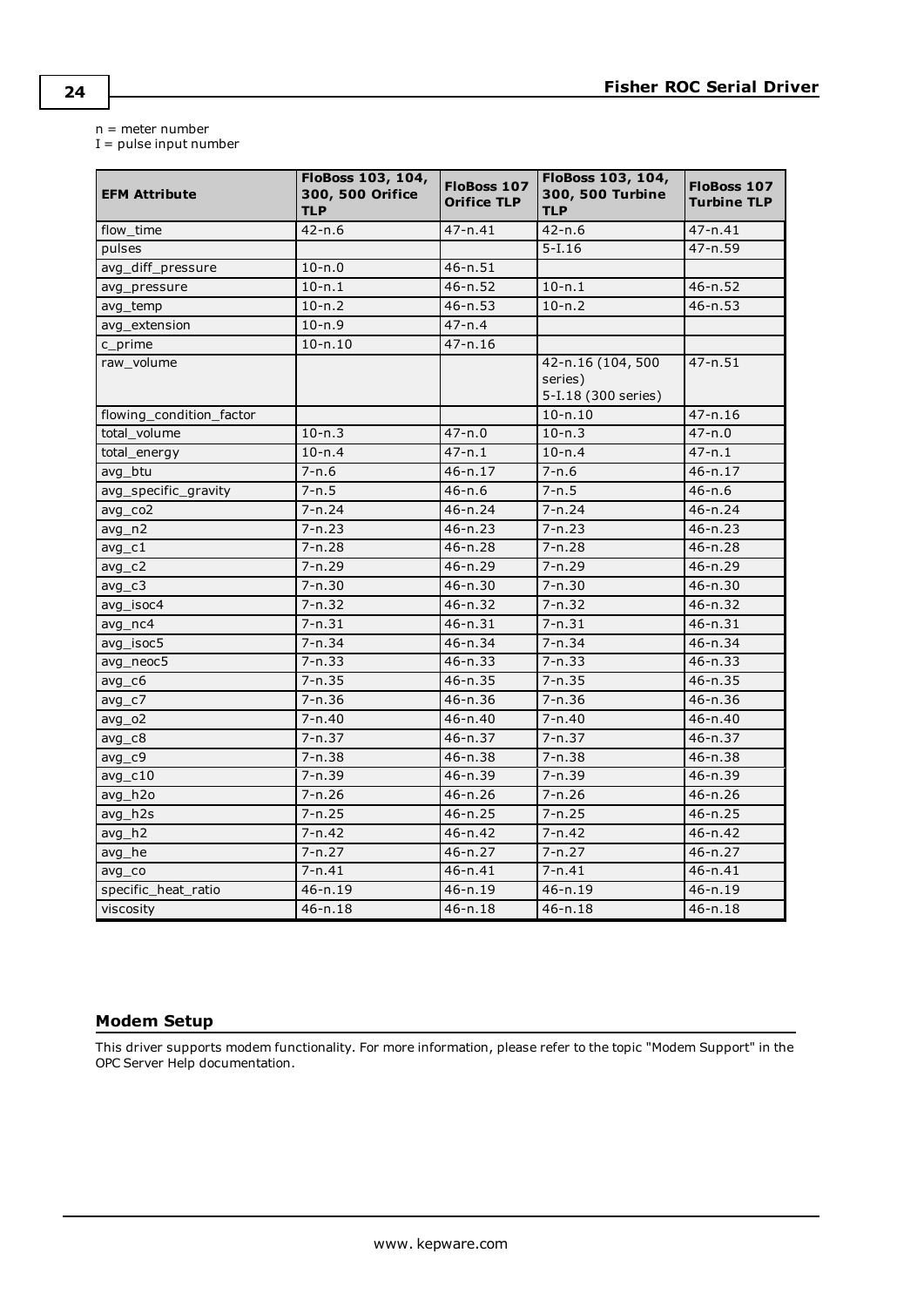n = meter number
I = pulse input number

| EFM Attribute | FloBoss 103, 104, 300, 500 Orifice TLP | FloBoss 107 Orifice TLP | FloBoss 103, 104, 300, 500 Turbine TLP | FloBoss 107 Turbine TLP |
|---|---|---|---|---|
| flow_time | 42-n.6 | 47-n.41 | 42-n.6 | 47-n.41 |
| pulses | | | 5-I.16 | 47-n.59 |
| avg_diff_pressure | 10-n.0 | 46-n.51 | | |
| avg_pressure | 10-n.1 | 46-n.52 | 10-n.1 | 46-n.52 |
| avg_temp | 10-n.2 | 46-n.53 | 10-n.2 | 46-n.53 |
| avg_extension | 10-n.9 | 47-n.4 | | |
| c_prime | 10-n.10 | 47-n.16 | | |
| raw_volume | | | 42-n.16 (104, 500 series) 5-I.18 (300 series) | 47-n.51 |
| flowing_condition_factor | | | 10-n.10 | 47-n.16 |
| total_volume | 10-n.3 | 47-n.0 | 10-n.3 | 47-n.0 |
| total_energy | 10-n.4 | 47-n.1 | 10-n.4 | 47-n.1 |
| avg_btu | 7-n.6 | 46-n.17 | 7-n.6 | 46-n.17 |
| avg_specific_gravity | 7-n.5 | 46-n.6 | 7-n.5 | 46-n.6 |
| avg_co2 | 7-n.24 | 46-n.24 | 7-n.24 | 46-n.24 |
| avg_n2 | 7-n.23 | 46-n.23 | 7-n.23 | 46-n.23 |
| avg_c1 | 7-n.28 | 46-n.28 | 7-n.28 | 46-n.28 |
| avg_c2 | 7-n.29 | 46-n.29 | 7-n.29 | 46-n.29 |
| avg_c3 | 7-n.30 | 46-n.30 | 7-n.30 | 46-n.30 |
| avg_isoc4 | 7-n.32 | 46-n.32 | 7-n.32 | 46-n.32 |
| avg_nc4 | 7-n.31 | 46-n.31 | 7-n.31 | 46-n.31 |
| avg_isoc5 | 7-n.34 | 46-n.34 | 7-n.34 | 46-n.34 |
| avg_neoc5 | 7-n.33 | 46-n.33 | 7-n.33 | 46-n.33 |
| avg_c6 | 7-n.35 | 46-n.35 | 7-n.35 | 46-n.35 |
| avg_c7 | 7-n.36 | 46-n.36 | 7-n.36 | 46-n.36 |
| avg_o2 | 7-n.40 | 46-n.40 | 7-n.40 | 46-n.40 |
| avg_c8 | 7-n.37 | 46-n.37 | 7-n.37 | 46-n.37 |
| avg_c9 | 7-n.38 | 46-n.38 | 7-n.38 | 46-n.38 |
| avg_c10 | 7-n.39 | 46-n.39 | 7-n.39 | 46-n.39 |
| avg_h2o | 7-n.26 | 46-n.26 | 7-n.26 | 46-n.26 |
| avg_h2s | 7-n.25 | 46-n.25 | 7-n.25 | 46-n.25 |
| avg_h2 | 7-n.42 | 46-n.42 | 7-n.42 | 46-n.42 |
| avg_he | 7-n.27 | 46-n.27 | 7-n.27 | 46-n.27 |
| avg_co | 7-n.41 | 46-n.41 | 7-n.41 | 46-n.41 |
| specific_heat_ratio | 46-n.19 | 46-n.19 | 46-n.19 | 46-n.19 |
| viscosity | 46-n.18 | 46-n.18 | 46-n.18 | 46-n.18 |

### Modem Setup

This driver supports modem functionality. For more information, please refer to the topic "Modem Support" in the OPC Server Help documentation.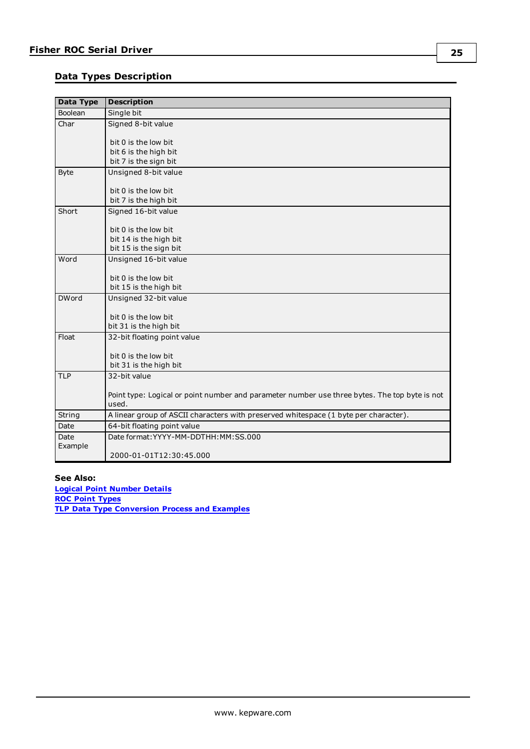## Data Types Description

| Data Type | Description |
|---|---|
| Boolean | Single bit |
| Char | Signed 8-bit value<br><br>bit 0 is the low bit<br>bit 6 is the high bit<br>bit 7 is the sign bit |
| Byte | Unsigned 8-bit value<br><br>bit 0 is the low bit<br>bit 7 is the high bit |
| Short | Signed 16-bit value<br><br>bit 0 is the low bit<br>bit 14 is the high bit<br>bit 15 is the sign bit |
| Word | Unsigned 16-bit value<br><br>bit 0 is the low bit<br>bit 15 is the high bit |
| DWord | Unsigned 32-bit value<br><br>bit 0 is the low bit<br>bit 31 is the high bit |
| Float | 32-bit floating point value<br><br>bit 0 is the low bit<br>bit 31 is the high bit |
| TLP | 32-bit value<br><br>Point type: Logical or point number and parameter number use three bytes. The top byte is not used. |
| String | A linear group of ASCII characters with preserved whitespace (1 byte per character). |
| Date | 64-bit floating point value |
| Date Example | Date format:YYYY-MM-DDTHH:MM:SS.000<br><br>2000-01-01T12:30:45.000 |

**See Also:**
**Logical Point Number Details**
**ROC Point Types**
**TLP Data Type Conversion Process and Examples**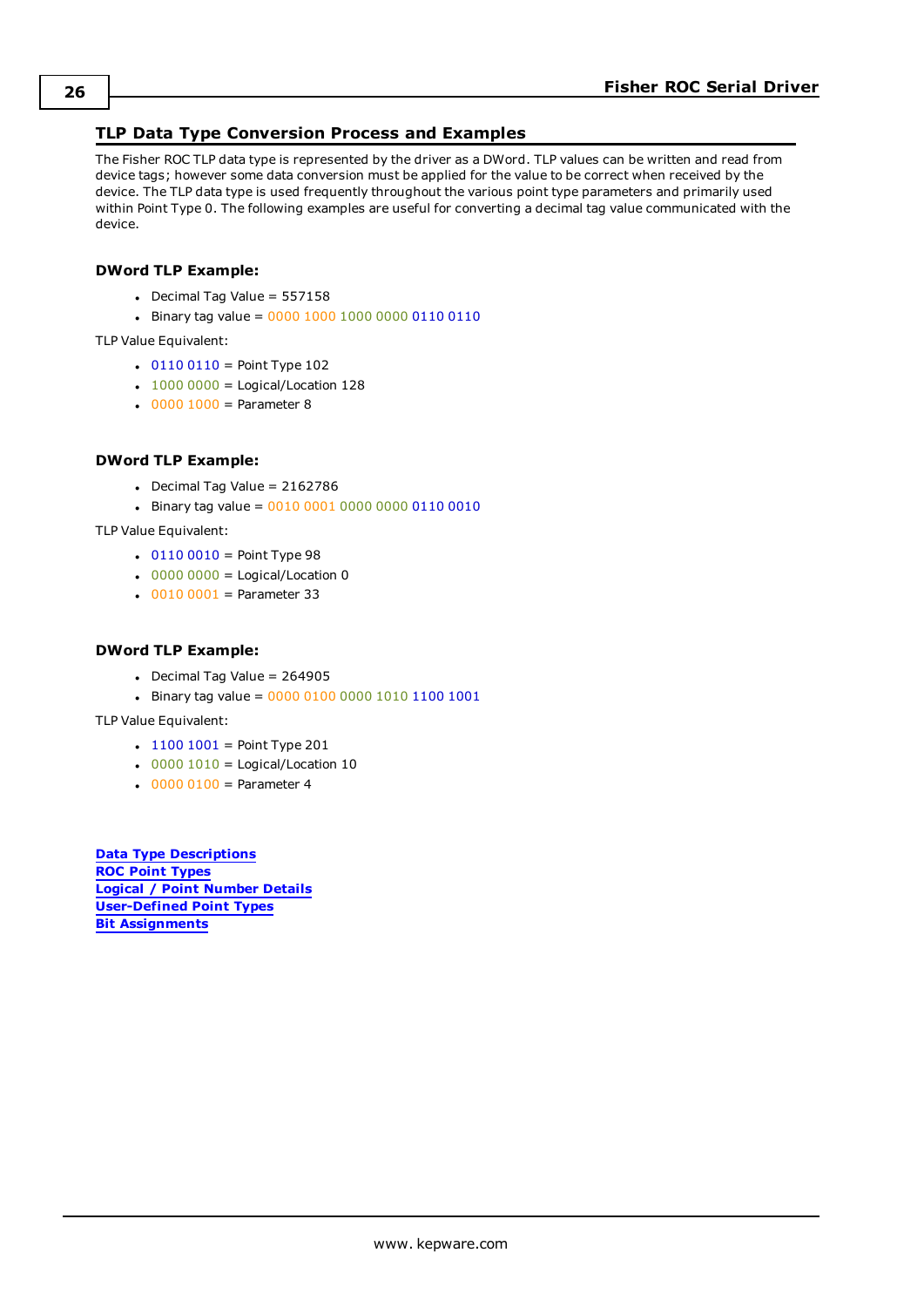## TLP Data Type Conversion Process and Examples

The Fisher ROC TLP data type is represented by the driver as a DWord. TLP values can be written and read from device tags; however some data conversion must be applied for the value to be correct when received by the device. The TLP data type is used frequently throughout the various point type parameters and primarily used within Point Type 0. The following examples are useful for converting a decimal tag value communicated with the device.

### DWord TLP Example:

- Decimal Tag Value = 557158
- Binary tag value = 0000 1000 1000 0000 0110 0110

TLP Value Equivalent:

- 0110 0110 = Point Type 102
- 1000 0000 = Logical/Location 128
- 0000 1000 = Parameter 8

### DWord TLP Example:

- Decimal Tag Value = 2162786
- Binary tag value = 0010 0001 0000 0000 0110 0010

TLP Value Equivalent:

- 0110 0010 = Point Type 98
- 0000 0000 = Logical/Location 0
- 0010 0001 = Parameter 33

### DWord TLP Example:

- Decimal Tag Value = 264905
- Binary tag value = 0000 0100 0000 1010 1100 1001

TLP Value Equivalent:

- 1100 1001 = Point Type 201
- 0000 1010 = Logical/Location 10
- 0000 0100 = Parameter 4

**Data Type Descriptions**
**ROC Point Types**
**Logical / Point Number Details**
**User-Defined Point Types**
**Bit Assignments**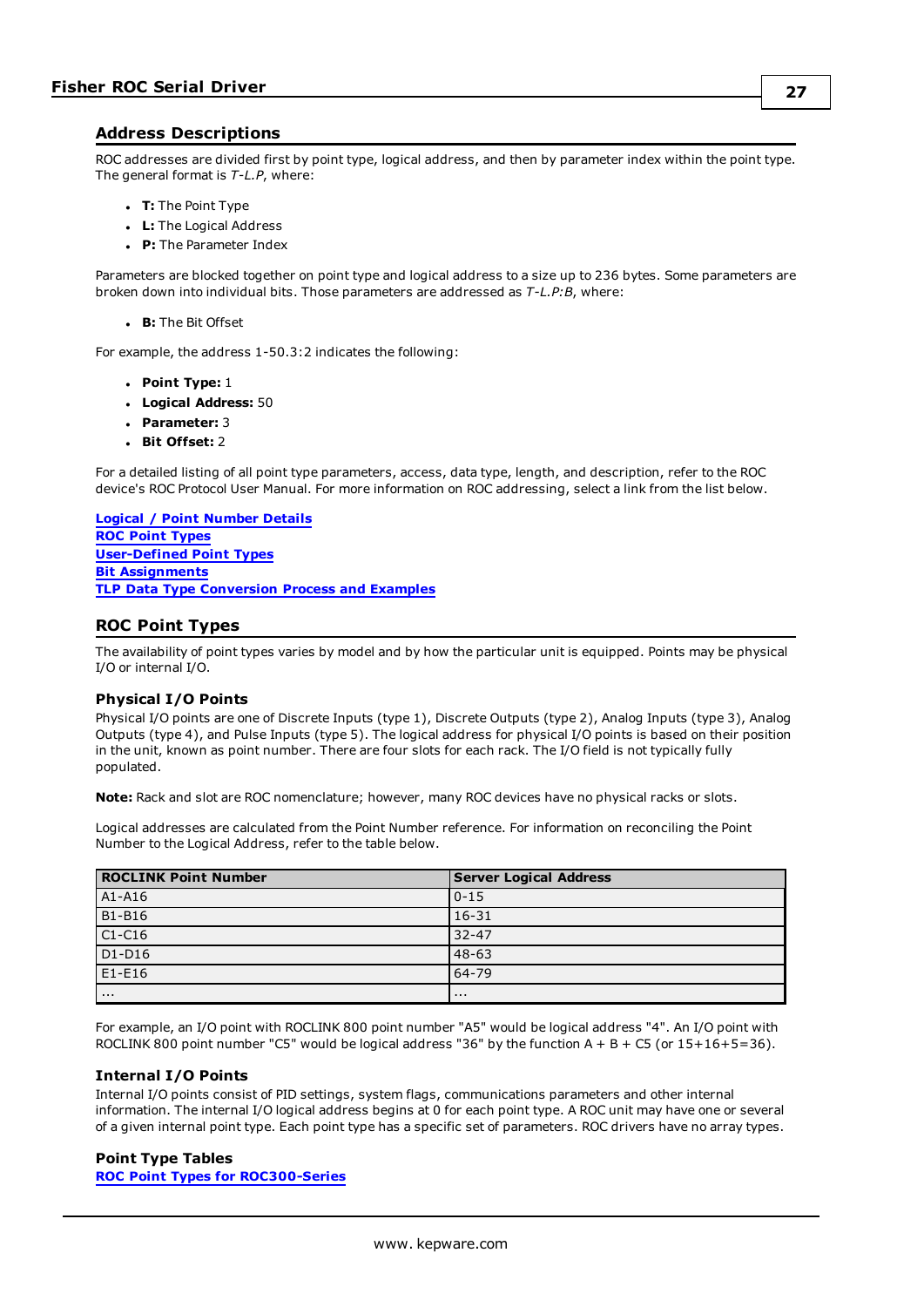## Address Descriptions

ROC addresses are divided first by point type, logical address, and then by parameter index within the point type. The general format is *T-L.P*, where:

- **T:** The Point Type
- **L:** The Logical Address
- **P:** The Parameter Index

Parameters are blocked together on point type and logical address to a size up to 236 bytes. Some parameters are broken down into individual bits. Those parameters are addressed as *T-L.P:B*, where:

- **B:** The Bit Offset

For example, the address 1-50.3:2 indicates the following:

- **Point Type:** 1
- **Logical Address:** 50
- **Parameter:** 3
- **Bit Offset:** 2

For a detailed listing of all point type parameters, access, data type, length, and description, refer to the ROC device's ROC Protocol User Manual. For more information on ROC addressing, select a link from the list below.

**Logical / Point Number Details**
**ROC Point Types**
**User-Defined Point Types**
**Bit Assignments**
**TLP Data Type Conversion Process and Examples**

## ROC Point Types

The availability of point types varies by model and by how the particular unit is equipped. Points may be physical I/O or internal I/O.

### Physical I/O Points

Physical I/O points are one of Discrete Inputs (type 1), Discrete Outputs (type 2), Analog Inputs (type 3), Analog Outputs (type 4), and Pulse Inputs (type 5). The logical address for physical I/O points is based on their position in the unit, known as point number. There are four slots for each rack. The I/O field is not typically fully populated.

**Note:** Rack and slot are ROC nomenclature; however, many ROC devices have no physical racks or slots.

Logical addresses are calculated from the Point Number reference. For information on reconciling the Point Number to the Logical Address, refer to the table below.

| ROCLINK Point Number | Server Logical Address |
|---|---|
| A1-A16 | 0-15 |
| B1-B16 | 16-31 |
| C1-C16 | 32-47 |
| D1-D16 | 48-63 |
| E1-E16 | 64-79 |
| ... | ... |

For example, an I/O point with ROCLINK 800 point number "A5" would be logical address "4". An I/O point with ROCLINK 800 point number "C5" would be logical address "36" by the function A + B + C5 (or 15+16+5=36).

### Internal I/O Points

Internal I/O points consist of PID settings, system flags, communications parameters and other internal information. The internal I/O logical address begins at 0 for each point type. A ROC unit may have one or several of a given internal point type. Each point type has a specific set of parameters. ROC drivers have no array types.

### Point Type Tables

**ROC Point Types for ROC300-Series**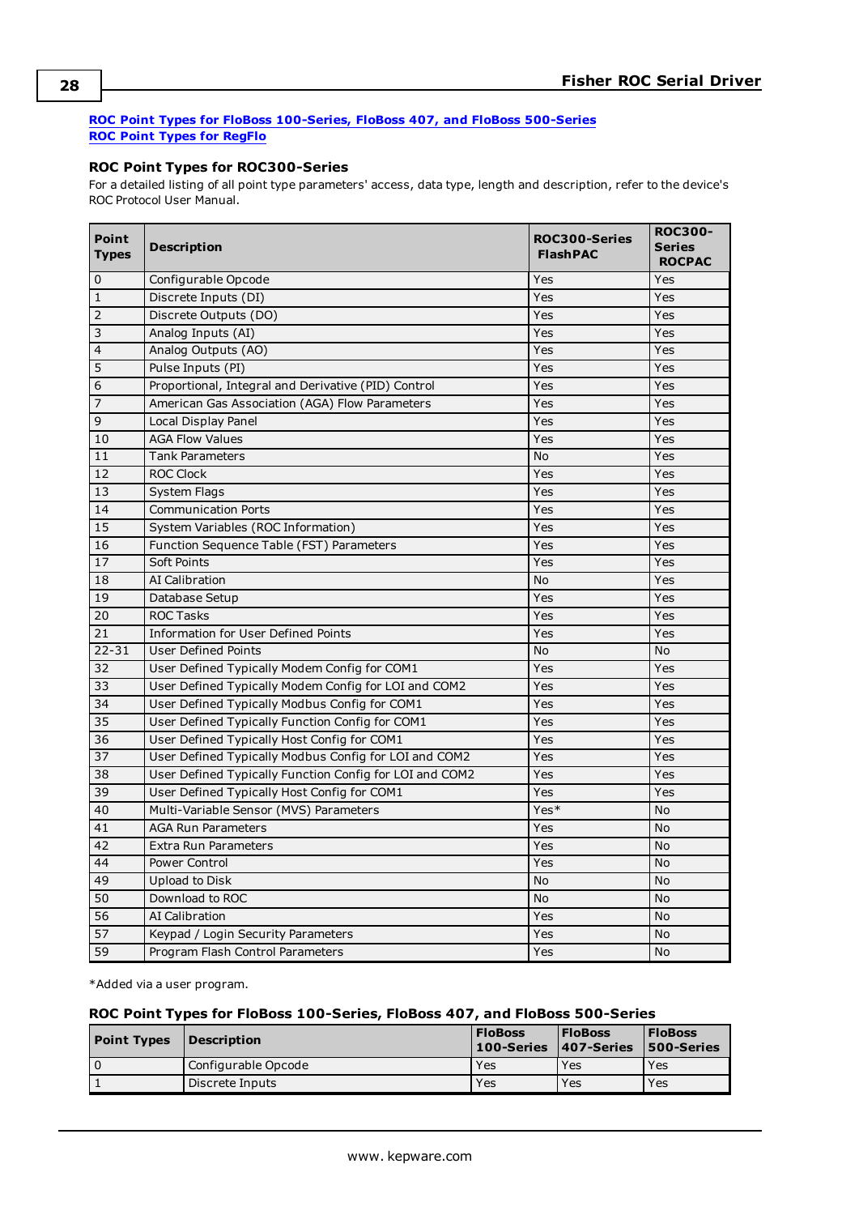[ROC Point Types for FloBoss 100-Series, FloBoss 407, and FloBoss 500-Series](#)
[ROC Point Types for RegFlo](#)

### ROC Point Types for ROC300-Series

For a detailed listing of all point type parameters' access, data type, length and description, refer to the device's ROC Protocol User Manual.

| Point Types | Description | ROC300-Series FlashPAC | ROC300-Series ROCPAC |
|---|---|---|---|
| 0 | Configurable Opcode | Yes | Yes |
| 1 | Discrete Inputs (DI) | Yes | Yes |
| 2 | Discrete Outputs (DO) | Yes | Yes |
| 3 | Analog Inputs (AI) | Yes | Yes |
| 4 | Analog Outputs (AO) | Yes | Yes |
| 5 | Pulse Inputs (PI) | Yes | Yes |
| 6 | Proportional, Integral and Derivative (PID) Control | Yes | Yes |
| 7 | American Gas Association (AGA) Flow Parameters | Yes | Yes |
| 9 | Local Display Panel | Yes | Yes |
| 10 | AGA Flow Values | Yes | Yes |
| 11 | Tank Parameters | No | Yes |
| 12 | ROC Clock | Yes | Yes |
| 13 | System Flags | Yes | Yes |
| 14 | Communication Ports | Yes | Yes |
| 15 | System Variables (ROC Information) | Yes | Yes |
| 16 | Function Sequence Table (FST) Parameters | Yes | Yes |
| 17 | Soft Points | Yes | Yes |
| 18 | AI Calibration | No | Yes |
| 19 | Database Setup | Yes | Yes |
| 20 | ROC Tasks | Yes | Yes |
| 21 | Information for User Defined Points | Yes | Yes |
| 22-31 | User Defined Points | No | No |
| 32 | User Defined Typically Modem Config for COM1 | Yes | Yes |
| 33 | User Defined Typically Modem Config for LOI and COM2 | Yes | Yes |
| 34 | User Defined Typically Modbus Config for COM1 | Yes | Yes |
| 35 | User Defined Typically Function Config for COM1 | Yes | Yes |
| 36 | User Defined Typically Host Config for COM1 | Yes | Yes |
| 37 | User Defined Typically Modbus Config for LOI and COM2 | Yes | Yes |
| 38 | User Defined Typically Function Config for LOI and COM2 | Yes | Yes |
| 39 | User Defined Typically Host Config for COM1 | Yes | Yes |
| 40 | Multi-Variable Sensor (MVS) Parameters | Yes* | No |
| 41 | AGA Run Parameters | Yes | No |
| 42 | Extra Run Parameters | Yes | No |
| 44 | Power Control | Yes | No |
| 49 | Upload to Disk | No | No |
| 50 | Download to ROC | No | No |
| 56 | AI Calibration | Yes | No |
| 57 | Keypad / Login Security Parameters | Yes | No |
| 59 | Program Flash Control Parameters | Yes | No |

*Added via a user program.

### ROC Point Types for FloBoss 100-Series, FloBoss 407, and FloBoss 500-Series

| Point Types | Description | FloBoss 100-Series | FloBoss 407-Series | FloBoss 500-Series |
|---|---|---|---|---|
| 0 | Configurable Opcode | Yes | Yes | Yes |
| 1 | Discrete Inputs | Yes | Yes | Yes |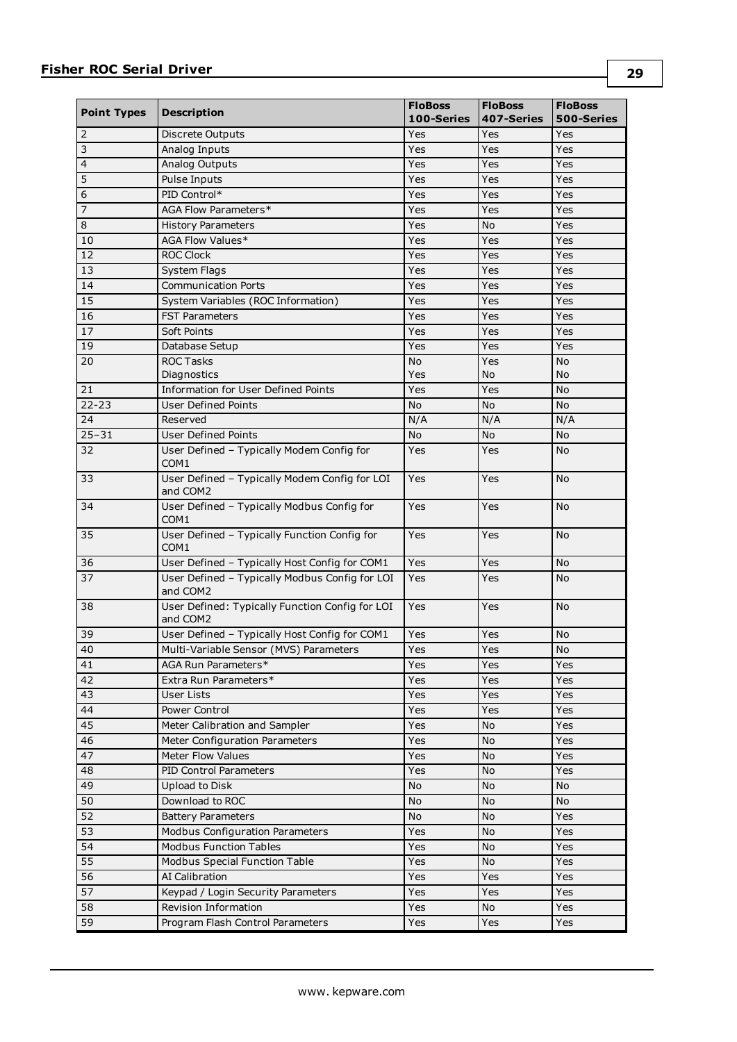| Point Types | Description | FloBoss 100-Series | FloBoss 407-Series | FloBoss 500-Series |
|---|---|---|---|---|
| 2 | Discrete Outputs | Yes | Yes | Yes |
| 3 | Analog Inputs | Yes | Yes | Yes |
| 4 | Analog Outputs | Yes | Yes | Yes |
| 5 | Pulse Inputs | Yes | Yes | Yes |
| 6 | PID Control* | Yes | Yes | Yes |
| 7 | AGA Flow Parameters* | Yes | Yes | Yes |
| 8 | History Parameters | Yes | No | Yes |
| 10 | AGA Flow Values* | Yes | Yes | Yes |
| 12 | ROC Clock | Yes | Yes | Yes |
| 13 | System Flags | Yes | Yes | Yes |
| 14 | Communication Ports | Yes | Yes | Yes |
| 15 | System Variables (ROC Information) | Yes | Yes | Yes |
| 16 | FST Parameters | Yes | Yes | Yes |
| 17 | Soft Points | Yes | Yes | Yes |
| 19 | Database Setup | Yes | Yes | Yes |
| 20 | ROC Tasks<br>Diagnostics | No<br>Yes | Yes<br>No | No<br>No |
| 21 | Information for User Defined Points | Yes | Yes | No |
| 22-23 | User Defined Points | No | No | No |
| 24 | Reserved | N/A | N/A | N/A |
| 25–31 | User Defined Points | No | No | No |
| 32 | User Defined – Typically Modem Config for COM1 | Yes | Yes | No |
| 33 | User Defined – Typically Modem Config for LOI and COM2 | Yes | Yes | No |
| 34 | User Defined – Typically Modbus Config for COM1 | Yes | Yes | No |
| 35 | User Defined – Typically Function Config for COM1 | Yes | Yes | No |
| 36 | User Defined – Typically Host Config for COM1 | Yes | Yes | No |
| 37 | User Defined – Typically Modbus Config for LOI and COM2 | Yes | Yes | No |
| 38 | User Defined: Typically Function Config for LOI and COM2 | Yes | Yes | No |
| 39 | User Defined – Typically Host Config for COM1 | Yes | Yes | No |
| 40 | Multi-Variable Sensor (MVS) Parameters | Yes | Yes | No |
| 41 | AGA Run Parameters* | Yes | Yes | Yes |
| 42 | Extra Run Parameters* | Yes | Yes | Yes |
| 43 | User Lists | Yes | Yes | Yes |
| 44 | Power Control | Yes | Yes | Yes |
| 45 | Meter Calibration and Sampler | Yes | No | Yes |
| 46 | Meter Configuration Parameters | Yes | No | Yes |
| 47 | Meter Flow Values | Yes | No | Yes |
| 48 | PID Control Parameters | Yes | No | Yes |
| 49 | Upload to Disk | No | No | No |
| 50 | Download to ROC | No | No | No |
| 52 | Battery Parameters | No | No | Yes |
| 53 | Modbus Configuration Parameters | Yes | No | Yes |
| 54 | Modbus Function Tables | Yes | No | Yes |
| 55 | Modbus Special Function Table | Yes | No | Yes |
| 56 | AI Calibration | Yes | Yes | Yes |
| 57 | Keypad / Login Security Parameters | Yes | Yes | Yes |
| 58 | Revision Information | Yes | No | Yes |
| 59 | Program Flash Control Parameters | Yes | Yes | Yes |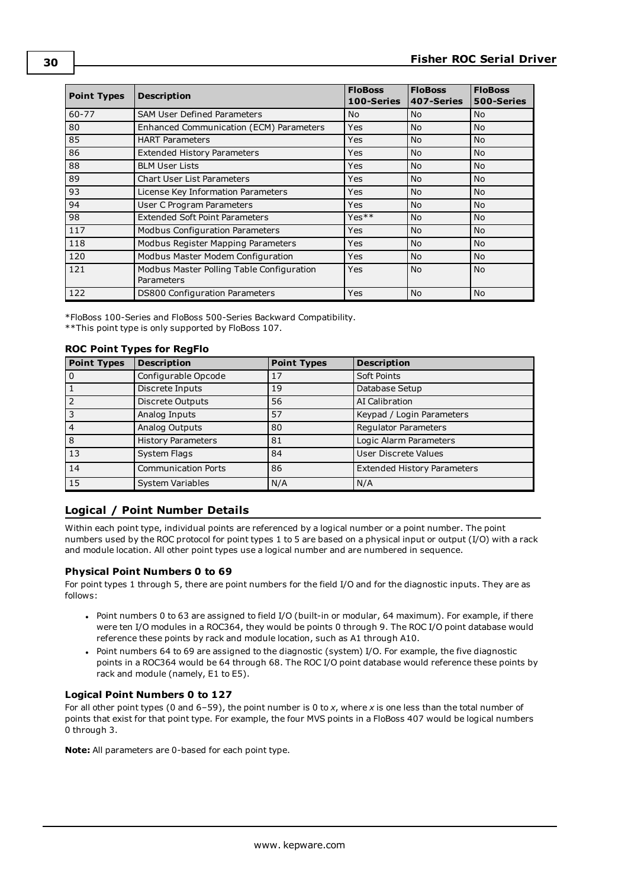| Point Types | Description | FloBoss 100-Series | FloBoss 407-Series | FloBoss 500-Series |
|---|---|---|---|---|
| 60-77 | SAM User Defined Parameters | No | No | No |
| 80 | Enhanced Communication (ECM) Parameters | Yes | No | No |
| 85 | HART Parameters | Yes | No | No |
| 86 | Extended History Parameters | Yes | No | No |
| 88 | BLM User Lists | Yes | No | No |
| 89 | Chart User List Parameters | Yes | No | No |
| 93 | License Key Information Parameters | Yes | No | No |
| 94 | User C Program Parameters | Yes | No | No |
| 98 | Extended Soft Point Parameters | Yes** | No | No |
| 117 | Modbus Configuration Parameters | Yes | No | No |
| 118 | Modbus Register Mapping Parameters | Yes | No | No |
| 120 | Modbus Master Modem Configuration | Yes | No | No |
| 121 | Modbus Master Polling Table Configuration Parameters | Yes | No | No |
| 122 | DS800 Configuration Parameters | Yes | No | No |

*FloBoss 100-Series and FloBoss 500-Series Backward Compatibility.
**This point type is only supported by FloBoss 107.

### ROC Point Types for RegFlo

| Point Types | Description | Point Types | Description |
|---|---|---|---|
| 0 | Configurable Opcode | 17 | Soft Points |
| 1 | Discrete Inputs | 19 | Database Setup |
| 2 | Discrete Outputs | 56 | AI Calibration |
| 3 | Analog Inputs | 57 | Keypad / Login Parameters |
| 4 | Analog Outputs | 80 | Regulator Parameters |
| 8 | History Parameters | 81 | Logic Alarm Parameters |
| 13 | System Flags | 84 | User Discrete Values |
| 14 | Communication Ports | 86 | Extended History Parameters |
| 15 | System Variables | N/A | N/A |

## Logical / Point Number Details

Within each point type, individual points are referenced by a logical number or a point number. The point numbers used by the ROC protocol for point types 1 to 5 are based on a physical input or output (I/O) with a rack and module location. All other point types use a logical number and are numbered in sequence.

### Physical Point Numbers 0 to 69

For point types 1 through 5, there are point numbers for the field I/O and for the diagnostic inputs. They are as follows:

- Point numbers 0 to 63 are assigned to field I/O (built-in or modular, 64 maximum). For example, if there were ten I/O modules in a ROC364, they would be points 0 through 9. The ROC I/O point database would reference these points by rack and module location, such as A1 through A10.
- Point numbers 64 to 69 are assigned to the diagnostic (system) I/O. For example, the five diagnostic points in a ROC364 would be 64 through 68. The ROC I/O point database would reference these points by rack and module (namely, E1 to E5).

### Logical Point Numbers 0 to 127

For all other point types (0 and 6–59), the point number is 0 to *x*, where *x* is one less than the total number of points that exist for that point type. For example, the four MVS points in a FloBoss 407 would be logical numbers 0 through 3.

**Note:** All parameters are 0-based for each point type.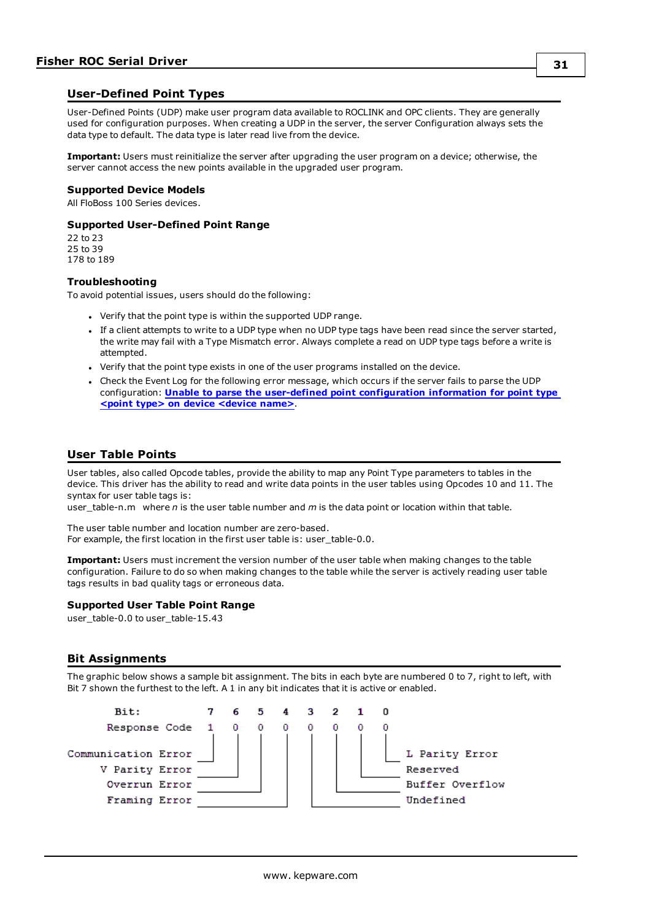## User-Defined Point Types

User-Defined Points (UDP) make user program data available to ROCLINK and OPC clients. They are generally used for configuration purposes. When creating a UDP in the server, the server Configuration always sets the data type to default. The data type is later read live from the device.

**Important:** Users must reinitialize the server after upgrading the user program on a device; otherwise, the server cannot access the new points available in the upgraded user program.

### Supported Device Models

All FloBoss 100 Series devices.

### Supported User-Defined Point Range

22 to 23
25 to 39
178 to 189

### Troubleshooting

To avoid potential issues, users should do the following:

- Verify that the point type is within the supported UDP range.
- If a client attempts to write to a UDP type when no UDP type tags have been read since the server started, the write may fail with a Type Mismatch error. Always complete a read on UDP type tags before a write is attempted.
- Verify that the point type exists in one of the user programs installed on the device.
- Check the Event Log for the following error message, which occurs if the server fails to parse the UDP configuration: **Unable to parse the user-defined point configuration information for point type <point type> on device <device name>**.

## User Table Points

User tables, also called Opcode tables, provide the ability to map any Point Type parameters to tables in the device. This driver has the ability to read and write data points in the user tables using Opcodes 10 and 11. The syntax for user table tags is:
user_table-n.m   where *n* is the user table number and *m* is the data point or location within that table.

The user table number and location number are zero-based.
For example, the first location in the first user table is: user_table-0.0.

**Important:** Users must increment the version number of the user table when making changes to the table configuration. Failure to do so when making changes to the table while the server is actively reading user table tags results in bad quality tags or erroneous data.

### Supported User Table Point Range

user_table-0.0 to user_table-15.43

## Bit Assignments

The graphic below shows a sample bit assignment. The bits in each byte are numbered 0 to 7, right to left, with Bit 7 shown the furthest to the left. A 1 in any bit indicates that it is active or enabled.

```
              Bit:     7   6   5   4   3   2   1   0
     Response Code     1   0   0   0   0   0   0   0

Communication Error ___|   |   |   |   |   |   |   |___ L Parity Error
     V Parity Error _______|   |   |   |   |   |_______ Reserved
     Overrun Error ____________|   |   |   |___________ Buffer Overflow
     Framing Error ________________|   |_______________ Undefined
```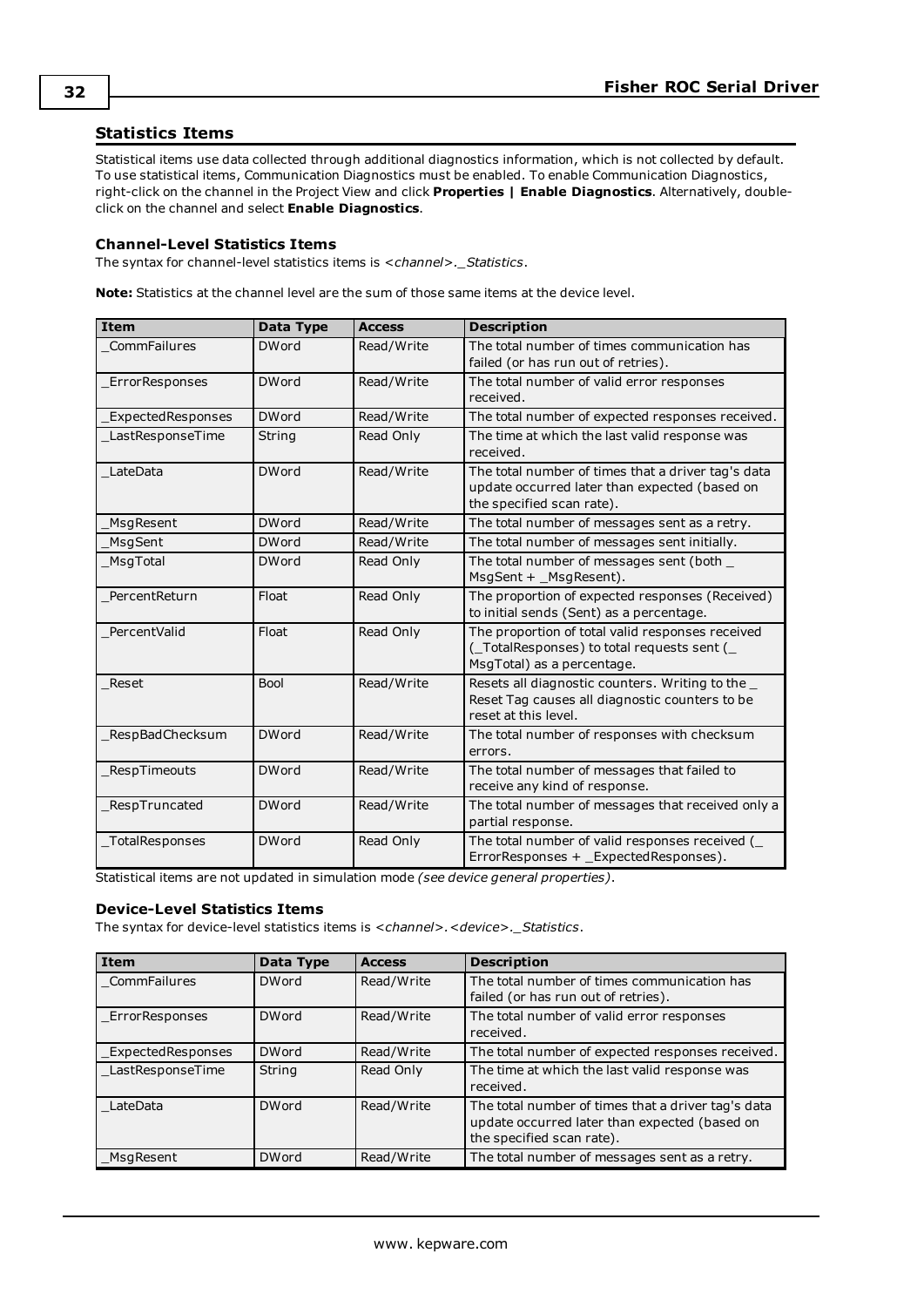## Statistics Items

Statistical items use data collected through additional diagnostics information, which is not collected by default. To use statistical items, Communication Diagnostics must be enabled. To enable Communication Diagnostics, right-click on the channel in the Project View and click **Properties | Enable Diagnostics**. Alternatively, double-click on the channel and select **Enable Diagnostics**.

### Channel-Level Statistics Items

The syntax for channel-level statistics items is *<channel>._Statistics*.

**Note:** Statistics at the channel level are the sum of those same items at the device level.

| Item | Data Type | Access | Description |
|---|---|---|---|
| _CommFailures | DWord | Read/Write | The total number of times communication has failed (or has run out of retries). |
| _ErrorResponses | DWord | Read/Write | The total number of valid error responses received. |
| _ExpectedResponses | DWord | Read/Write | The total number of expected responses received. |
| _LastResponseTime | String | Read Only | The time at which the last valid response was received. |
| _LateData | DWord | Read/Write | The total number of times that a driver tag's data update occurred later than expected (based on the specified scan rate). |
| _MsgResent | DWord | Read/Write | The total number of messages sent as a retry. |
| _MsgSent | DWord | Read/Write | The total number of messages sent initially. |
| _MsgTotal | DWord | Read Only | The total number of messages sent (both _MsgSent + _MsgResent). |
| _PercentReturn | Float | Read Only | The proportion of expected responses (Received) to initial sends (Sent) as a percentage. |
| _PercentValid | Float | Read Only | The proportion of total valid responses received (_TotalResponses) to total requests sent (_MsgTotal) as a percentage. |
| _Reset | Bool | Read/Write | Resets all diagnostic counters. Writing to the _Reset Tag causes all diagnostic counters to be reset at this level. |
| _RespBadChecksum | DWord | Read/Write | The total number of responses with checksum errors. |
| _RespTimeouts | DWord | Read/Write | The total number of messages that failed to receive any kind of response. |
| _RespTruncated | DWord | Read/Write | The total number of messages that received only a partial response. |
| _TotalResponses | DWord | Read Only | The total number of valid responses received (_ErrorResponses + _ExpectedResponses). |

Statistical items are not updated in simulation mode *(see device general properties)*.

### Device-Level Statistics Items

The syntax for device-level statistics items is *<channel>.<device>._Statistics*.

| Item | Data Type | Access | Description |
|---|---|---|---|
| _CommFailures | DWord | Read/Write | The total number of times communication has failed (or has run out of retries). |
| _ErrorResponses | DWord | Read/Write | The total number of valid error responses received. |
| _ExpectedResponses | DWord | Read/Write | The total number of expected responses received. |
| _LastResponseTime | String | Read Only | The time at which the last valid response was received. |
| _LateData | DWord | Read/Write | The total number of times that a driver tag's data update occurred later than expected (based on the specified scan rate). |
| _MsgResent | DWord | Read/Write | The total number of messages sent as a retry. |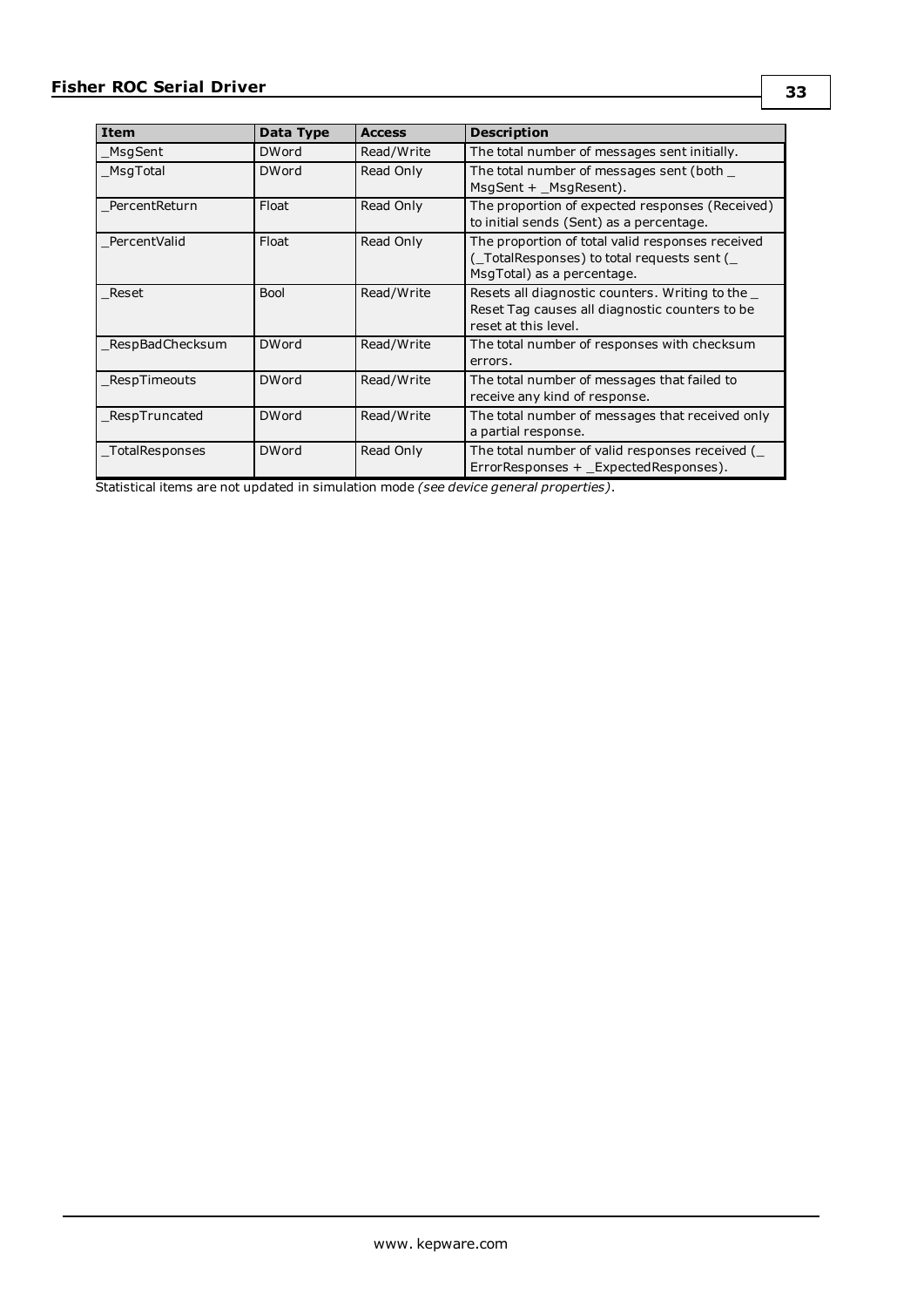| Item | Data Type | Access | Description |
| --- | --- | --- | --- |
| _MsgSent | DWord | Read/Write | The total number of messages sent initially. |
| _MsgTotal | DWord | Read Only | The total number of messages sent (both _MsgSent + _MsgResent). |
| _PercentReturn | Float | Read Only | The proportion of expected responses (Received) to initial sends (Sent) as a percentage. |
| _PercentValid | Float | Read Only | The proportion of total valid responses received (_TotalResponses) to total requests sent (_MsgTotal) as a percentage. |
| _Reset | Bool | Read/Write | Resets all diagnostic counters. Writing to the _Reset Tag causes all diagnostic counters to be reset at this level. |
| _RespBadChecksum | DWord | Read/Write | The total number of responses with checksum errors. |
| _RespTimeouts | DWord | Read/Write | The total number of messages that failed to receive any kind of response. |
| _RespTruncated | DWord | Read/Write | The total number of messages that received only a partial response. |
| _TotalResponses | DWord | Read Only | The total number of valid responses received (_ErrorResponses + _ExpectedResponses). |

Statistical items are not updated in simulation mode *(see device general properties)*.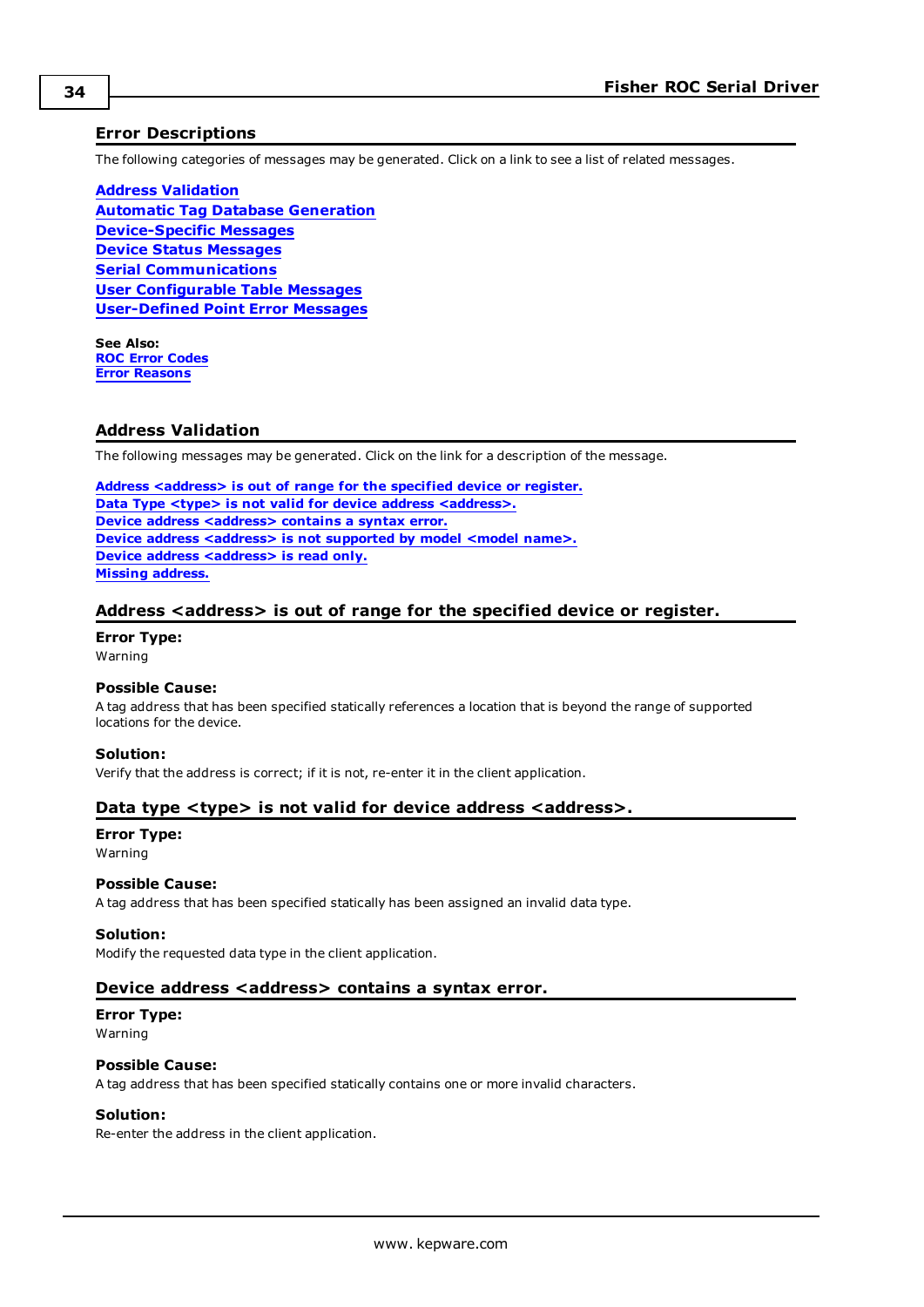## Error Descriptions

The following categories of messages may be generated. Click on a link to see a list of related messages.

**Address Validation**
**Automatic Tag Database Generation**
**Device-Specific Messages**
**Device Status Messages**
**Serial Communications**
**User Configurable Table Messages**
**User-Defined Point Error Messages**

**See Also:**
**ROC Error Codes**
**Error Reasons**

## Address Validation

The following messages may be generated. Click on the link for a description of the message.

**Address <address> is out of range for the specified device or register.**
**Data Type <type> is not valid for device address <address>.**
**Device address <address> contains a syntax error.**
**Device address <address> is not supported by model <model name>.**
**Device address <address> is read only.**
**Missing address.**

### Address <address> is out of range for the specified device or register.

**Error Type:**
Warning

**Possible Cause:**
A tag address that has been specified statically references a location that is beyond the range of supported locations for the device.

**Solution:**
Verify that the address is correct; if it is not, re-enter it in the client application.

### Data type <type> is not valid for device address <address>.

**Error Type:**
Warning

**Possible Cause:**
A tag address that has been specified statically has been assigned an invalid data type.

**Solution:**
Modify the requested data type in the client application.

### Device address <address> contains a syntax error.

**Error Type:**
Warning

**Possible Cause:**
A tag address that has been specified statically contains one or more invalid characters.

**Solution:**
Re-enter the address in the client application.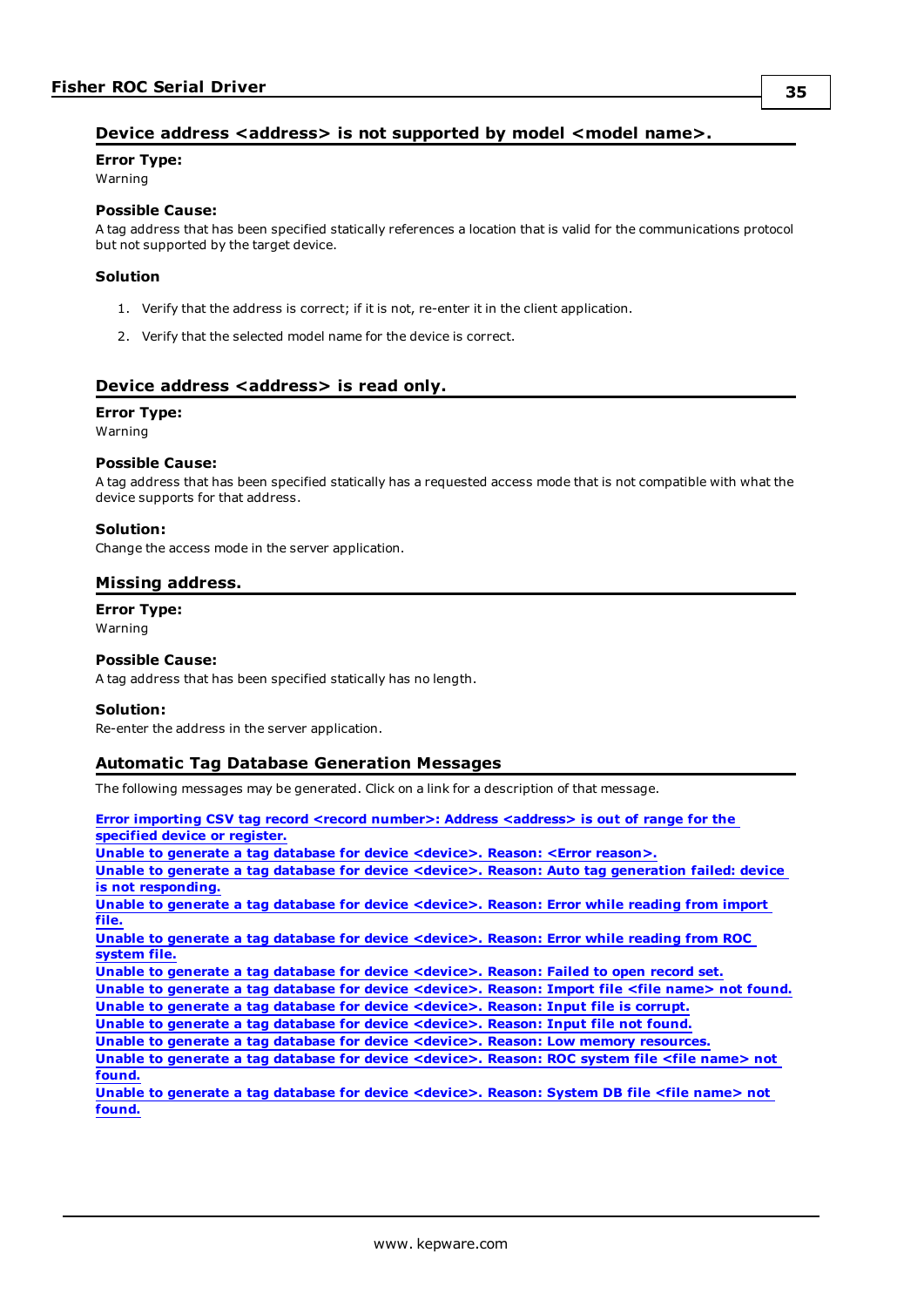## Device address <address> is not supported by model <model name>.

**Error Type:**
Warning

**Possible Cause:**
A tag address that has been specified statically references a location that is valid for the communications protocol but not supported by the target device.

**Solution**

1. Verify that the address is correct; if it is not, re-enter it in the client application.
2. Verify that the selected model name for the device is correct.

## Device address <address> is read only.

**Error Type:**
Warning

**Possible Cause:**
A tag address that has been specified statically has a requested access mode that is not compatible with what the device supports for that address.

**Solution:**
Change the access mode in the server application.

## Missing address.

**Error Type:**
Warning

**Possible Cause:**
A tag address that has been specified statically has no length.

**Solution:**
Re-enter the address in the server application.

## Automatic Tag Database Generation Messages

The following messages may be generated. Click on a link for a description of that message.

**Error importing CSV tag record <record number>: Address <address> is out of range for the specified device or register.**
**Unable to generate a tag database for device <device>. Reason: <Error reason>.**
**Unable to generate a tag database for device <device>. Reason: Auto tag generation failed: device is not responding.**
**Unable to generate a tag database for device <device>. Reason: Error while reading from import file.**
**Unable to generate a tag database for device <device>. Reason: Error while reading from ROC system file.**
**Unable to generate a tag database for device <device>. Reason: Failed to open record set.**
**Unable to generate a tag database for device <device>. Reason: Import file <file name> not found.**
**Unable to generate a tag database for device <device>. Reason: Input file is corrupt.**
**Unable to generate a tag database for device <device>. Reason: Input file not found.**
**Unable to generate a tag database for device <device>. Reason: Low memory resources.**
**Unable to generate a tag database for device <device>. Reason: ROC system file <file name> not found.**
**Unable to generate a tag database for device <device>. Reason: System DB file <file name> not found.**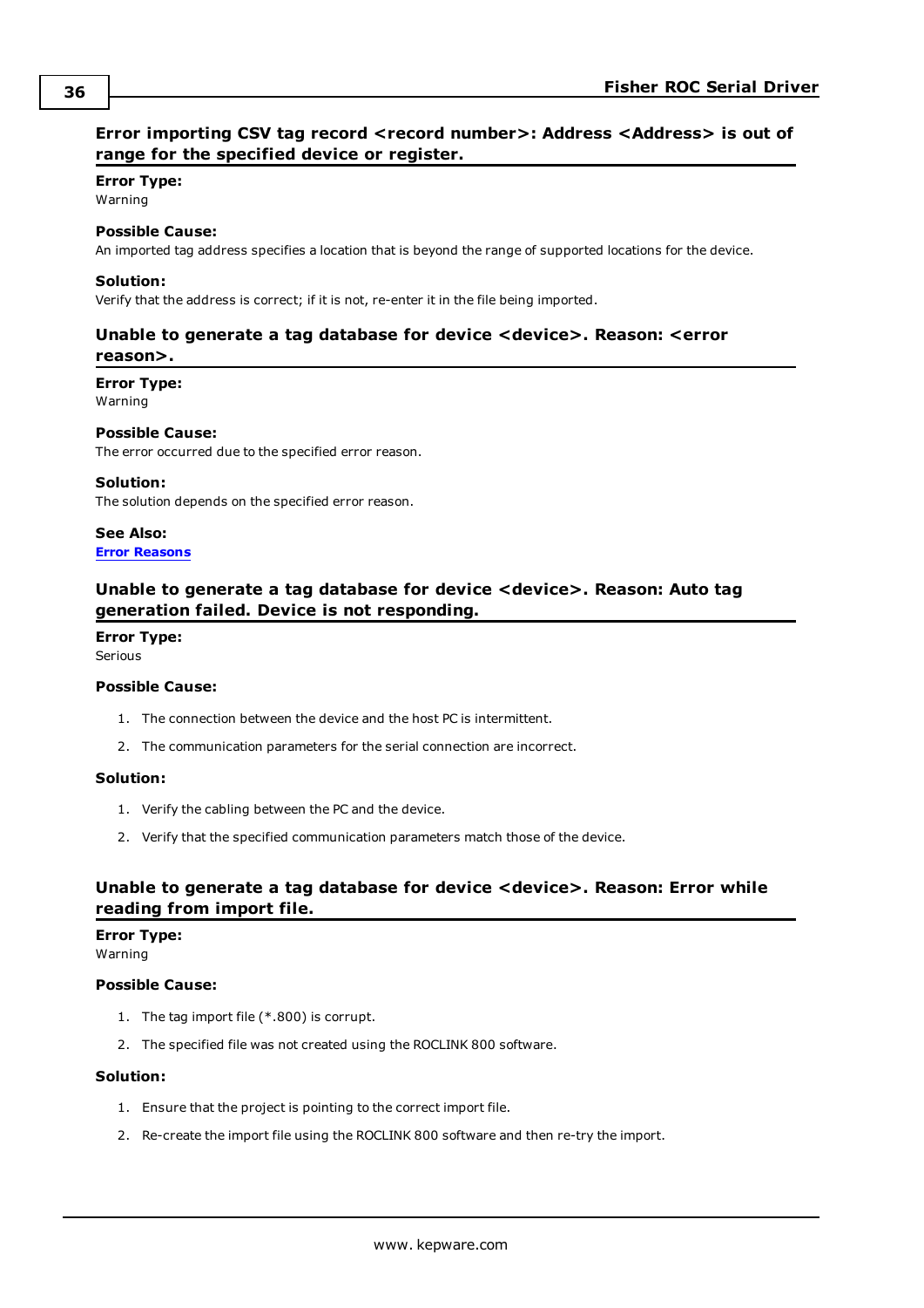## Error importing CSV tag record <record number>: Address <Address> is out of range for the specified device or register.

**Error Type:**
Warning

**Possible Cause:**
An imported tag address specifies a location that is beyond the range of supported locations for the device.

**Solution:**
Verify that the address is correct; if it is not, re-enter it in the file being imported.

## Unable to generate a tag database for device <device>. Reason: <error reason>.

**Error Type:**
Warning

**Possible Cause:**
The error occurred due to the specified error reason.

**Solution:**
The solution depends on the specified error reason.

**See Also:**
Error Reasons

## Unable to generate a tag database for device <device>. Reason: Auto tag generation failed. Device is not responding.

**Error Type:**
Serious

**Possible Cause:**

1. The connection between the device and the host PC is intermittent.
2. The communication parameters for the serial connection are incorrect.

**Solution:**

1. Verify the cabling between the PC and the device.
2. Verify that the specified communication parameters match those of the device.

## Unable to generate a tag database for device <device>. Reason: Error while reading from import file.

**Error Type:**
Warning

**Possible Cause:**

1. The tag import file (*.800) is corrupt.
2. The specified file was not created using the ROCLINK 800 software.

**Solution:**

1. Ensure that the project is pointing to the correct import file.
2. Re-create the import file using the ROCLINK 800 software and then re-try the import.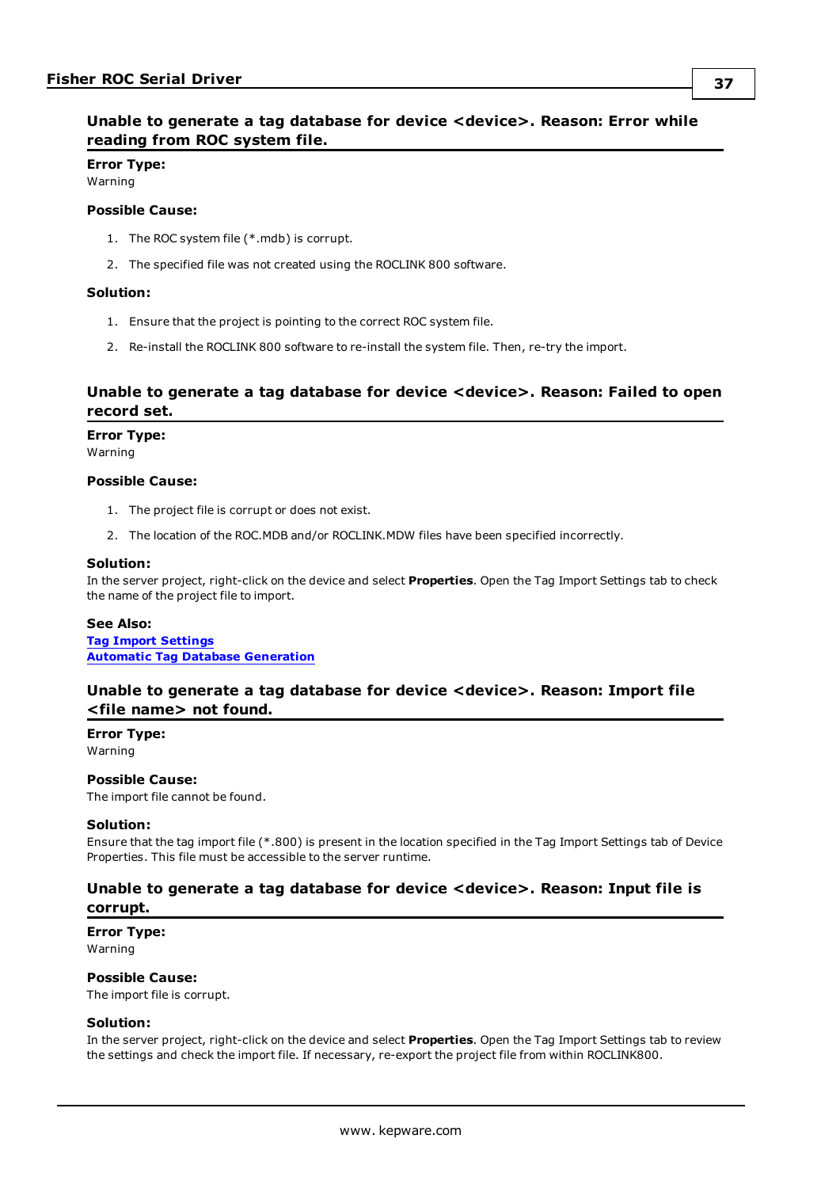### Unable to generate a tag database for device <device>. Reason: Error while reading from ROC system file.

**Error Type:**
Warning

**Possible Cause:**

1. The ROC system file (*.mdb) is corrupt.
2. The specified file was not created using the ROCLINK 800 software.

**Solution:**

1. Ensure that the project is pointing to the correct ROC system file.
2. Re-install the ROCLINK 800 software to re-install the system file. Then, re-try the import.

### Unable to generate a tag database for device <device>. Reason: Failed to open record set.

**Error Type:**
Warning

**Possible Cause:**

1. The project file is corrupt or does not exist.
2. The location of the ROC.MDB and/or ROCLINK.MDW files have been specified incorrectly.

**Solution:**
In the server project, right-click on the device and select **Properties**. Open the Tag Import Settings tab to check the name of the project file to import.

**See Also:**
**Tag Import Settings**
**Automatic Tag Database Generation**

### Unable to generate a tag database for device <device>. Reason: Import file <file name> not found.

**Error Type:**
Warning

**Possible Cause:**
The import file cannot be found.

**Solution:**
Ensure that the tag import file (*.800) is present in the location specified in the Tag Import Settings tab of Device Properties. This file must be accessible to the server runtime.

### Unable to generate a tag database for device <device>. Reason: Input file is corrupt.

**Error Type:**
Warning

**Possible Cause:**
The import file is corrupt.

**Solution:**
In the server project, right-click on the device and select **Properties**. Open the Tag Import Settings tab to review the settings and check the import file. If necessary, re-export the project file from within ROCLINK800.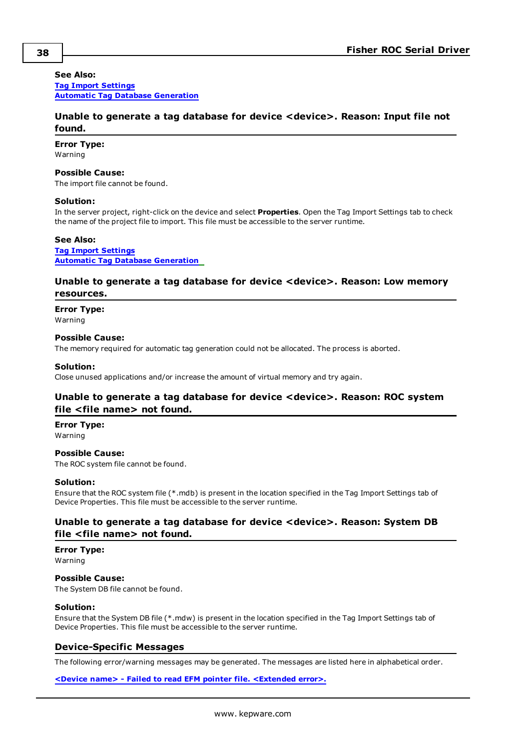**See Also:**
[Tag Import Settings]
[Automatic Tag Database Generation]

### Unable to generate a tag database for device <device>. Reason: Input file not found.

**Error Type:**
Warning

**Possible Cause:**
The import file cannot be found.

**Solution:**
In the server project, right-click on the device and select **Properties**. Open the Tag Import Settings tab to check the name of the project file to import. This file must be accessible to the server runtime.

**See Also:**
[Tag Import Settings]
[Automatic Tag Database Generation]

### Unable to generate a tag database for device <device>. Reason: Low memory resources.

**Error Type:**
Warning

**Possible Cause:**
The memory required for automatic tag generation could not be allocated. The process is aborted.

**Solution:**
Close unused applications and/or increase the amount of virtual memory and try again.

### Unable to generate a tag database for device <device>. Reason: ROC system file <file name> not found.

**Error Type:**
Warning

**Possible Cause:**
The ROC system file cannot be found.

**Solution:**
Ensure that the ROC system file (*.mdb) is present in the location specified in the Tag Import Settings tab of Device Properties. This file must be accessible to the server runtime.

### Unable to generate a tag database for device <device>. Reason: System DB file <file name> not found.

**Error Type:**
Warning

**Possible Cause:**
The System DB file cannot be found.

**Solution:**
Ensure that the System DB file (*.mdw) is present in the location specified in the Tag Import Settings tab of Device Properties. This file must be accessible to the server runtime.

## Device-Specific Messages

The following error/warning messages may be generated. The messages are listed here in alphabetical order.

[<Device name> - Failed to read EFM pointer file. <Extended error>.]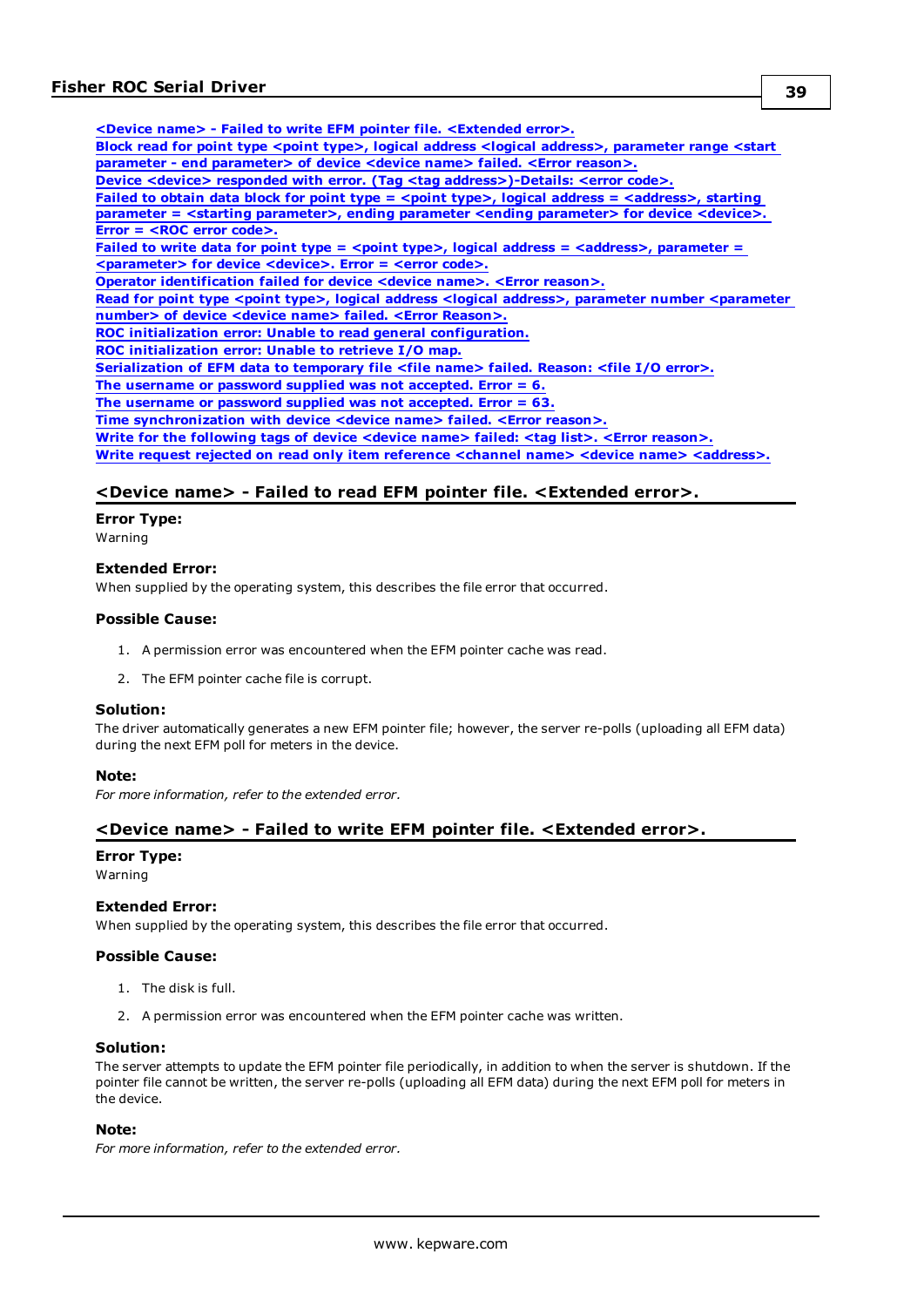<Device name> - Failed to write EFM pointer file. <Extended error>.
Block read for point type <point type>, logical address <logical address>, parameter range <start parameter - end parameter> of device <device name> failed. <Error reason>.
Device <device> responded with error. (Tag <tag address>)-Details: <error code>.
Failed to obtain data block for point type = <point type>, logical address = <address>, starting parameter = <starting parameter>, ending parameter <ending parameter> for device <device>. Error = <ROC error code>.
Failed to write data for point type = <point type>, logical address = <address>, parameter = <parameter> for device <device>. Error = <error code>.
Operator identification failed for device <device name>. <Error reason>.
Read for point type <point type>, logical address <logical address>, parameter number <parameter number> of device <device name> failed. <Error Reason>.
ROC initialization error: Unable to read general configuration.
ROC initialization error: Unable to retrieve I/O map.
Serialization of EFM data to temporary file <file name> failed. Reason: <file I/O error>.
The username or password supplied was not accepted. Error = 6.
The username or password supplied was not accepted. Error = 63.
Time synchronization with device <device name> failed. <Error reason>.
Write for the following tags of device <device name> failed: <tag list>. <Error reason>.
Write request rejected on read only item reference <channel name> <device name> <address>.

## <Device name> - Failed to read EFM pointer file. <Extended error>.

**Error Type:**
Warning

**Extended Error:**
When supplied by the operating system, this describes the file error that occurred.

**Possible Cause:**

1. A permission error was encountered when the EFM pointer cache was read.
2. The EFM pointer cache file is corrupt.

**Solution:**
The driver automatically generates a new EFM pointer file; however, the server re-polls (uploading all EFM data) during the next EFM poll for meters in the device.

**Note:**
*For more information, refer to the extended error.*

## <Device name> - Failed to write EFM pointer file. <Extended error>.

**Error Type:**
Warning

**Extended Error:**
When supplied by the operating system, this describes the file error that occurred.

**Possible Cause:**

1. The disk is full.
2. A permission error was encountered when the EFM pointer cache was written.

**Solution:**
The server attempts to update the EFM pointer file periodically, in addition to when the server is shutdown. If the pointer file cannot be written, the server re-polls (uploading all EFM data) during the next EFM poll for meters in the device.

**Note:**
*For more information, refer to the extended error.*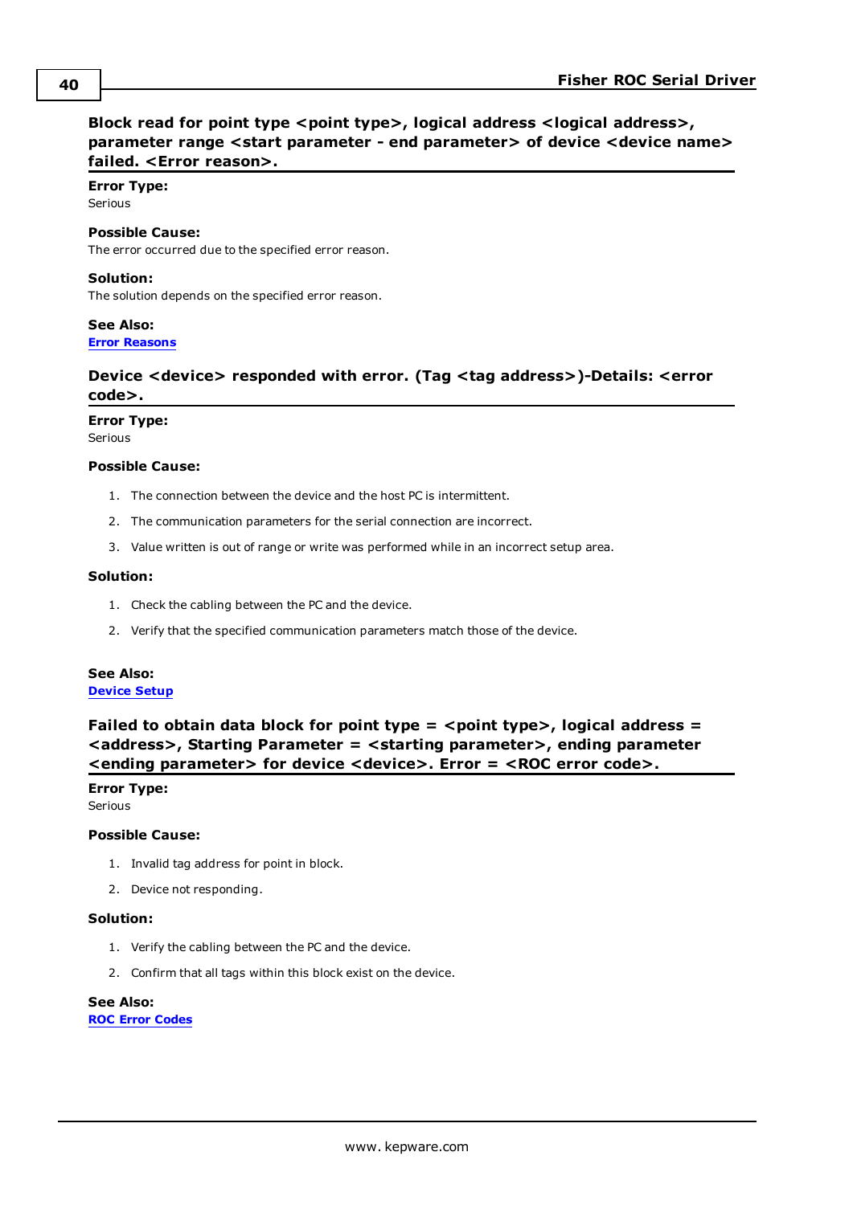### Block read for point type <point type>, logical address <logical address>, parameter range <start parameter - end parameter> of device <device name> failed. <Error reason>.

**Error Type:**
Serious

**Possible Cause:**
The error occurred due to the specified error reason.

**Solution:**
The solution depends on the specified error reason.

**See Also:**
Error Reasons

### Device <device> responded with error. (Tag <tag address>)-Details: <error code>.

**Error Type:**
Serious

**Possible Cause:**

1. The connection between the device and the host PC is intermittent.
2. The communication parameters for the serial connection are incorrect.
3. Value written is out of range or write was performed while in an incorrect setup area.

**Solution:**

1. Check the cabling between the PC and the device.
2. Verify that the specified communication parameters match those of the device.

**See Also:**
Device Setup

### Failed to obtain data block for point type = <point type>, logical address = <address>, Starting Parameter = <starting parameter>, ending parameter <ending parameter> for device <device>. Error = <ROC error code>.

**Error Type:**
Serious

**Possible Cause:**

1. Invalid tag address for point in block.
2. Device not responding.

**Solution:**

1. Verify the cabling between the PC and the device.
2. Confirm that all tags within this block exist on the device.

**See Also:**
ROC Error Codes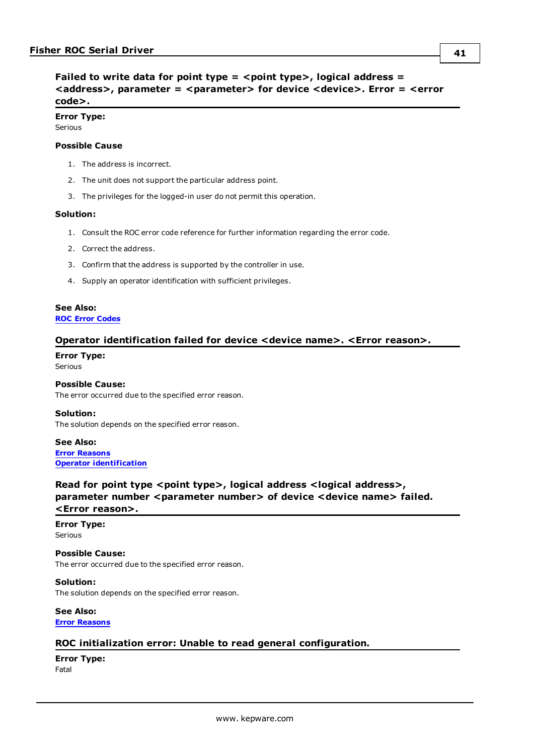### Failed to write data for point type = <point type>, logical address = <address>, parameter = <parameter> for device <device>. Error = <error code>.

**Error Type:**
Serious

**Possible Cause**

1. The address is incorrect.
2. The unit does not support the particular address point.
3. The privileges for the logged-in user do not permit this operation.

**Solution:**

1. Consult the ROC error code reference for further information regarding the error code.
2. Correct the address.
3. Confirm that the address is supported by the controller in use.
4. Supply an operator identification with sufficient privileges.

**See Also:**
**ROC Error Codes**

### Operator identification failed for device <device name>. <Error reason>.

**Error Type:**
Serious

**Possible Cause:**
The error occurred due to the specified error reason.

**Solution:**
The solution depends on the specified error reason.

**See Also:**
**Error Reasons**
**Operator identification**

### Read for point type <point type>, logical address <logical address>, parameter number <parameter number> of device <device name> failed. <Error reason>.

**Error Type:**
Serious

**Possible Cause:**
The error occurred due to the specified error reason.

**Solution:**
The solution depends on the specified error reason.

**See Also:**
**Error Reasons**

### ROC initialization error: Unable to read general configuration.

**Error Type:**
Fatal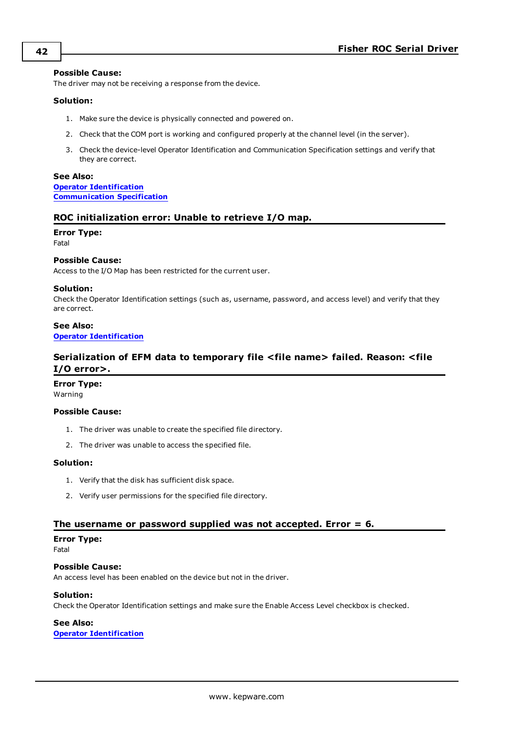**Possible Cause:**
The driver may not be receiving a response from the device.

**Solution:**

1. Make sure the device is physically connected and powered on.
2. Check that the COM port is working and configured properly at the channel level (in the server).
3. Check the device-level Operator Identification and Communication Specification settings and verify that they are correct.

**See Also:**
Operator Identification
Communication Specification

## ROC initialization error: Unable to retrieve I/O map.

**Error Type:**
Fatal

**Possible Cause:**
Access to the I/O Map has been restricted for the current user.

**Solution:**
Check the Operator Identification settings (such as, username, password, and access level) and verify that they are correct.

**See Also:**
Operator Identification

## Serialization of EFM data to temporary file <file name> failed. Reason: <file I/O error>.

**Error Type:**
Warning

**Possible Cause:**

1. The driver was unable to create the specified file directory.
2. The driver was unable to access the specified file.

**Solution:**

1. Verify that the disk has sufficient disk space.
2. Verify user permissions for the specified file directory.

## The username or password supplied was not accepted. Error = 6.

**Error Type:**
Fatal

**Possible Cause:**
An access level has been enabled on the device but not in the driver.

**Solution:**
Check the Operator Identification settings and make sure the Enable Access Level checkbox is checked.

**See Also:**
Operator Identification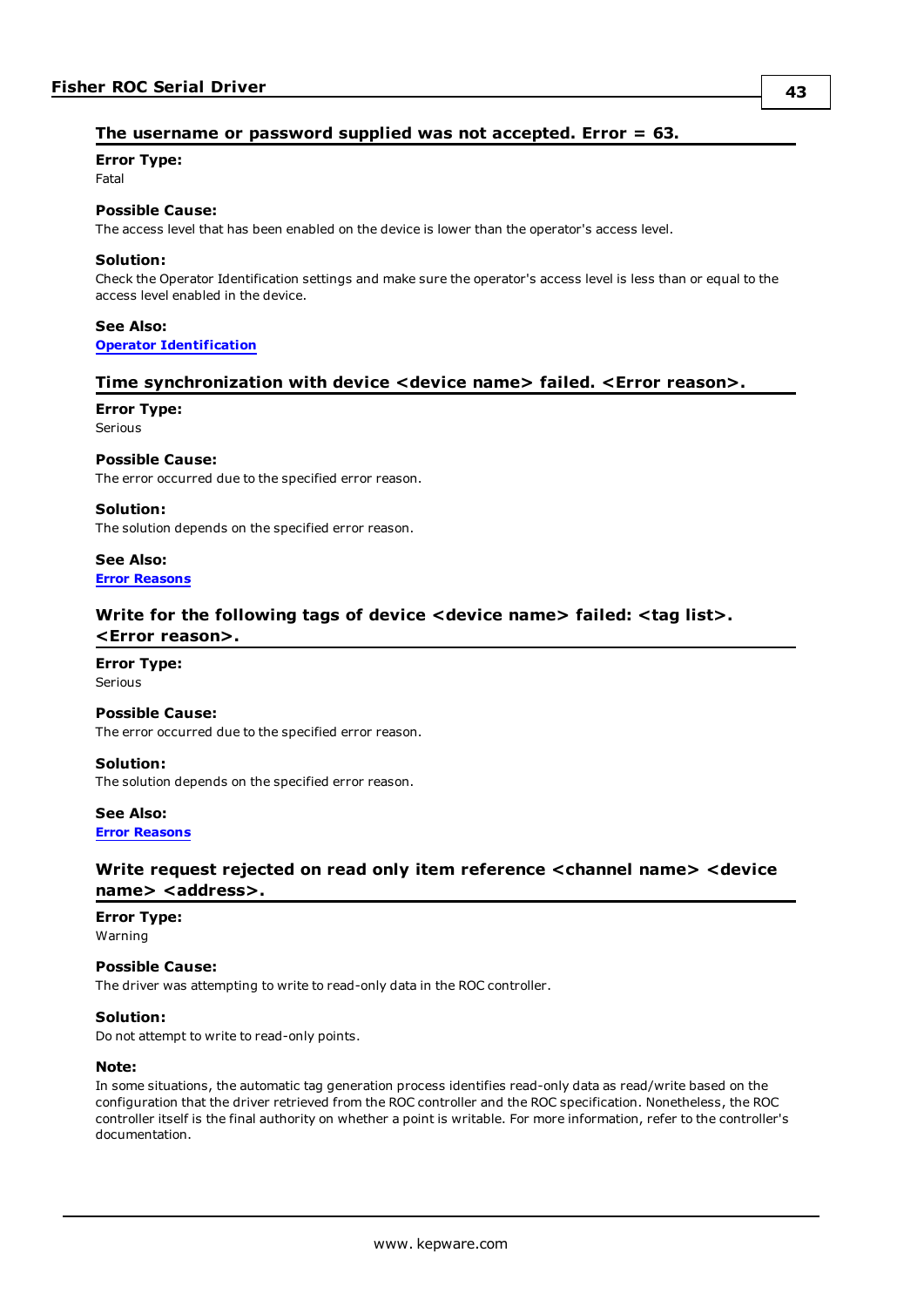### The username or password supplied was not accepted. Error = 63.

**Error Type:**
Fatal

**Possible Cause:**
The access level that has been enabled on the device is lower than the operator's access level.

**Solution:**
Check the Operator Identification settings and make sure the operator's access level is less than or equal to the access level enabled in the device.

**See Also:**
**Operator Identification**

### Time synchronization with device <device name> failed. <Error reason>.

**Error Type:**
Serious

**Possible Cause:**
The error occurred due to the specified error reason.

**Solution:**
The solution depends on the specified error reason.

**See Also:**
**Error Reasons**

### Write for the following tags of device <device name> failed: <tag list>. <Error reason>.

**Error Type:**
Serious

**Possible Cause:**
The error occurred due to the specified error reason.

**Solution:**
The solution depends on the specified error reason.

**See Also:**
**Error Reasons**

### Write request rejected on read only item reference <channel name> <device name> <address>.

**Error Type:**
Warning

**Possible Cause:**
The driver was attempting to write to read-only data in the ROC controller.

**Solution:**
Do not attempt to write to read-only points.

**Note:**
In some situations, the automatic tag generation process identifies read-only data as read/write based on the configuration that the driver retrieved from the ROC controller and the ROC specification. Nonetheless, the ROC controller itself is the final authority on whether a point is writable. For more information, refer to the controller's documentation.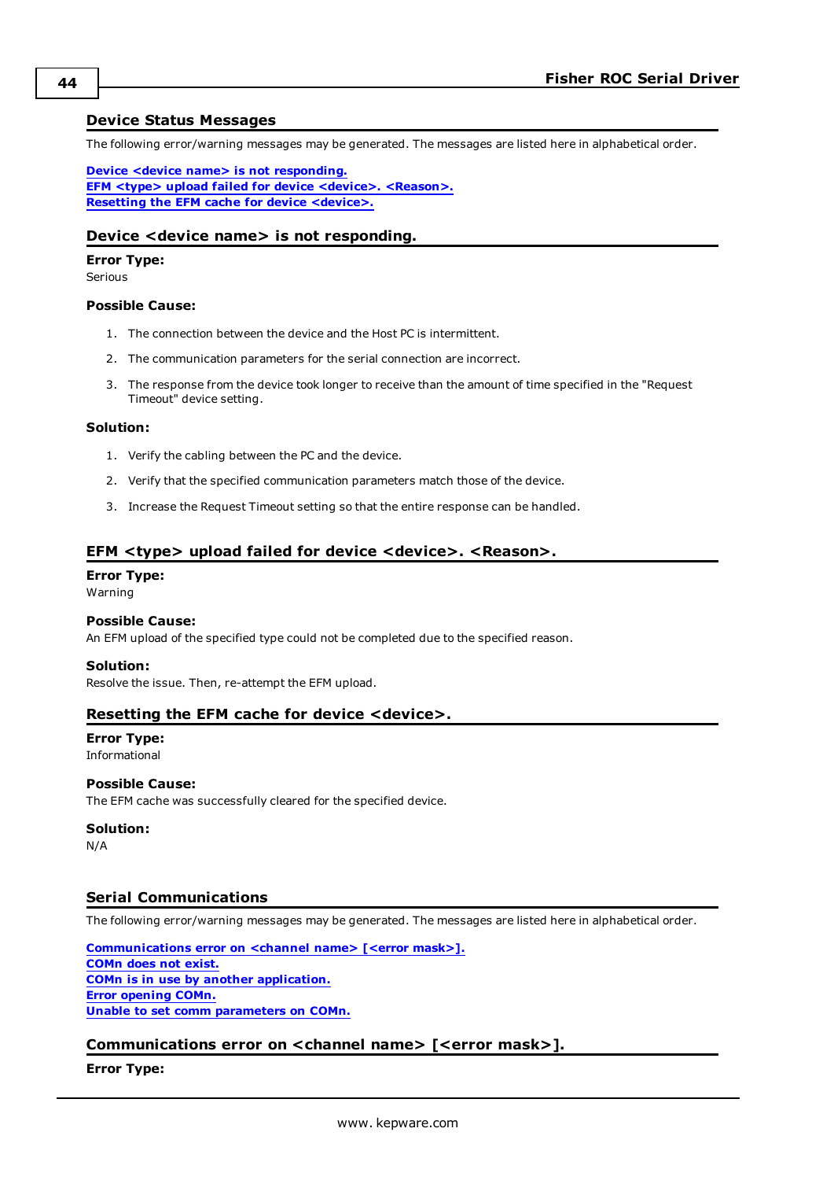## Device Status Messages

The following error/warning messages may be generated. The messages are listed here in alphabetical order.

**Device <device name> is not responding.**
**EFM <type> upload failed for device <device>. <Reason>.**
**Resetting the EFM cache for device <device>.**

### Device <device name> is not responding.

**Error Type:**
Serious

**Possible Cause:**

1. The connection between the device and the Host PC is intermittent.
2. The communication parameters for the serial connection are incorrect.
3. The response from the device took longer to receive than the amount of time specified in the "Request Timeout" device setting.

**Solution:**

1. Verify the cabling between the PC and the device.
2. Verify that the specified communication parameters match those of the device.
3. Increase the Request Timeout setting so that the entire response can be handled.

### EFM <type> upload failed for device <device>. <Reason>.

**Error Type:**
Warning

**Possible Cause:**
An EFM upload of the specified type could not be completed due to the specified reason.

**Solution:**
Resolve the issue. Then, re-attempt the EFM upload.

### Resetting the EFM cache for device <device>.

**Error Type:**
Informational

**Possible Cause:**
The EFM cache was successfully cleared for the specified device.

**Solution:**
N/A

## Serial Communications

The following error/warning messages may be generated. The messages are listed here in alphabetical order.

**Communications error on <channel name> [<error mask>].**
**COMn does not exist.**
**COMn is in use by another application.**
**Error opening COMn.**
**Unable to set comm parameters on COMn.**

### Communications error on <channel name> [<error mask>].

**Error Type:**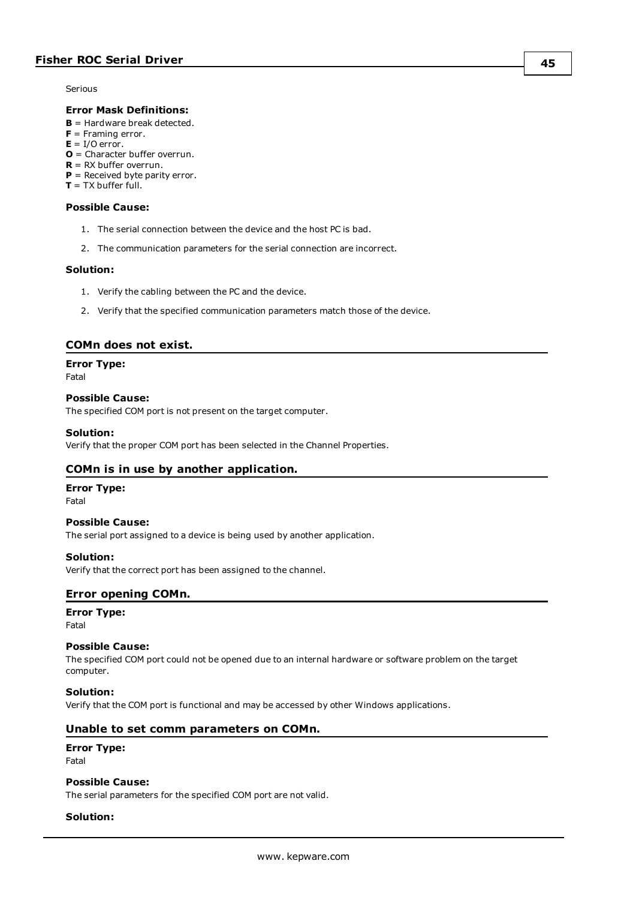Serious

#### Error Mask Definitions:

**B** = Hardware break detected.
**F** = Framing error.
**E** = I/O error.
**O** = Character buffer overrun.
**R** = RX buffer overrun.
**P** = Received byte parity error.
**T** = TX buffer full.

#### Possible Cause:

1. The serial connection between the device and the host PC is bad.
2. The communication parameters for the serial connection are incorrect.

#### Solution:

1. Verify the cabling between the PC and the device.
2. Verify that the specified communication parameters match those of the device.

### COMn does not exist.

#### Error Type:

Fatal

#### Possible Cause:

The specified COM port is not present on the target computer.

#### Solution:

Verify that the proper COM port has been selected in the Channel Properties.

### COMn is in use by another application.

#### Error Type:

Fatal

#### Possible Cause:

The serial port assigned to a device is being used by another application.

#### Solution:

Verify that the correct port has been assigned to the channel.

### Error opening COMn.

#### Error Type:

Fatal

#### Possible Cause:

The specified COM port could not be opened due to an internal hardware or software problem on the target computer.

#### Solution:

Verify that the COM port is functional and may be accessed by other Windows applications.

### Unable to set comm parameters on COMn.

#### Error Type:

Fatal

#### Possible Cause:

The serial parameters for the specified COM port are not valid.

#### Solution: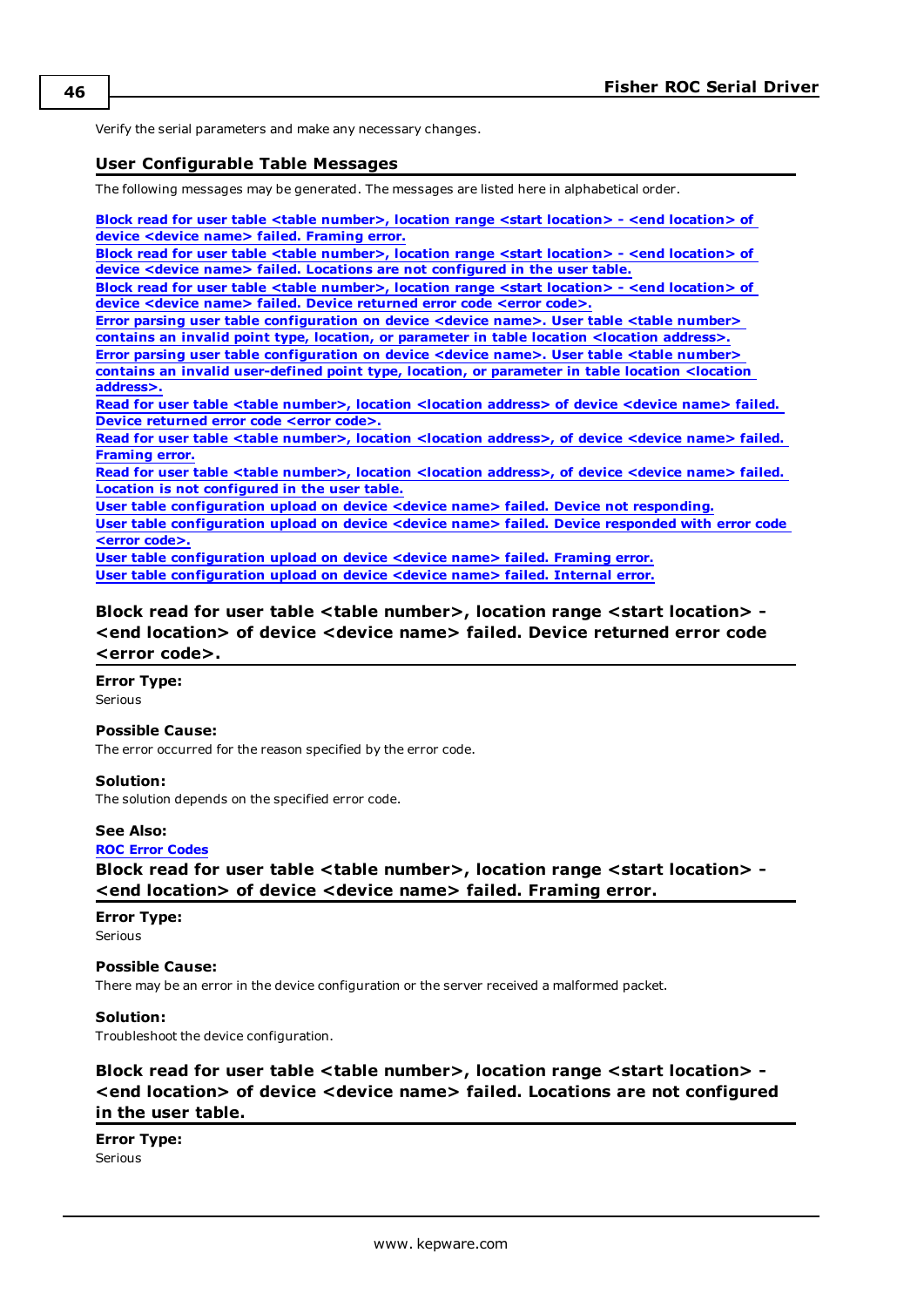Verify the serial parameters and make any necessary changes.

## User Configurable Table Messages

The following messages may be generated. The messages are listed here in alphabetical order.

**Block read for user table <table number>, location range <start location> - <end location> of device <device name> failed. Framing error.**
**Block read for user table <table number>, location range <start location> - <end location> of device <device name> failed. Locations are not configured in the user table.**
**Block read for user table <table number>, location range <start location> - <end location> of device <device name> failed. Device returned error code <error code>.**
**Error parsing user table configuration on device <device name>. User table <table number> contains an invalid point type, location, or parameter in table location <location address>.**
**Error parsing user table configuration on device <device name>. User table <table number> contains an invalid user-defined point type, location, or parameter in table location <location address>.**
**Read for user table <table number>, location <location address> of device <device name> failed. Device returned error code <error code>.**
**Read for user table <table number>, location <location address>, of device <device name> failed. Framing error.**
**Read for user table <table number>, location <location address>, of device <device name> failed. Location is not configured in the user table.**
**User table configuration upload on device <device name> failed. Device not responding.**
**User table configuration upload on device <device name> failed. Device responded with error code <error code>.**
**User table configuration upload on device <device name> failed. Framing error.**
**User table configuration upload on device <device name> failed. Internal error.**

### Block read for user table <table number>, location range <start location> - <end location> of device <device name> failed. Device returned error code <error code>.

**Error Type:**
Serious

**Possible Cause:**
The error occurred for the reason specified by the error code.

**Solution:**
The solution depends on the specified error code.

**See Also:**
**ROC Error Codes**

### Block read for user table <table number>, location range <start location> - <end location> of device <device name> failed. Framing error.

**Error Type:**
Serious

**Possible Cause:**
There may be an error in the device configuration or the server received a malformed packet.

**Solution:**
Troubleshoot the device configuration.

### Block read for user table <table number>, location range <start location> - <end location> of device <device name> failed. Locations are not configured in the user table.

**Error Type:**
Serious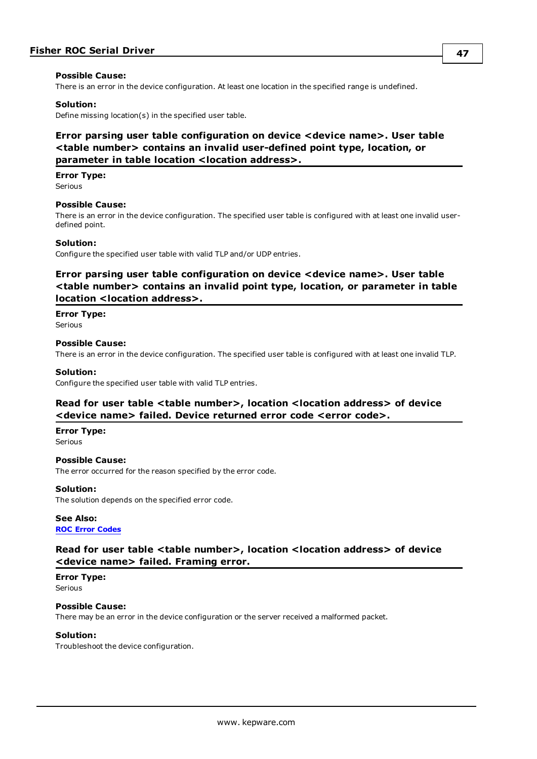**Possible Cause:**
There is an error in the device configuration. At least one location in the specified range is undefined.

**Solution:**
Define missing location(s) in the specified user table.

### Error parsing user table configuration on device <device name>. User table <table number> contains an invalid user-defined point type, location, or parameter in table location <location address>.

**Error Type:**
Serious

**Possible Cause:**
There is an error in the device configuration. The specified user table is configured with at least one invalid user-defined point.

**Solution:**
Configure the specified user table with valid TLP and/or UDP entries.

### Error parsing user table configuration on device <device name>. User table <table number> contains an invalid point type, location, or parameter in table location <location address>.

**Error Type:**
Serious

**Possible Cause:**
There is an error in the device configuration. The specified user table is configured with at least one invalid TLP.

**Solution:**
Configure the specified user table with valid TLP entries.

### Read for user table <table number>, location <location address> of device <device name> failed. Device returned error code <error code>.

**Error Type:**
Serious

**Possible Cause:**
The error occurred for the reason specified by the error code.

**Solution:**
The solution depends on the specified error code.

**See Also:**
**ROC Error Codes**

### Read for user table <table number>, location <location address> of device <device name> failed. Framing error.

**Error Type:**
Serious

**Possible Cause:**
There may be an error in the device configuration or the server received a malformed packet.

**Solution:**
Troubleshoot the device configuration.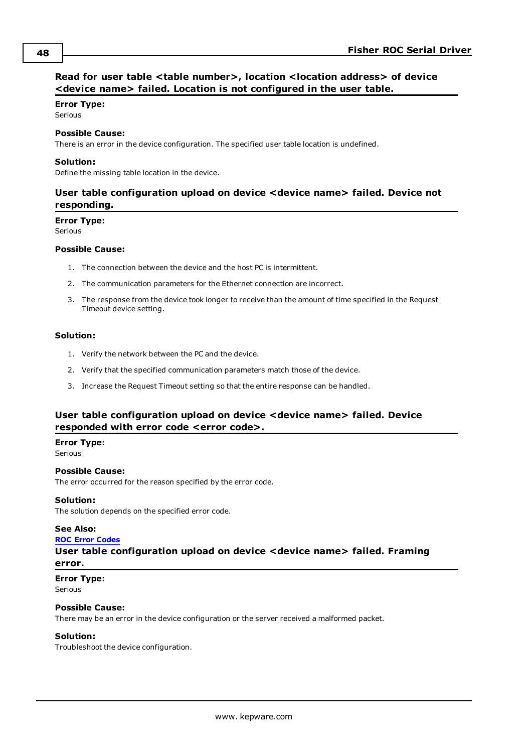### Read for user table <table number>, location <location address> of device <device name> failed. Location is not configured in the user table.

**Error Type:**
Serious

**Possible Cause:**
There is an error in the device configuration. The specified user table location is undefined.

**Solution:**
Define the missing table location in the device.

### User table configuration upload on device <device name> failed. Device not responding.

**Error Type:**
Serious

**Possible Cause:**

1. The connection between the device and the host PC is intermittent.
2. The communication parameters for the Ethernet connection are incorrect.
3. The response from the device took longer to receive than the amount of time specified in the Request Timeout device setting.

**Solution:**

1. Verify the network between the PC and the device.
2. Verify that the specified communication parameters match those of the device.
3. Increase the Request Timeout setting so that the entire response can be handled.

### User table configuration upload on device <device name> failed. Device responded with error code <error code>.

**Error Type:**
Serious

**Possible Cause:**
The error occurred for the reason specified by the error code.

**Solution:**
The solution depends on the specified error code.

**See Also:**
**ROC Error Codes**

### User table configuration upload on device <device name> failed. Framing error.

**Error Type:**
Serious

**Possible Cause:**
There may be an error in the device configuration or the server received a malformed packet.

**Solution:**
Troubleshoot the device configuration.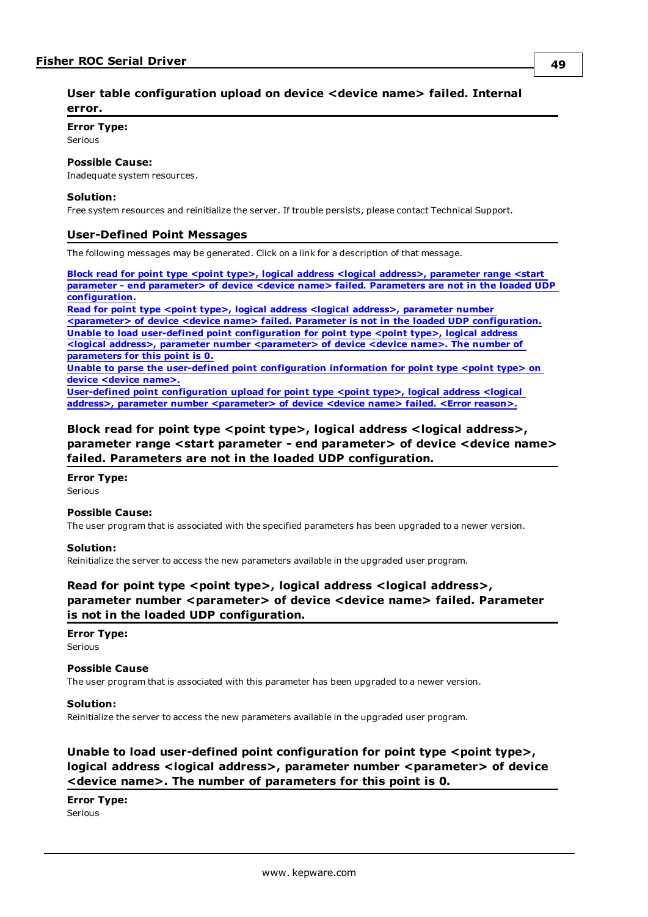### User table configuration upload on device <device name> failed. Internal error.

**Error Type:**
Serious

**Possible Cause:**
Inadequate system resources.

**Solution:**
Free system resources and reinitialize the server. If trouble persists, please contact Technical Support.

## User-Defined Point Messages

The following messages may be generated. Click on a link for a description of that message.

**Block read for point type <point type>, logical address <logical address>, parameter range <start parameter - end parameter> of device <device name> failed. Parameters are not in the loaded UDP configuration.**
**Read for point type <point type>, logical address <logical address>, parameter number <parameter> of device <device name> failed. Parameter is not in the loaded UDP configuration.**
**Unable to load user-defined point configuration for point type <point type>, logical address <logical address>, parameter number <parameter> of device <device name>. The number of parameters for this point is 0.**
**Unable to parse the user-defined point configuration information for point type <point type> on device <device name>.**
**User-defined point configuration upload for point type <point type>, logical address <logical address>, parameter number <parameter> of device <device name> failed. <Error reason>.**

### Block read for point type <point type>, logical address <logical address>, parameter range <start parameter - end parameter> of device <device name> failed. Parameters are not in the loaded UDP configuration.

**Error Type:**
Serious

**Possible Cause:**
The user program that is associated with the specified parameters has been upgraded to a newer version.

**Solution:**
Reinitialize the server to access the new parameters available in the upgraded user program.

### Read for point type <point type>, logical address <logical address>, parameter number <parameter> of device <device name> failed. Parameter is not in the loaded UDP configuration.

**Error Type:**
Serious

**Possible Cause**
The user program that is associated with this parameter has been upgraded to a newer version.

**Solution:**
Reinitialize the server to access the new parameters available in the upgraded user program.

### Unable to load user-defined point configuration for point type <point type>, logical address <logical address>, parameter number <parameter> of device <device name>. The number of parameters for this point is 0.

**Error Type:**
Serious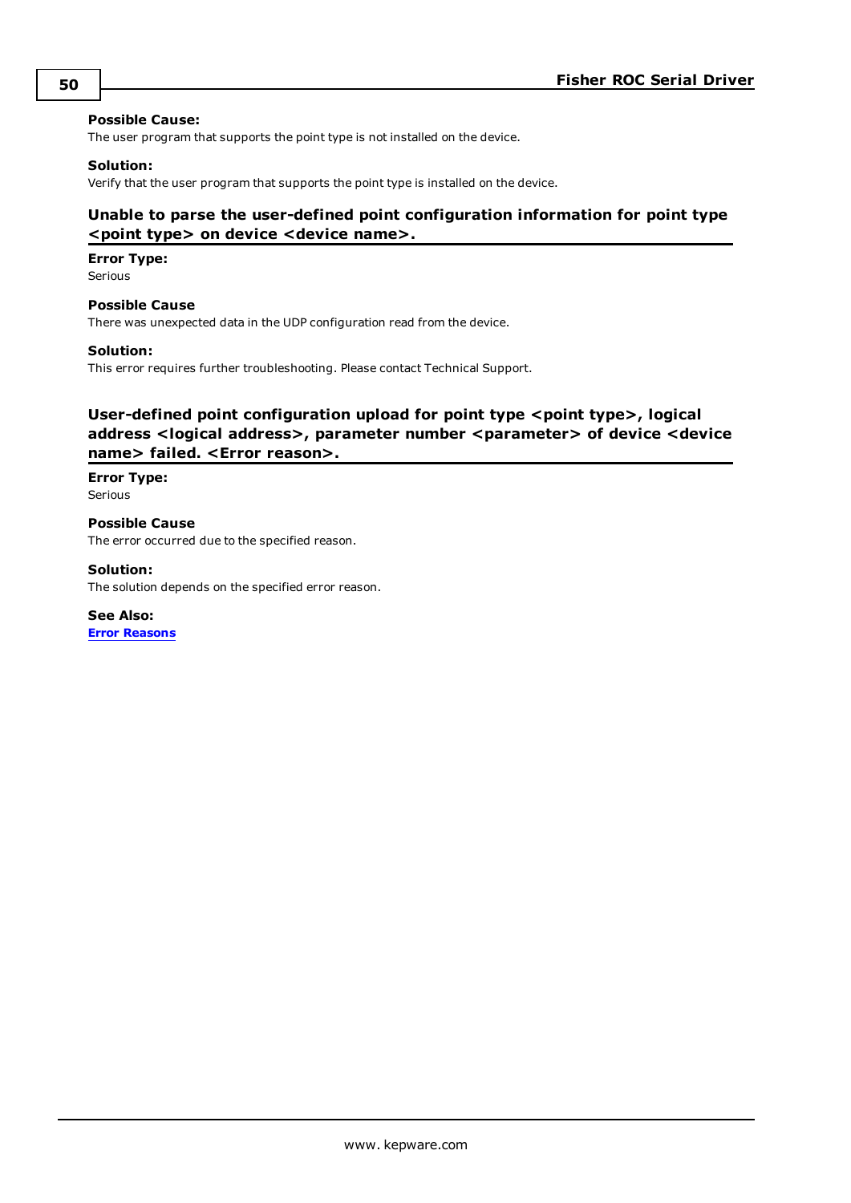**Possible Cause:**
The user program that supports the point type is not installed on the device.

**Solution:**
Verify that the user program that supports the point type is installed on the device.

### Unable to parse the user-defined point configuration information for point type <point type> on device <device name>.

**Error Type:**
Serious

**Possible Cause**
There was unexpected data in the UDP configuration read from the device.

**Solution:**
This error requires further troubleshooting. Please contact Technical Support.

### User-defined point configuration upload for point type <point type>, logical address <logical address>, parameter number <parameter> of device <device name> failed. <Error reason>.

**Error Type:**
Serious

**Possible Cause**
The error occurred due to the specified reason.

**Solution:**
The solution depends on the specified error reason.

**See Also:**
**Error Reasons**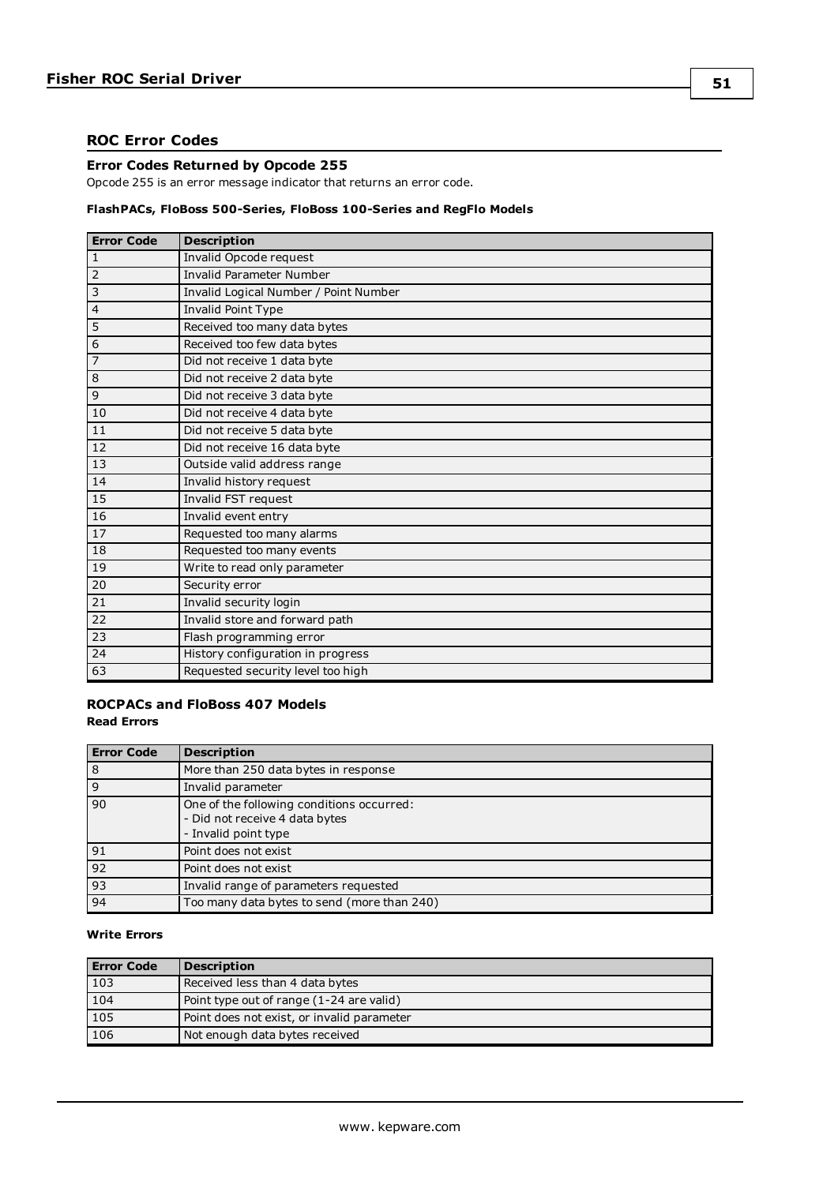## ROC Error Codes

### Error Codes Returned by Opcode 255

Opcode 255 is an error message indicator that returns an error code.

#### FlashPACs, FloBoss 500-Series, FloBoss 100-Series and RegFlo Models

| Error Code | Description |
|---|---|
| 1 | Invalid Opcode request |
| 2 | Invalid Parameter Number |
| 3 | Invalid Logical Number / Point Number |
| 4 | Invalid Point Type |
| 5 | Received too many data bytes |
| 6 | Received too few data bytes |
| 7 | Did not receive 1 data byte |
| 8 | Did not receive 2 data byte |
| 9 | Did not receive 3 data byte |
| 10 | Did not receive 4 data byte |
| 11 | Did not receive 5 data byte |
| 12 | Did not receive 16 data byte |
| 13 | Outside valid address range |
| 14 | Invalid history request |
| 15 | Invalid FST request |
| 16 | Invalid event entry |
| 17 | Requested too many alarms |
| 18 | Requested too many events |
| 19 | Write to read only parameter |
| 20 | Security error |
| 21 | Invalid security login |
| 22 | Invalid store and forward path |
| 23 | Flash programming error |
| 24 | History configuration in progress |
| 63 | Requested security level too high |

### ROCPACs and FloBoss 407 Models

**Read Errors**

| Error Code | Description |
|---|---|
| 8 | More than 250 data bytes in response |
| 9 | Invalid parameter |
| 90 | One of the following conditions occurred:<br>- Did not receive 4 data bytes<br>- Invalid point type |
| 91 | Point does not exist |
| 92 | Point does not exist |
| 93 | Invalid range of parameters requested |
| 94 | Too many data bytes to send (more than 240) |

**Write Errors**

| Error Code | Description |
|---|---|
| 103 | Received less than 4 data bytes |
| 104 | Point type out of range (1-24 are valid) |
| 105 | Point does not exist, or invalid parameter |
| 106 | Not enough data bytes received |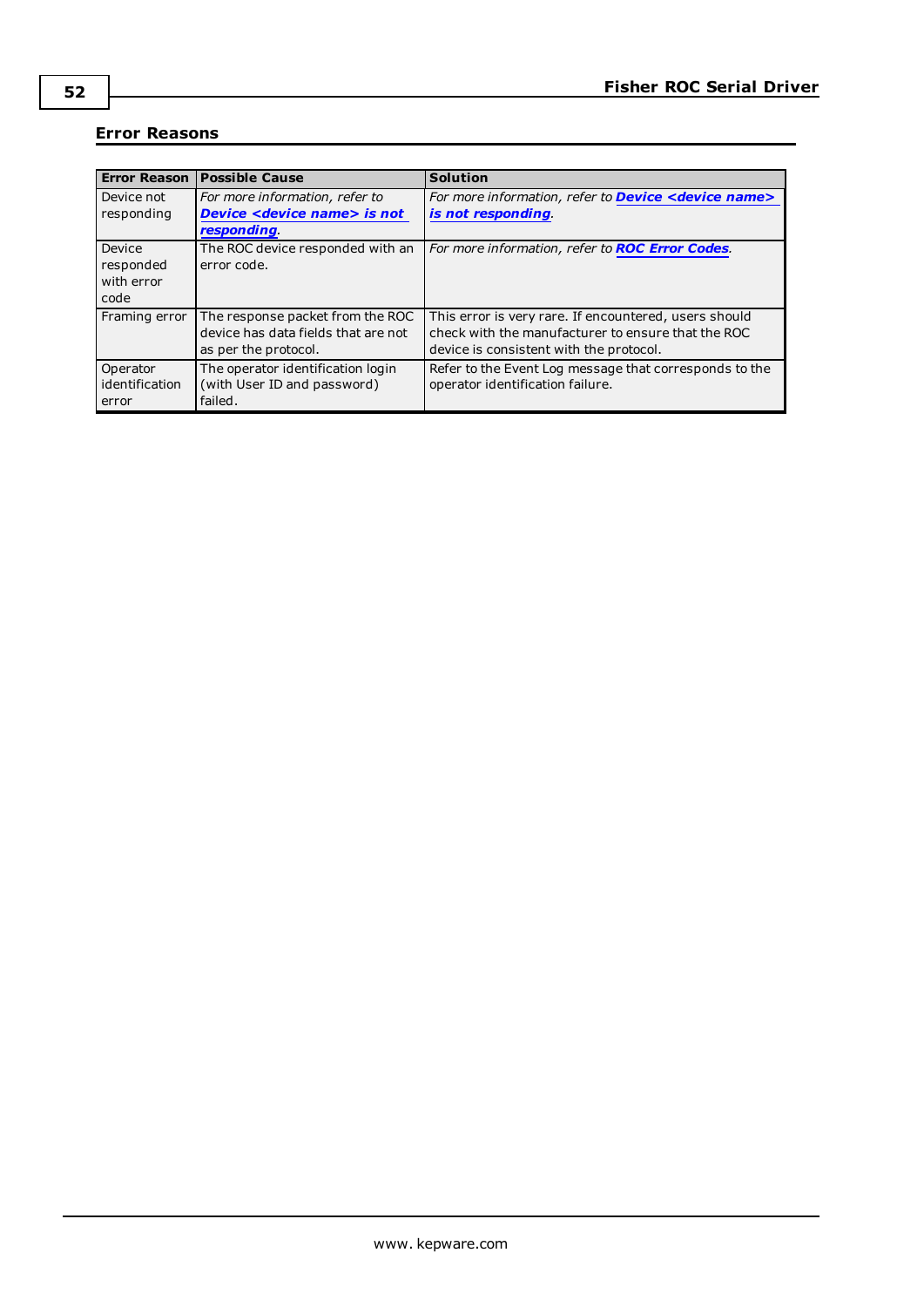## Error Reasons

| Error Reason | Possible Cause | Solution |
|---|---|---|
| Device not responding | *For more information, refer to* ***Device <device name> is not responding***. | *For more information, refer to* ***Device <device name> is not responding***. |
| Device responded with error code | The ROC device responded with an error code. | *For more information, refer to* ***ROC Error Codes***. |
| Framing error | The response packet from the ROC device has data fields that are not as per the protocol. | This error is very rare. If encountered, users should check with the manufacturer to ensure that the ROC device is consistent with the protocol. |
| Operator identification error | The operator identification login (with User ID and password) failed. | Refer to the Event Log message that corresponds to the operator identification failure. |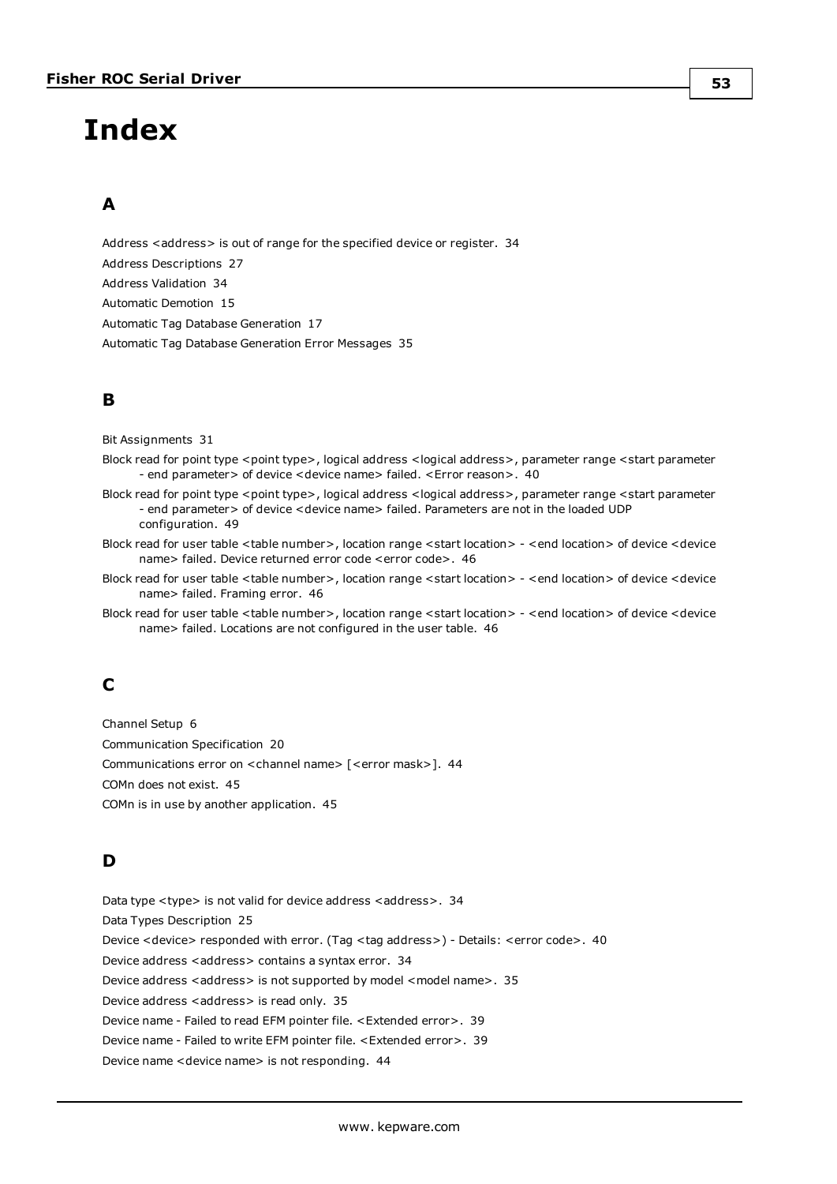# Index

## A

Address <address> is out of range for the specified device or register. 34

Address Descriptions 27

Address Validation 34

Automatic Demotion 15

Automatic Tag Database Generation 17

Automatic Tag Database Generation Error Messages 35

## B

Bit Assignments 31

Block read for point type <point type>, logical address <logical address>, parameter range <start parameter - end parameter> of device <device name> failed. <Error reason>. 40

Block read for point type <point type>, logical address <logical address>, parameter range <start parameter - end parameter> of device <device name> failed. Parameters are not in the loaded UDP configuration. 49

Block read for user table <table number>, location range <start location> - <end location> of device <device name> failed. Device returned error code <error code>. 46

Block read for user table <table number>, location range <start location> - <end location> of device <device name> failed. Framing error. 46

Block read for user table <table number>, location range <start location> - <end location> of device <device name> failed. Locations are not configured in the user table. 46

## C

Channel Setup 6

Communication Specification 20

Communications error on <channel name> [<error mask>]. 44

COMn does not exist. 45

COMn is in use by another application. 45

## D

Data type <type> is not valid for device address <address>. 34

Data Types Description 25

Device <device> responded with error. (Tag <tag address>) - Details: <error code>. 40

Device address <address> contains a syntax error. 34

Device address <address> is not supported by model <model name>. 35

Device address <address> is read only. 35

Device name - Failed to read EFM pointer file. <Extended error>. 39

Device name - Failed to write EFM pointer file. <Extended error>. 39

Device name <device name> is not responding. 44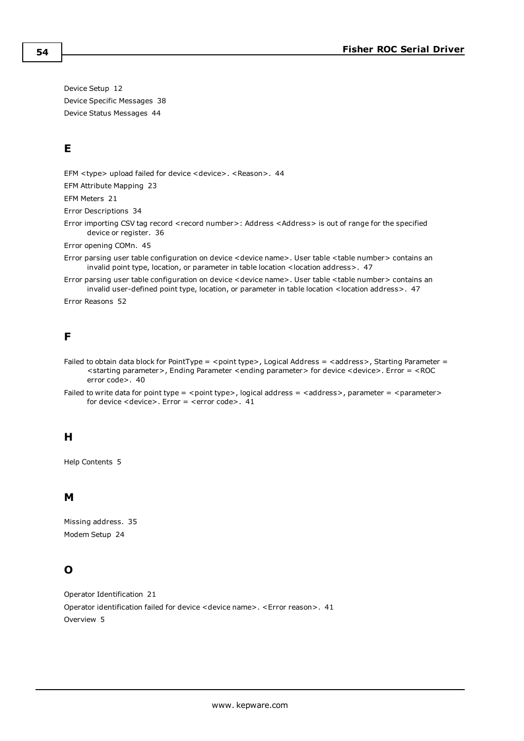Device Setup 12
Device Specific Messages 38
Device Status Messages 44

## E

EFM <type> upload failed for device <device>. <Reason>. 44
EFM Attribute Mapping 23
EFM Meters 21
Error Descriptions 34
Error importing CSV tag record <record number>: Address <Address> is out of range for the specified device or register. 36
Error opening COMn. 45
Error parsing user table configuration on device <device name>. User table <table number> contains an invalid point type, location, or parameter in table location <location address>. 47
Error parsing user table configuration on device <device name>. User table <table number> contains an invalid user-defined point type, location, or parameter in table location <location address>. 47
Error Reasons 52

## F

Failed to obtain data block for PointType = <point type>, Logical Address = <address>, Starting Parameter = <starting parameter>, Ending Parameter <ending parameter> for device <device>. Error = <ROC error code>. 40
Failed to write data for point type = <point type>, logical address = <address>, parameter = <parameter> for device <device>. Error = <error code>. 41

## H

Help Contents 5

## M

Missing address. 35
Modem Setup 24

## O

Operator Identification 21
Operator identification failed for device <device name>. <Error reason>. 41
Overview 5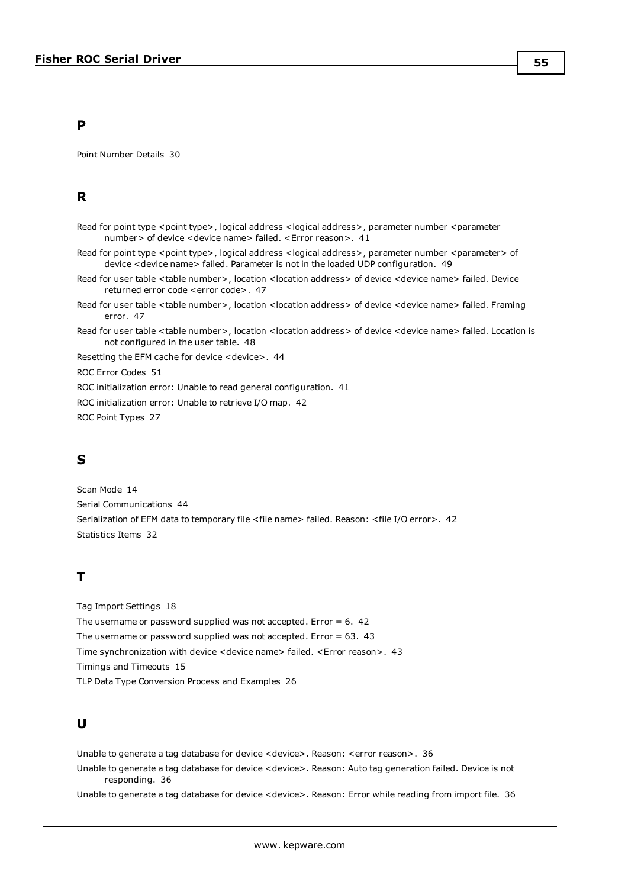## P

Point Number Details 30

## R

Read for point type <point type>, logical address <logical address>, parameter number <parameter number> of device <device name> failed. <Error reason>. 41

Read for point type <point type>, logical address <logical address>, parameter number <parameter> of device <device name> failed. Parameter is not in the loaded UDP configuration. 49

Read for user table <table number>, location <location address> of device <device name> failed. Device returned error code <error code>. 47

Read for user table <table number>, location <location address> of device <device name> failed. Framing error. 47

Read for user table <table number>, location <location address> of device <device name> failed. Location is not configured in the user table. 48

Resetting the EFM cache for device <device>. 44

ROC Error Codes 51

ROC initialization error: Unable to read general configuration. 41

ROC initialization error: Unable to retrieve I/O map. 42

ROC Point Types 27

## S

Scan Mode 14

Serial Communications 44

Serialization of EFM data to temporary file <file name> failed. Reason: <file I/O error>. 42

Statistics Items 32

## T

Tag Import Settings 18

The username or password supplied was not accepted. Error = 6. 42

The username or password supplied was not accepted. Error = 63. 43

Time synchronization with device <device name> failed. <Error reason>. 43

Timings and Timeouts 15

TLP Data Type Conversion Process and Examples 26

## U

Unable to generate a tag database for device <device>. Reason: <error reason>. 36

Unable to generate a tag database for device <device>. Reason: Auto tag generation failed. Device is not responding. 36

Unable to generate a tag database for device <device>. Reason: Error while reading from import file. 36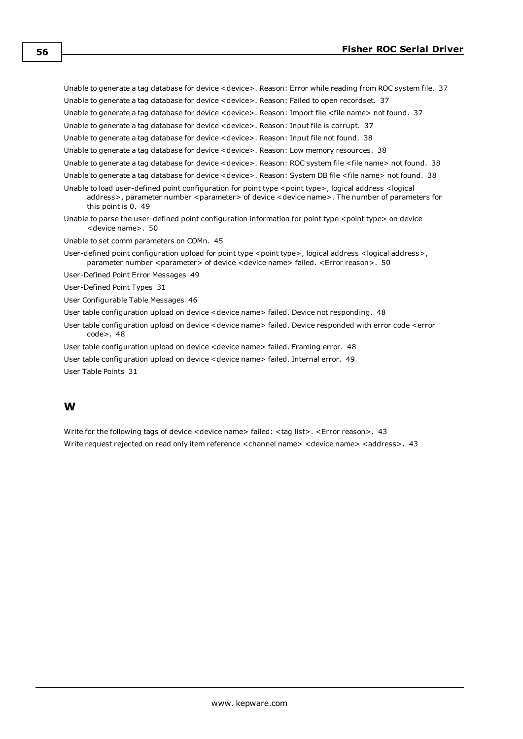Unable to generate a tag database for device <device>. Reason: Error while reading from ROC system file. 37

Unable to generate a tag database for device <device>. Reason: Failed to open recordset. 37

Unable to generate a tag database for device <device>. Reason: Import file <file name> not found. 37

Unable to generate a tag database for device <device>. Reason: Input file is corrupt. 37

Unable to generate a tag database for device <device>. Reason: Input file not found. 38

Unable to generate a tag database for device <device>. Reason: Low memory resources. 38

Unable to generate a tag database for device <device>. Reason: ROC system file <file name> not found. 38

Unable to generate a tag database for device <device>. Reason: System DB file <file name> not found. 38

Unable to load user-defined point configuration for point type <point type>, logical address <logical address>, parameter number <parameter> of device <device name>. The number of parameters for this point is 0. 49

Unable to parse the user-defined point configuration information for point type <point type> on device <device name>. 50

Unable to set comm parameters on COMn. 45

User-defined point configuration upload for point type <point type>, logical address <logical address>, parameter number <parameter> of device <device name> failed. <Error reason>. 50

User-Defined Point Error Messages 49

User-Defined Point Types 31

User Configurable Table Messages 46

User table configuration upload on device <device name> failed. Device not responding. 48

User table configuration upload on device <device name> failed. Device responded with error code <error code>. 48

User table configuration upload on device <device name> failed. Framing error. 48

User table configuration upload on device <device name> failed. Internal error. 49

User Table Points 31

## W

Write for the following tags of device <device name> failed: <tag list>. <Error reason>. 43

Write request rejected on read only item reference <channel name> <device name> <address>. 43